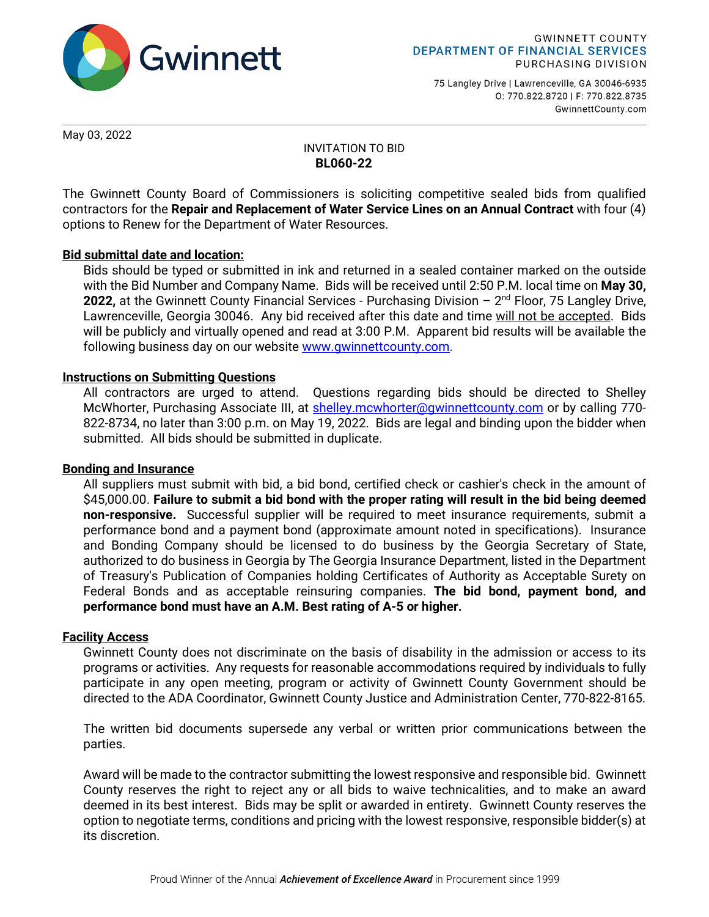Gwinnett

GWINNETT COUNTY
**DEPARTMENT OF FINANCIAL SERVICES**
PURCHASING DIVISION

75 Langley Drive | Lawrenceville, GA 30046-6935
O: 770.822.8720 | F: 770.822.8735
GwinnettCounty.com

May 03, 2022

INVITATION TO BID
**BL060-22**

The Gwinnett County Board of Commissioners is soliciting competitive sealed bids from qualified contractors for the **Repair and Replacement of Water Service Lines on an Annual Contract** with four (4) options to Renew for the Department of Water Resources.

**Bid submittal date and location:**

Bids should be typed or submitted in ink and returned in a sealed container marked on the outside with the Bid Number and Company Name. Bids will be received until 2:50 P.M. local time on **May 30, 2022,** at the Gwinnett County Financial Services - Purchasing Division – 2nd Floor, 75 Langley Drive, Lawrenceville, Georgia 30046. Any bid received after this date and time will not be accepted. Bids will be publicly and virtually opened and read at 3:00 P.M. Apparent bid results will be available the following business day on our website www.gwinnettcounty.com.

**Instructions on Submitting Questions**

All contractors are urged to attend. Questions regarding bids should be directed to Shelley McWhorter, Purchasing Associate III, at shelley.mcwhorter@gwinnettcounty.com or by calling 770-822-8734, no later than 3:00 p.m. on May 19, 2022. Bids are legal and binding upon the bidder when submitted. All bids should be submitted in duplicate.

**Bonding and Insurance**

All suppliers must submit with bid, a bid bond, certified check or cashier's check in the amount of $45,000.00. **Failure to submit a bid bond with the proper rating will result in the bid being deemed non-responsive.** Successful supplier will be required to meet insurance requirements, submit a performance bond and a payment bond (approximate amount noted in specifications). Insurance and Bonding Company should be licensed to do business by the Georgia Secretary of State, authorized to do business in Georgia by The Georgia Insurance Department, listed in the Department of Treasury's Publication of Companies holding Certificates of Authority as Acceptable Surety on Federal Bonds and as acceptable reinsuring companies. **The bid bond, payment bond, and performance bond must have an A.M. Best rating of A-5 or higher.**

**Facility Access**

Gwinnett County does not discriminate on the basis of disability in the admission or access to its programs or activities. Any requests for reasonable accommodations required by individuals to fully participate in any open meeting, program or activity of Gwinnett County Government should be directed to the ADA Coordinator, Gwinnett County Justice and Administration Center, 770-822-8165.

The written bid documents supersede any verbal or written prior communications between the parties.

Award will be made to the contractor submitting the lowest responsive and responsible bid. Gwinnett County reserves the right to reject any or all bids to waive technicalities, and to make an award deemed in its best interest. Bids may be split or awarded in entirety. Gwinnett County reserves the option to negotiate terms, conditions and pricing with the lowest responsive, responsible bidder(s) at its discretion.

Proud Winner of the Annual ***Achievement of Excellence Award*** in Procurement since 1999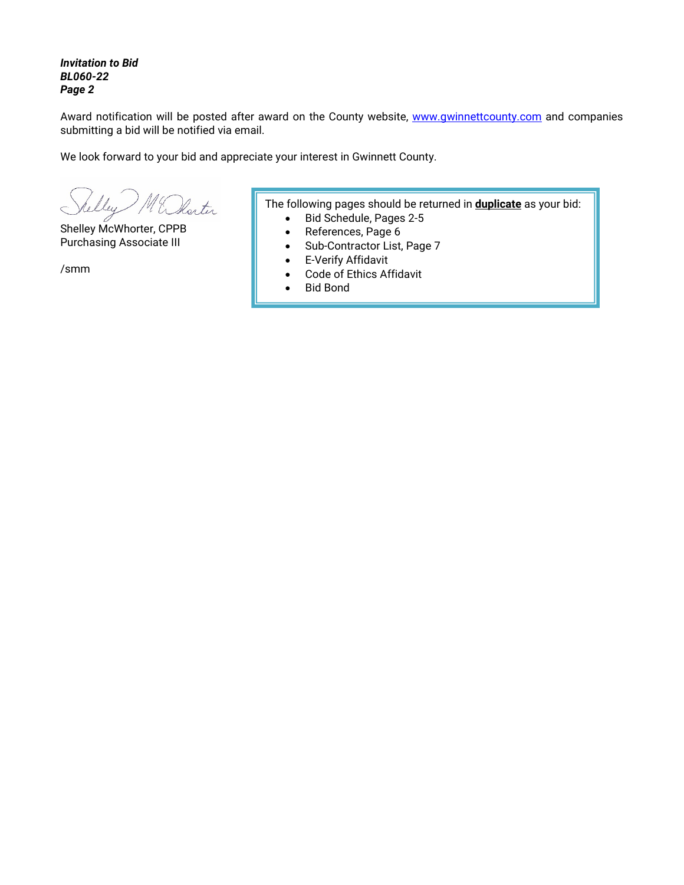Award notification will be posted after award on the County website, [www.gwinnettcounty.com](http://www.gwinnettcounty.com) and companies submitting a bid will be notified via email.

We look forward to your bid and appreciate your interest in Gwinnett County.

Shelley McWhorter, CPPB
Purchasing Associate III

/smm

The following pages should be returned in **duplicate** as your bid:

- Bid Schedule, Pages 2-5
- References, Page 6
- Sub-Contractor List, Page 7
- E-Verify Affidavit
- Code of Ethics Affidavit
- Bid Bond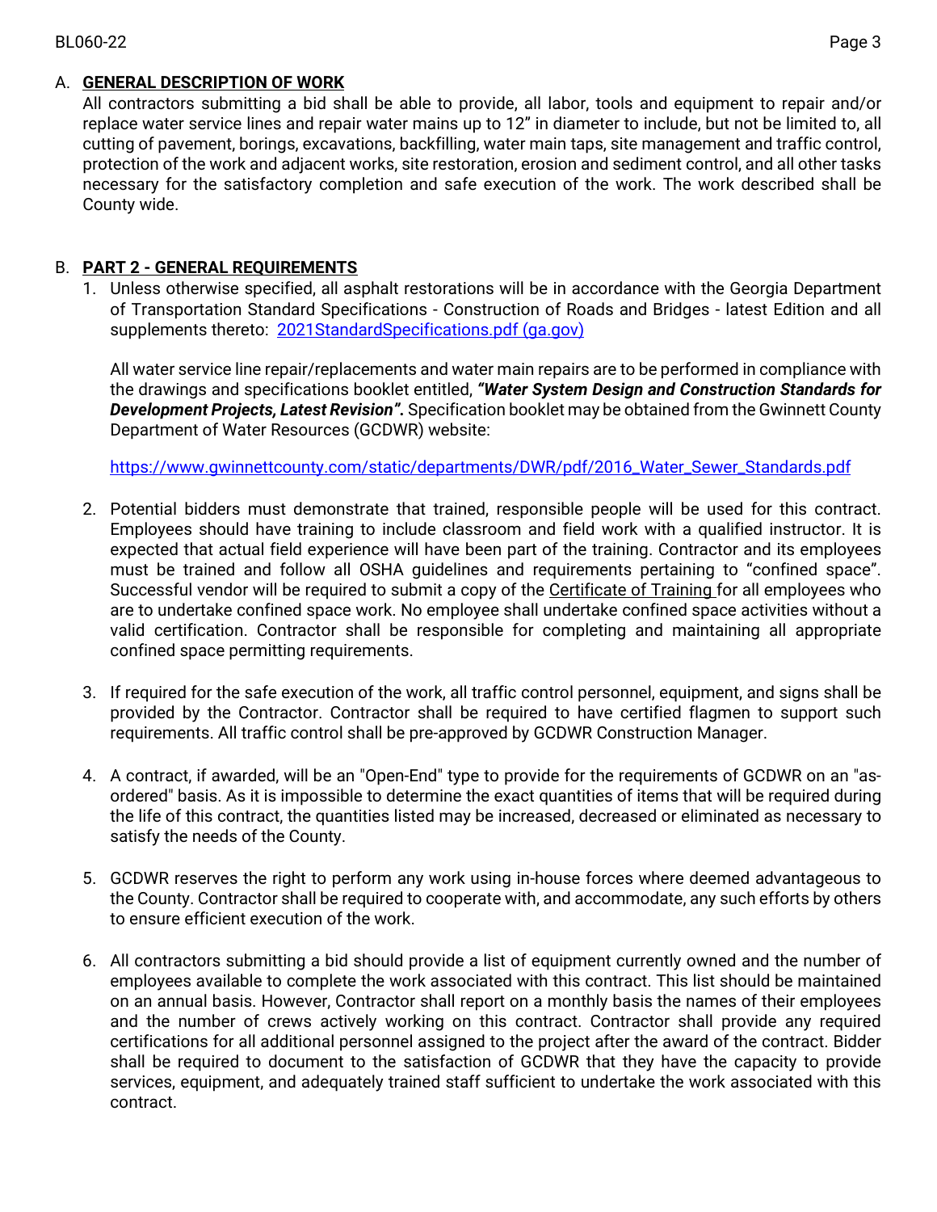A. **GENERAL DESCRIPTION OF WORK**

All contractors submitting a bid shall be able to provide, all labor, tools and equipment to repair and/or replace water service lines and repair water mains up to 12" in diameter to include, but not be limited to, all cutting of pavement, borings, excavations, backfilling, water main taps, site management and traffic control, protection of the work and adjacent works, site restoration, erosion and sediment control, and all other tasks necessary for the satisfactory completion and safe execution of the work. The work described shall be County wide.

B. **PART 2 - GENERAL REQUIREMENTS**

1. Unless otherwise specified, all asphalt restorations will be in accordance with the Georgia Department of Transportation Standard Specifications - Construction of Roads and Bridges - latest Edition and all supplements thereto: [2021StandardSpecifications.pdf (ga.gov)]

   All water service line repair/replacements and water main repairs are to be performed in compliance with the drawings and specifications booklet entitled, ***"Water System Design and Construction Standards for Development Projects, Latest Revision".*** Specification booklet may be obtained from the Gwinnett County Department of Water Resources (GCDWR) website:

   https://www.gwinnettcounty.com/static/departments/DWR/pdf/2016_Water_Sewer_Standards.pdf

2. Potential bidders must demonstrate that trained, responsible people will be used for this contract. Employees should have training to include classroom and field work with a qualified instructor. It is expected that actual field experience will have been part of the training. Contractor and its employees must be trained and follow all OSHA guidelines and requirements pertaining to "confined space". Successful vendor will be required to submit a copy of the Certificate of Training for all employees who are to undertake confined space work. No employee shall undertake confined space activities without a valid certification. Contractor shall be responsible for completing and maintaining all appropriate confined space permitting requirements.

3. If required for the safe execution of the work, all traffic control personnel, equipment, and signs shall be provided by the Contractor. Contractor shall be required to have certified flagmen to support such requirements. All traffic control shall be pre-approved by GCDWR Construction Manager.

4. A contract, if awarded, will be an "Open-End" type to provide for the requirements of GCDWR on an "as-ordered" basis. As it is impossible to determine the exact quantities of items that will be required during the life of this contract, the quantities listed may be increased, decreased or eliminated as necessary to satisfy the needs of the County.

5. GCDWR reserves the right to perform any work using in-house forces where deemed advantageous to the County. Contractor shall be required to cooperate with, and accommodate, any such efforts by others to ensure efficient execution of the work.

6. All contractors submitting a bid should provide a list of equipment currently owned and the number of employees available to complete the work associated with this contract. This list should be maintained on an annual basis. However, Contractor shall report on a monthly basis the names of their employees and the number of crews actively working on this contract. Contractor shall provide any required certifications for all additional personnel assigned to the project after the award of the contract. Bidder shall be required to document to the satisfaction of GCDWR that they have the capacity to provide services, equipment, and adequately trained staff sufficient to undertake the work associated with this contract.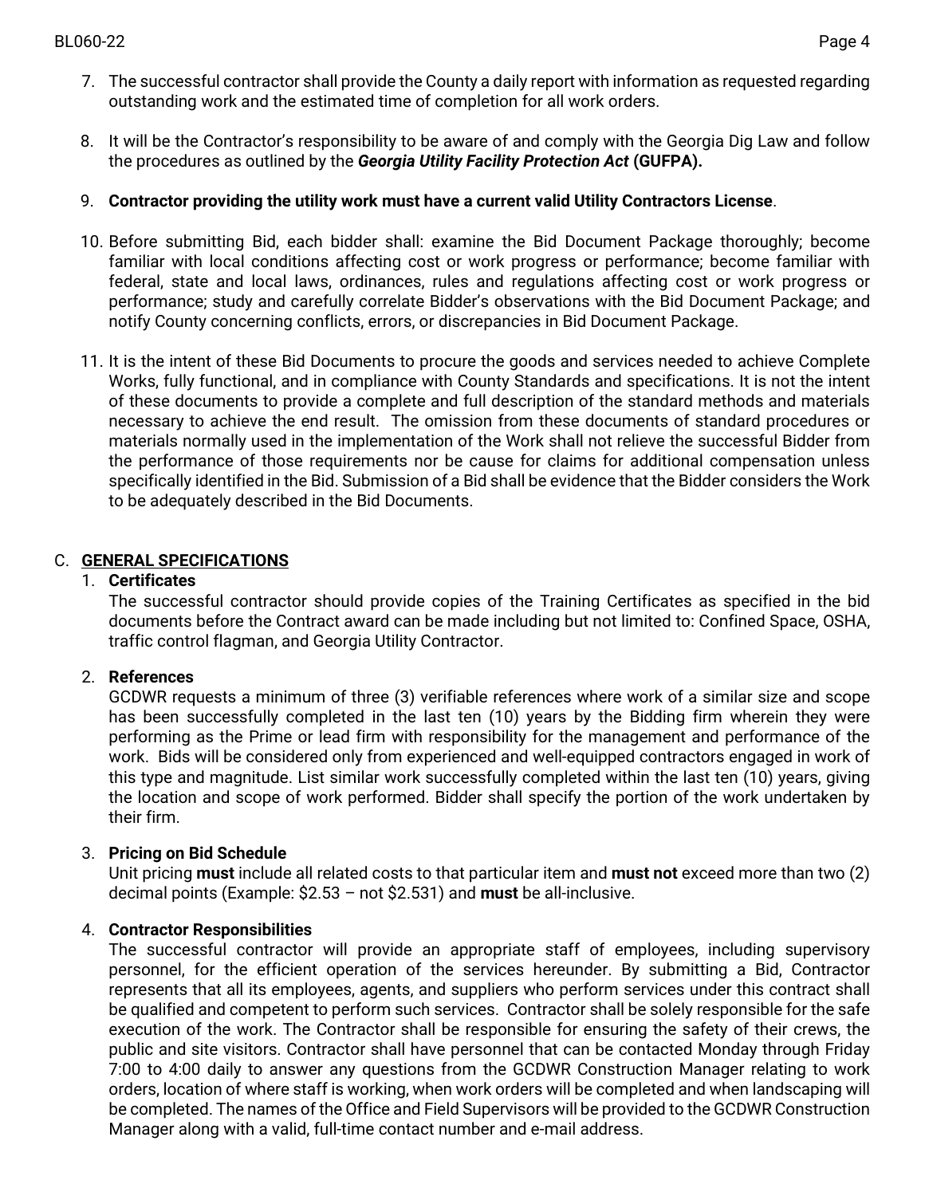7. The successful contractor shall provide the County a daily report with information as requested regarding outstanding work and the estimated time of completion for all work orders.

8. It will be the Contractor's responsibility to be aware of and comply with the Georgia Dig Law and follow the procedures as outlined by the ***Georgia Utility Facility Protection Act*** **(GUFPA).**

9. **Contractor providing the utility work must have a current valid Utility Contractors License**.

10. Before submitting Bid, each bidder shall: examine the Bid Document Package thoroughly; become familiar with local conditions affecting cost or work progress or performance; become familiar with federal, state and local laws, ordinances, rules and regulations affecting cost or work progress or performance; study and carefully correlate Bidder's observations with the Bid Document Package; and notify County concerning conflicts, errors, or discrepancies in Bid Document Package.

11. It is the intent of these Bid Documents to procure the goods and services needed to achieve Complete Works, fully functional, and in compliance with County Standards and specifications. It is not the intent of these documents to provide a complete and full description of the standard methods and materials necessary to achieve the end result. The omission from these documents of standard procedures or materials normally used in the implementation of the Work shall not relieve the successful Bidder from the performance of those requirements nor be cause for claims for additional compensation unless specifically identified in the Bid. Submission of a Bid shall be evidence that the Bidder considers the Work to be adequately described in the Bid Documents.

## C. GENERAL SPECIFICATIONS

1. **Certificates**
   The successful contractor should provide copies of the Training Certificates as specified in the bid documents before the Contract award can be made including but not limited to: Confined Space, OSHA, traffic control flagman, and Georgia Utility Contractor.

2. **References**
   GCDWR requests a minimum of three (3) verifiable references where work of a similar size and scope has been successfully completed in the last ten (10) years by the Bidding firm wherein they were performing as the Prime or lead firm with responsibility for the management and performance of the work. Bids will be considered only from experienced and well-equipped contractors engaged in work of this type and magnitude. List similar work successfully completed within the last ten (10) years, giving the location and scope of work performed. Bidder shall specify the portion of the work undertaken by their firm.

3. **Pricing on Bid Schedule**
   Unit pricing **must** include all related costs to that particular item and **must not** exceed more than two (2) decimal points (Example: $2.53 – not $2.531) and **must** be all-inclusive.

4. **Contractor Responsibilities**
   The successful contractor will provide an appropriate staff of employees, including supervisory personnel, for the efficient operation of the services hereunder. By submitting a Bid, Contractor represents that all its employees, agents, and suppliers who perform services under this contract shall be qualified and competent to perform such services. Contractor shall be solely responsible for the safe execution of the work. The Contractor shall be responsible for ensuring the safety of their crews, the public and site visitors. Contractor shall have personnel that can be contacted Monday through Friday 7:00 to 4:00 daily to answer any questions from the GCDWR Construction Manager relating to work orders, location of where staff is working, when work orders will be completed and when landscaping will be completed. The names of the Office and Field Supervisors will be provided to the GCDWR Construction Manager along with a valid, full-time contact number and e-mail address.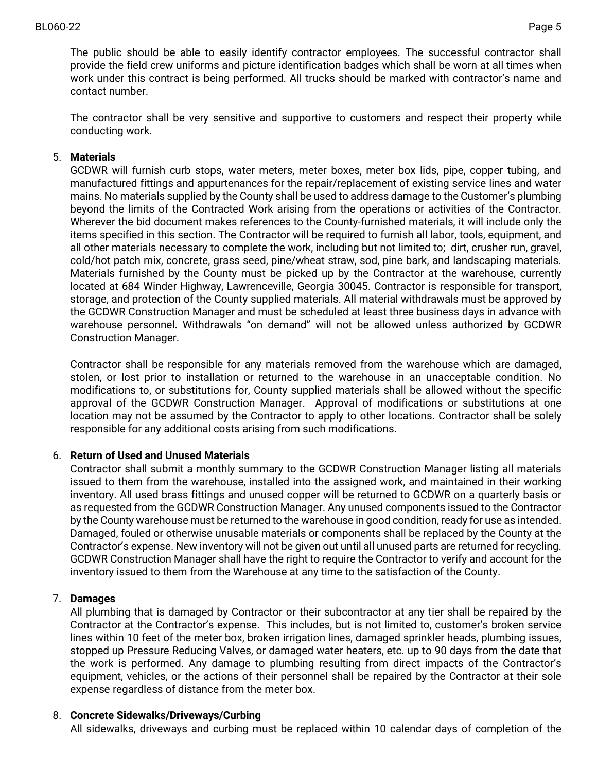The public should be able to easily identify contractor employees. The successful contractor shall provide the field crew uniforms and picture identification badges which shall be worn at all times when work under this contract is being performed. All trucks should be marked with contractor's name and contact number.

The contractor shall be very sensitive and supportive to customers and respect their property while conducting work.

5. **Materials**
   GCDWR will furnish curb stops, water meters, meter boxes, meter box lids, pipe, copper tubing, and manufactured fittings and appurtenances for the repair/replacement of existing service lines and water mains. No materials supplied by the County shall be used to address damage to the Customer's plumbing beyond the limits of the Contracted Work arising from the operations or activities of the Contractor. Wherever the bid document makes references to the County-furnished materials, it will include only the items specified in this section. The Contractor will be required to furnish all labor, tools, equipment, and all other materials necessary to complete the work, including but not limited to; dirt, crusher run, gravel, cold/hot patch mix, concrete, grass seed, pine/wheat straw, sod, pine bark, and landscaping materials. Materials furnished by the County must be picked up by the Contractor at the warehouse, currently located at 684 Winder Highway, Lawrenceville, Georgia 30045. Contractor is responsible for transport, storage, and protection of the County supplied materials. All material withdrawals must be approved by the GCDWR Construction Manager and must be scheduled at least three business days in advance with warehouse personnel. Withdrawals "on demand" will not be allowed unless authorized by GCDWR Construction Manager.

   Contractor shall be responsible for any materials removed from the warehouse which are damaged, stolen, or lost prior to installation or returned to the warehouse in an unacceptable condition. No modifications to, or substitutions for, County supplied materials shall be allowed without the specific approval of the GCDWR Construction Manager. Approval of modifications or substitutions at one location may not be assumed by the Contractor to apply to other locations. Contractor shall be solely responsible for any additional costs arising from such modifications.

6. **Return of Used and Unused Materials**
   Contractor shall submit a monthly summary to the GCDWR Construction Manager listing all materials issued to them from the warehouse, installed into the assigned work, and maintained in their working inventory. All used brass fittings and unused copper will be returned to GCDWR on a quarterly basis or as requested from the GCDWR Construction Manager. Any unused components issued to the Contractor by the County warehouse must be returned to the warehouse in good condition, ready for use as intended. Damaged, fouled or otherwise unusable materials or components shall be replaced by the County at the Contractor's expense. New inventory will not be given out until all unused parts are returned for recycling. GCDWR Construction Manager shall have the right to require the Contractor to verify and account for the inventory issued to them from the Warehouse at any time to the satisfaction of the County.

7. **Damages**
   All plumbing that is damaged by Contractor or their subcontractor at any tier shall be repaired by the Contractor at the Contractor's expense. This includes, but is not limited to, customer's broken service lines within 10 feet of the meter box, broken irrigation lines, damaged sprinkler heads, plumbing issues, stopped up Pressure Reducing Valves, or damaged water heaters, etc. up to 90 days from the date that the work is performed. Any damage to plumbing resulting from direct impacts of the Contractor's equipment, vehicles, or the actions of their personnel shall be repaired by the Contractor at their sole expense regardless of distance from the meter box.

8. **Concrete Sidewalks/Driveways/Curbing**
   All sidewalks, driveways and curbing must be replaced within 10 calendar days of completion of the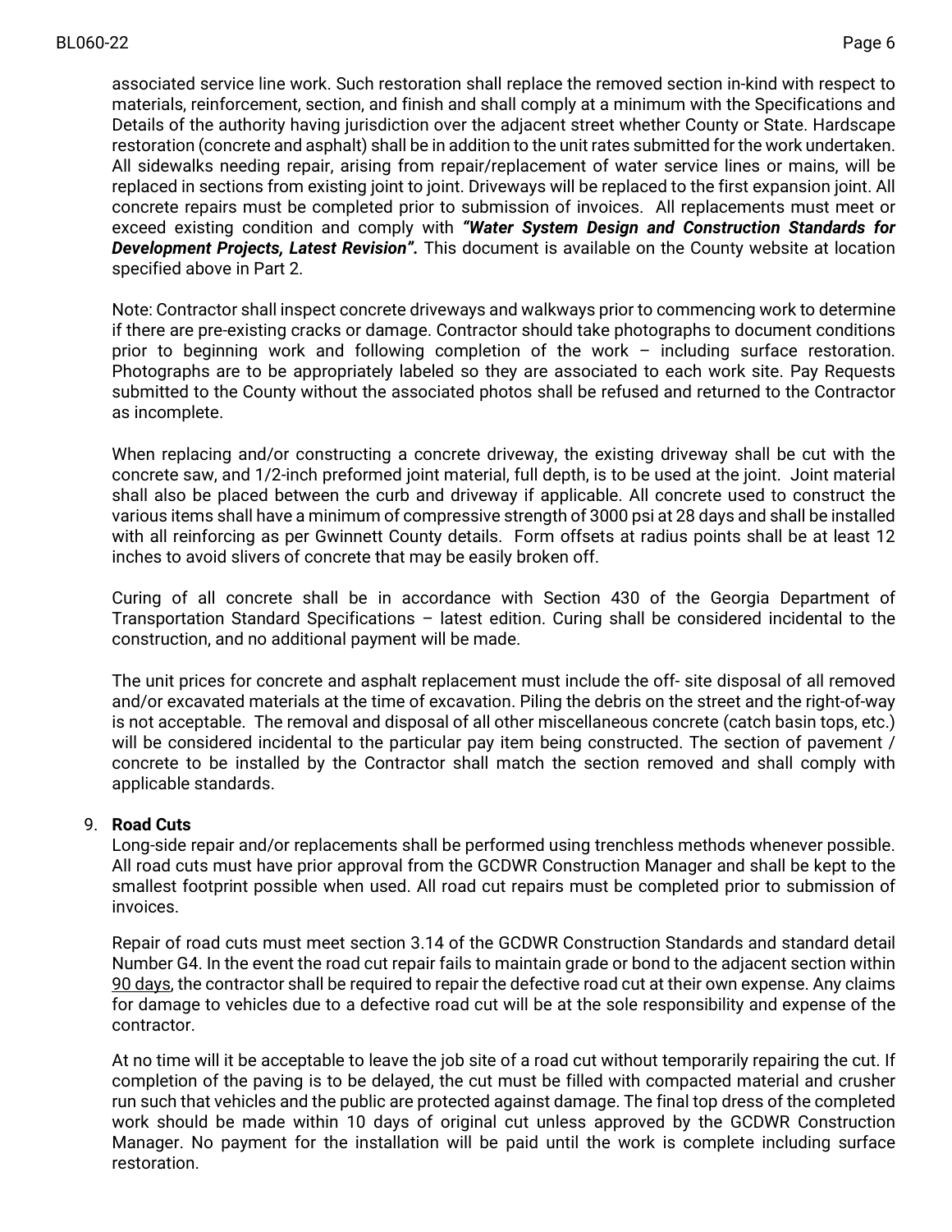associated service line work. Such restoration shall replace the removed section in-kind with respect to materials, reinforcement, section, and finish and shall comply at a minimum with the Specifications and Details of the authority having jurisdiction over the adjacent street whether County or State. Hardscape restoration (concrete and asphalt) shall be in addition to the unit rates submitted for the work undertaken. All sidewalks needing repair, arising from repair/replacement of water service lines or mains, will be replaced in sections from existing joint to joint. Driveways will be replaced to the first expansion joint. All concrete repairs must be completed prior to submission of invoices. All replacements must meet or exceed existing condition and comply with ***"Water System Design and Construction Standards for Development Projects, Latest Revision".*** This document is available on the County website at location specified above in Part 2.

Note: Contractor shall inspect concrete driveways and walkways prior to commencing work to determine if there are pre-existing cracks or damage. Contractor should take photographs to document conditions prior to beginning work and following completion of the work – including surface restoration. Photographs are to be appropriately labeled so they are associated to each work site. Pay Requests submitted to the County without the associated photos shall be refused and returned to the Contractor as incomplete.

When replacing and/or constructing a concrete driveway, the existing driveway shall be cut with the concrete saw, and 1/2-inch preformed joint material, full depth, is to be used at the joint. Joint material shall also be placed between the curb and driveway if applicable. All concrete used to construct the various items shall have a minimum of compressive strength of 3000 psi at 28 days and shall be installed with all reinforcing as per Gwinnett County details. Form offsets at radius points shall be at least 12 inches to avoid slivers of concrete that may be easily broken off.

Curing of all concrete shall be in accordance with Section 430 of the Georgia Department of Transportation Standard Specifications – latest edition. Curing shall be considered incidental to the construction, and no additional payment will be made.

The unit prices for concrete and asphalt replacement must include the off- site disposal of all removed and/or excavated materials at the time of excavation. Piling the debris on the street and the right-of-way is not acceptable. The removal and disposal of all other miscellaneous concrete (catch basin tops, etc.) will be considered incidental to the particular pay item being constructed. The section of pavement / concrete to be installed by the Contractor shall match the section removed and shall comply with applicable standards.

9. **Road Cuts**

   Long-side repair and/or replacements shall be performed using trenchless methods whenever possible. All road cuts must have prior approval from the GCDWR Construction Manager and shall be kept to the smallest footprint possible when used. All road cut repairs must be completed prior to submission of invoices.

   Repair of road cuts must meet section 3.14 of the GCDWR Construction Standards and standard detail Number G4. In the event the road cut repair fails to maintain grade or bond to the adjacent section within <u>90 days</u>, the contractor shall be required to repair the defective road cut at their own expense. Any claims for damage to vehicles due to a defective road cut will be at the sole responsibility and expense of the contractor.

   At no time will it be acceptable to leave the job site of a road cut without temporarily repairing the cut. If completion of the paving is to be delayed, the cut must be filled with compacted material and crusher run such that vehicles and the public are protected against damage. The final top dress of the completed work should be made within 10 days of original cut unless approved by the GCDWR Construction Manager. No payment for the installation will be paid until the work is complete including surface restoration.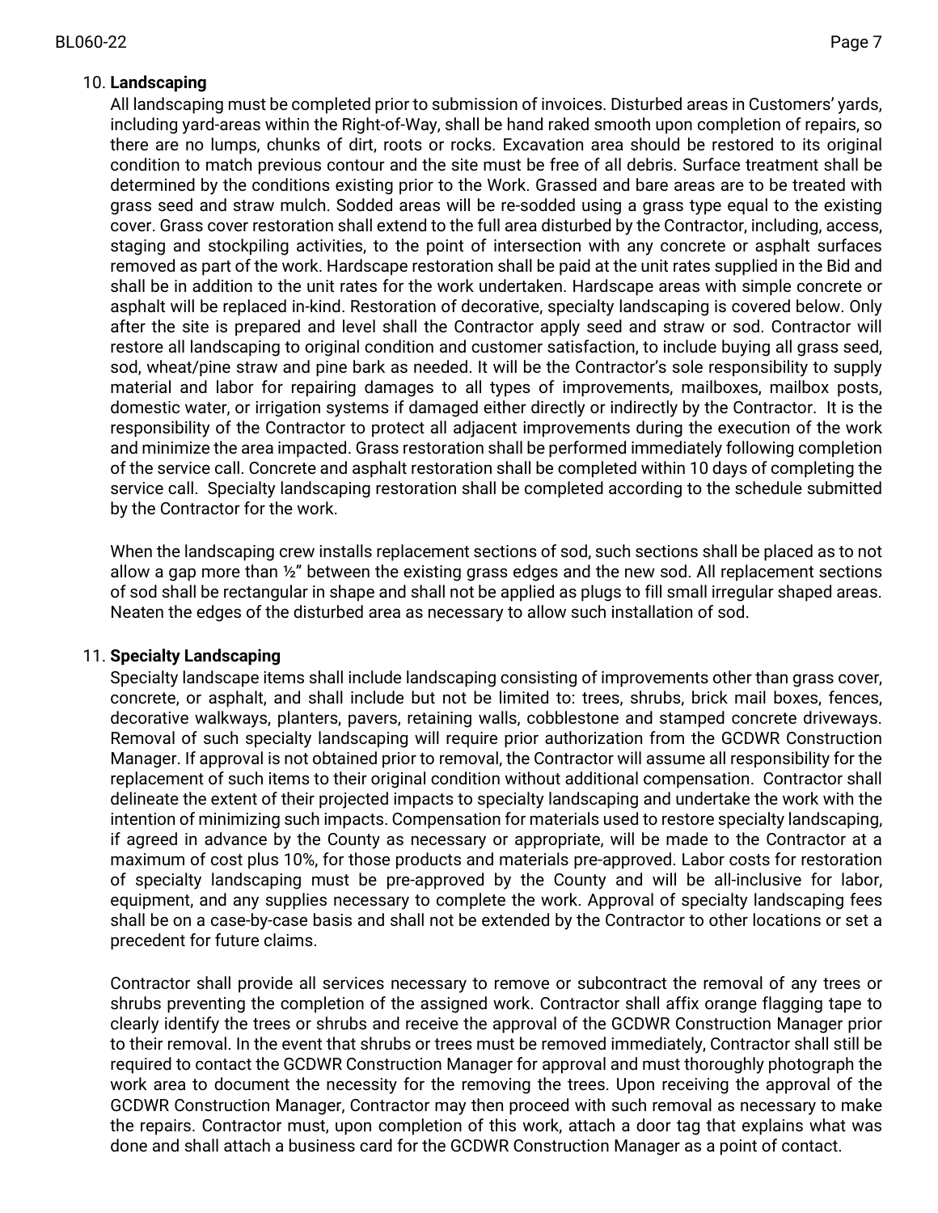10. **Landscaping**

    All landscaping must be completed prior to submission of invoices. Disturbed areas in Customers' yards, including yard-areas within the Right-of-Way, shall be hand raked smooth upon completion of repairs, so there are no lumps, chunks of dirt, roots or rocks. Excavation area should be restored to its original condition to match previous contour and the site must be free of all debris. Surface treatment shall be determined by the conditions existing prior to the Work. Grassed and bare areas are to be treated with grass seed and straw mulch. Sodded areas will be re-sodded using a grass type equal to the existing cover. Grass cover restoration shall extend to the full area disturbed by the Contractor, including, access, staging and stockpiling activities, to the point of intersection with any concrete or asphalt surfaces removed as part of the work. Hardscape restoration shall be paid at the unit rates supplied in the Bid and shall be in addition to the unit rates for the work undertaken. Hardscape areas with simple concrete or asphalt will be replaced in-kind. Restoration of decorative, specialty landscaping is covered below. Only after the site is prepared and level shall the Contractor apply seed and straw or sod. Contractor will restore all landscaping to original condition and customer satisfaction, to include buying all grass seed, sod, wheat/pine straw and pine bark as needed. It will be the Contractor's sole responsibility to supply material and labor for repairing damages to all types of improvements, mailboxes, mailbox posts, domestic water, or irrigation systems if damaged either directly or indirectly by the Contractor. It is the responsibility of the Contractor to protect all adjacent improvements during the execution of the work and minimize the area impacted. Grass restoration shall be performed immediately following completion of the service call. Concrete and asphalt restoration shall be completed within 10 days of completing the service call. Specialty landscaping restoration shall be completed according to the schedule submitted by the Contractor for the work.

    When the landscaping crew installs replacement sections of sod, such sections shall be placed as to not allow a gap more than ½" between the existing grass edges and the new sod. All replacement sections of sod shall be rectangular in shape and shall not be applied as plugs to fill small irregular shaped areas. Neaten the edges of the disturbed area as necessary to allow such installation of sod.

11. **Specialty Landscaping**

    Specialty landscape items shall include landscaping consisting of improvements other than grass cover, concrete, or asphalt, and shall include but not be limited to: trees, shrubs, brick mail boxes, fences, decorative walkways, planters, pavers, retaining walls, cobblestone and stamped concrete driveways. Removal of such specialty landscaping will require prior authorization from the GCDWR Construction Manager. If approval is not obtained prior to removal, the Contractor will assume all responsibility for the replacement of such items to their original condition without additional compensation. Contractor shall delineate the extent of their projected impacts to specialty landscaping and undertake the work with the intention of minimizing such impacts. Compensation for materials used to restore specialty landscaping, if agreed in advance by the County as necessary or appropriate, will be made to the Contractor at a maximum of cost plus 10%, for those products and materials pre-approved. Labor costs for restoration of specialty landscaping must be pre-approved by the County and will be all-inclusive for labor, equipment, and any supplies necessary to complete the work. Approval of specialty landscaping fees shall be on a case-by-case basis and shall not be extended by the Contractor to other locations or set a precedent for future claims.

    Contractor shall provide all services necessary to remove or subcontract the removal of any trees or shrubs preventing the completion of the assigned work. Contractor shall affix orange flagging tape to clearly identify the trees or shrubs and receive the approval of the GCDWR Construction Manager prior to their removal. In the event that shrubs or trees must be removed immediately, Contractor shall still be required to contact the GCDWR Construction Manager for approval and must thoroughly photograph the work area to document the necessity for the removing the trees. Upon receiving the approval of the GCDWR Construction Manager, Contractor may then proceed with such removal as necessary to make the repairs. Contractor must, upon completion of this work, attach a door tag that explains what was done and shall attach a business card for the GCDWR Construction Manager as a point of contact.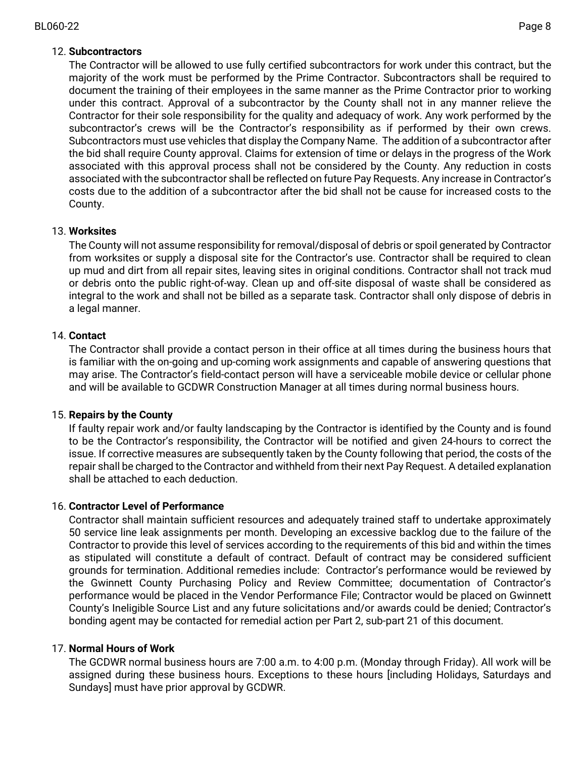12. **Subcontractors**

    The Contractor will be allowed to use fully certified subcontractors for work under this contract, but the majority of the work must be performed by the Prime Contractor. Subcontractors shall be required to document the training of their employees in the same manner as the Prime Contractor prior to working under this contract. Approval of a subcontractor by the County shall not in any manner relieve the Contractor for their sole responsibility for the quality and adequacy of work. Any work performed by the subcontractor's crews will be the Contractor's responsibility as if performed by their own crews. Subcontractors must use vehicles that display the Company Name. The addition of a subcontractor after the bid shall require County approval. Claims for extension of time or delays in the progress of the Work associated with this approval process shall not be considered by the County. Any reduction in costs associated with the subcontractor shall be reflected on future Pay Requests. Any increase in Contractor's costs due to the addition of a subcontractor after the bid shall not be cause for increased costs to the County.

13. **Worksites**

    The County will not assume responsibility for removal/disposal of debris or spoil generated by Contractor from worksites or supply a disposal site for the Contractor's use. Contractor shall be required to clean up mud and dirt from all repair sites, leaving sites in original conditions. Contractor shall not track mud or debris onto the public right-of-way. Clean up and off-site disposal of waste shall be considered as integral to the work and shall not be billed as a separate task. Contractor shall only dispose of debris in a legal manner.

14. **Contact**

    The Contractor shall provide a contact person in their office at all times during the business hours that is familiar with the on-going and up-coming work assignments and capable of answering questions that may arise. The Contractor's field-contact person will have a serviceable mobile device or cellular phone and will be available to GCDWR Construction Manager at all times during normal business hours.

15. **Repairs by the County**

    If faulty repair work and/or faulty landscaping by the Contractor is identified by the County and is found to be the Contractor's responsibility, the Contractor will be notified and given 24-hours to correct the issue. If corrective measures are subsequently taken by the County following that period, the costs of the repair shall be charged to the Contractor and withheld from their next Pay Request. A detailed explanation shall be attached to each deduction.

16. **Contractor Level of Performance**

    Contractor shall maintain sufficient resources and adequately trained staff to undertake approximately 50 service line leak assignments per month. Developing an excessive backlog due to the failure of the Contractor to provide this level of services according to the requirements of this bid and within the times as stipulated will constitute a default of contract. Default of contract may be considered sufficient grounds for termination. Additional remedies include: Contractor's performance would be reviewed by the Gwinnett County Purchasing Policy and Review Committee; documentation of Contractor's performance would be placed in the Vendor Performance File; Contractor would be placed on Gwinnett County's Ineligible Source List and any future solicitations and/or awards could be denied; Contractor's bonding agent may be contacted for remedial action per Part 2, sub-part 21 of this document.

17. **Normal Hours of Work**

    The GCDWR normal business hours are 7:00 a.m. to 4:00 p.m. (Monday through Friday). All work will be assigned during these business hours. Exceptions to these hours [including Holidays, Saturdays and Sundays] must have prior approval by GCDWR.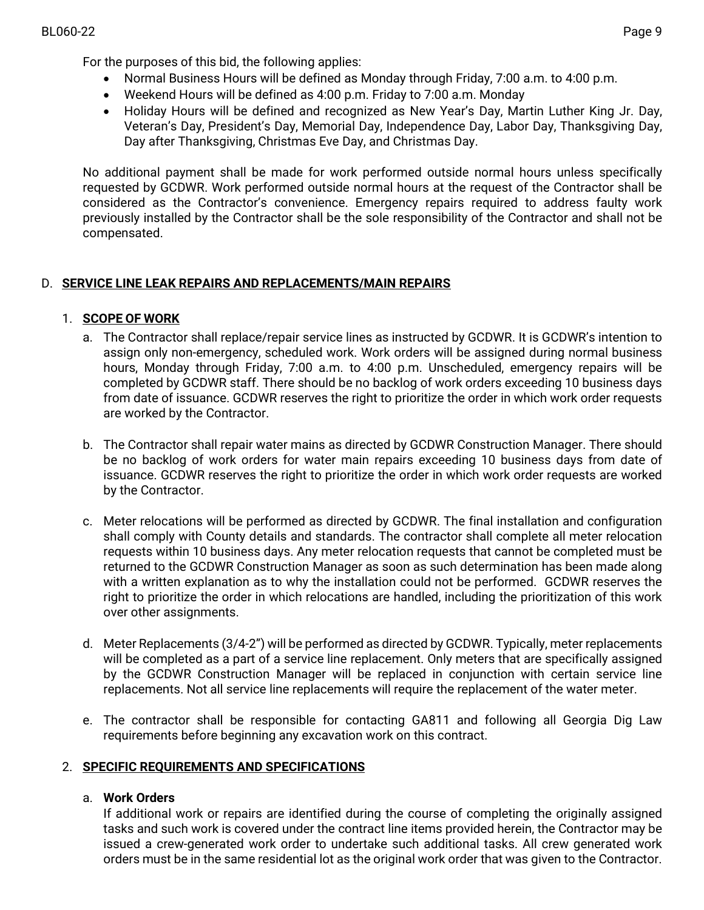For the purposes of this bid, the following applies:

- Normal Business Hours will be defined as Monday through Friday, 7:00 a.m. to 4:00 p.m.
- Weekend Hours will be defined as 4:00 p.m. Friday to 7:00 a.m. Monday
- Holiday Hours will be defined and recognized as New Year's Day, Martin Luther King Jr. Day, Veteran's Day, President's Day, Memorial Day, Independence Day, Labor Day, Thanksgiving Day, Day after Thanksgiving, Christmas Eve Day, and Christmas Day.

No additional payment shall be made for work performed outside normal hours unless specifically requested by GCDWR. Work performed outside normal hours at the request of the Contractor shall be considered as the Contractor's convenience. Emergency repairs required to address faulty work previously installed by the Contractor shall be the sole responsibility of the Contractor and shall not be compensated.

## D. SERVICE LINE LEAK REPAIRS AND REPLACEMENTS/MAIN REPAIRS

### 1. SCOPE OF WORK

a. The Contractor shall replace/repair service lines as instructed by GCDWR. It is GCDWR's intention to assign only non-emergency, scheduled work. Work orders will be assigned during normal business hours, Monday through Friday, 7:00 a.m. to 4:00 p.m. Unscheduled, emergency repairs will be completed by GCDWR staff. There should be no backlog of work orders exceeding 10 business days from date of issuance. GCDWR reserves the right to prioritize the order in which work order requests are worked by the Contractor.

b. The Contractor shall repair water mains as directed by GCDWR Construction Manager. There should be no backlog of work orders for water main repairs exceeding 10 business days from date of issuance. GCDWR reserves the right to prioritize the order in which work order requests are worked by the Contractor.

c. Meter relocations will be performed as directed by GCDWR. The final installation and configuration shall comply with County details and standards. The contractor shall complete all meter relocation requests within 10 business days. Any meter relocation requests that cannot be completed must be returned to the GCDWR Construction Manager as soon as such determination has been made along with a written explanation as to why the installation could not be performed. GCDWR reserves the right to prioritize the order in which relocations are handled, including the prioritization of this work over other assignments.

d. Meter Replacements (3/4-2") will be performed as directed by GCDWR. Typically, meter replacements will be completed as a part of a service line replacement. Only meters that are specifically assigned by the GCDWR Construction Manager will be replaced in conjunction with certain service line replacements. Not all service line replacements will require the replacement of the water meter.

e. The contractor shall be responsible for contacting GA811 and following all Georgia Dig Law requirements before beginning any excavation work on this contract.

### 2. SPECIFIC REQUIREMENTS AND SPECIFICATIONS

a. **Work Orders**

If additional work or repairs are identified during the course of completing the originally assigned tasks and such work is covered under the contract line items provided herein, the Contractor may be issued a crew-generated work order to undertake such additional tasks. All crew generated work orders must be in the same residential lot as the original work order that was given to the Contractor.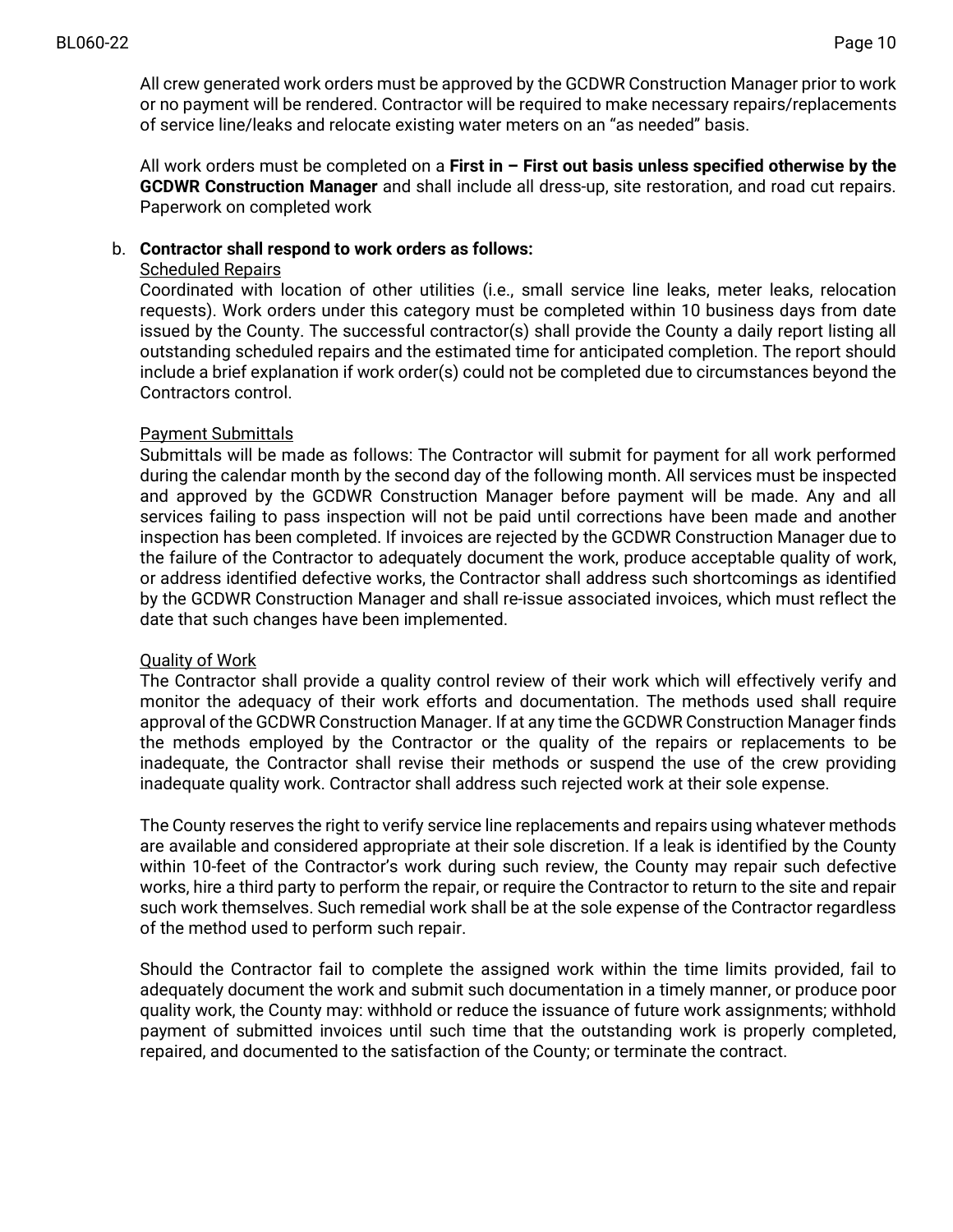All crew generated work orders must be approved by the GCDWR Construction Manager prior to work or no payment will be rendered. Contractor will be required to make necessary repairs/replacements of service line/leaks and relocate existing water meters on an "as needed" basis.

All work orders must be completed on a **First in – First out basis unless specified otherwise by the GCDWR Construction Manager** and shall include all dress-up, site restoration, and road cut repairs. Paperwork on completed work

b. **Contractor shall respond to work orders as follows:**

<u>Scheduled Repairs</u>

Coordinated with location of other utilities (i.e., small service line leaks, meter leaks, relocation requests). Work orders under this category must be completed within 10 business days from date issued by the County. The successful contractor(s) shall provide the County a daily report listing all outstanding scheduled repairs and the estimated time for anticipated completion. The report should include a brief explanation if work order(s) could not be completed due to circumstances beyond the Contractors control.

<u>Payment Submittals</u>

Submittals will be made as follows: The Contractor will submit for payment for all work performed during the calendar month by the second day of the following month. All services must be inspected and approved by the GCDWR Construction Manager before payment will be made. Any and all services failing to pass inspection will not be paid until corrections have been made and another inspection has been completed. If invoices are rejected by the GCDWR Construction Manager due to the failure of the Contractor to adequately document the work, produce acceptable quality of work, or address identified defective works, the Contractor shall address such shortcomings as identified by the GCDWR Construction Manager and shall re-issue associated invoices, which must reflect the date that such changes have been implemented.

<u>Quality of Work</u>

The Contractor shall provide a quality control review of their work which will effectively verify and monitor the adequacy of their work efforts and documentation. The methods used shall require approval of the GCDWR Construction Manager. If at any time the GCDWR Construction Manager finds the methods employed by the Contractor or the quality of the repairs or replacements to be inadequate, the Contractor shall revise their methods or suspend the use of the crew providing inadequate quality work. Contractor shall address such rejected work at their sole expense.

The County reserves the right to verify service line replacements and repairs using whatever methods are available and considered appropriate at their sole discretion. If a leak is identified by the County within 10-feet of the Contractor's work during such review, the County may repair such defective works, hire a third party to perform the repair, or require the Contractor to return to the site and repair such work themselves. Such remedial work shall be at the sole expense of the Contractor regardless of the method used to perform such repair.

Should the Contractor fail to complete the assigned work within the time limits provided, fail to adequately document the work and submit such documentation in a timely manner, or produce poor quality work, the County may: withhold or reduce the issuance of future work assignments; withhold payment of submitted invoices until such time that the outstanding work is properly completed, repaired, and documented to the satisfaction of the County; or terminate the contract.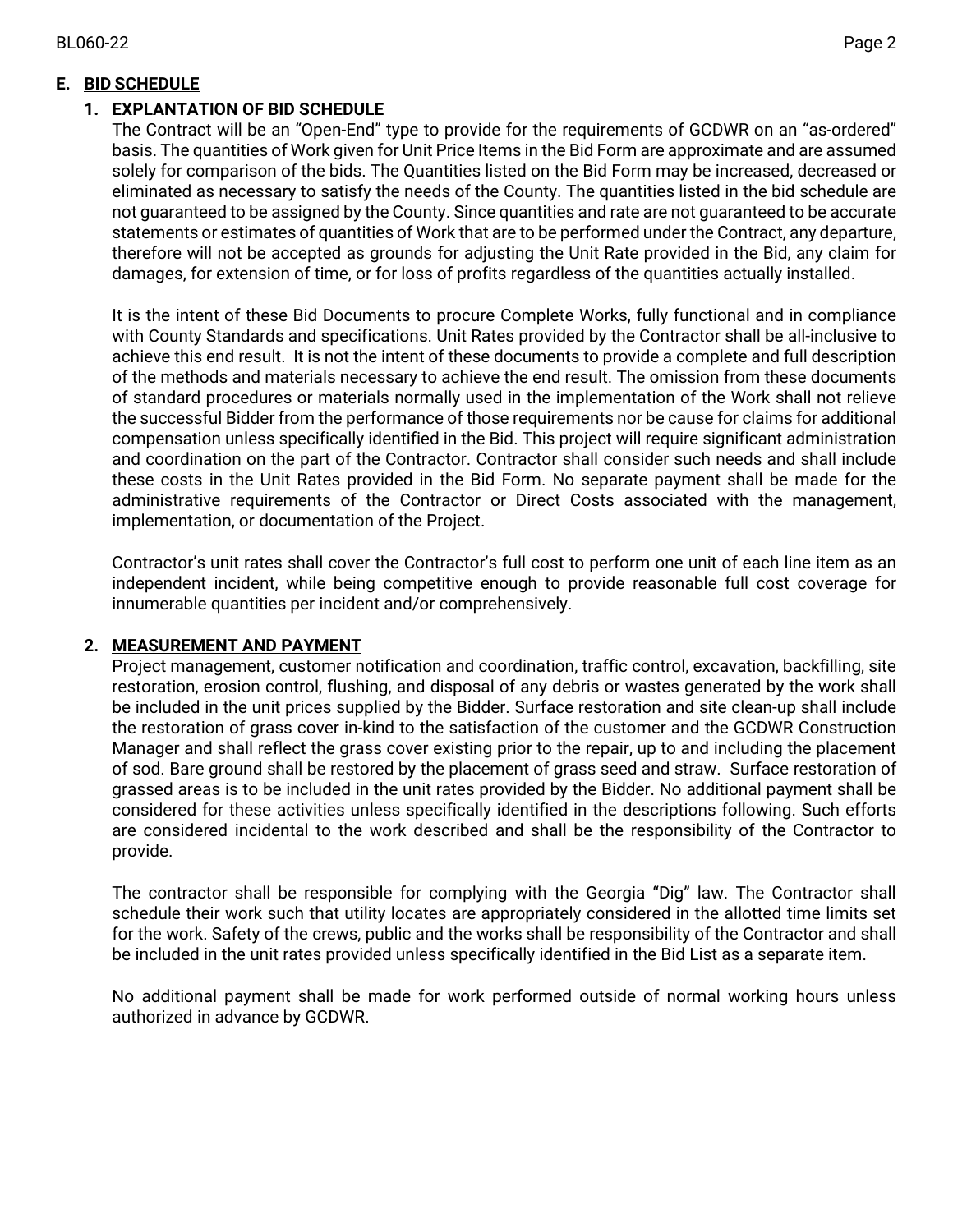## E. BID SCHEDULE

### 1. EXPLANTATION OF BID SCHEDULE

The Contract will be an "Open-End" type to provide for the requirements of GCDWR on an "as-ordered" basis. The quantities of Work given for Unit Price Items in the Bid Form are approximate and are assumed solely for comparison of the bids. The Quantities listed on the Bid Form may be increased, decreased or eliminated as necessary to satisfy the needs of the County. The quantities listed in the bid schedule are not guaranteed to be assigned by the County. Since quantities and rate are not guaranteed to be accurate statements or estimates of quantities of Work that are to be performed under the Contract, any departure, therefore will not be accepted as grounds for adjusting the Unit Rate provided in the Bid, any claim for damages, for extension of time, or for loss of profits regardless of the quantities actually installed.

It is the intent of these Bid Documents to procure Complete Works, fully functional and in compliance with County Standards and specifications. Unit Rates provided by the Contractor shall be all-inclusive to achieve this end result. It is not the intent of these documents to provide a complete and full description of the methods and materials necessary to achieve the end result. The omission from these documents of standard procedures or materials normally used in the implementation of the Work shall not relieve the successful Bidder from the performance of those requirements nor be cause for claims for additional compensation unless specifically identified in the Bid. This project will require significant administration and coordination on the part of the Contractor. Contractor shall consider such needs and shall include these costs in the Unit Rates provided in the Bid Form. No separate payment shall be made for the administrative requirements of the Contractor or Direct Costs associated with the management, implementation, or documentation of the Project.

Contractor's unit rates shall cover the Contractor's full cost to perform one unit of each line item as an independent incident, while being competitive enough to provide reasonable full cost coverage for innumerable quantities per incident and/or comprehensively.

### 2. MEASUREMENT AND PAYMENT

Project management, customer notification and coordination, traffic control, excavation, backfilling, site restoration, erosion control, flushing, and disposal of any debris or wastes generated by the work shall be included in the unit prices supplied by the Bidder. Surface restoration and site clean-up shall include the restoration of grass cover in-kind to the satisfaction of the customer and the GCDWR Construction Manager and shall reflect the grass cover existing prior to the repair, up to and including the placement of sod. Bare ground shall be restored by the placement of grass seed and straw. Surface restoration of grassed areas is to be included in the unit rates provided by the Bidder. No additional payment shall be considered for these activities unless specifically identified in the descriptions following. Such efforts are considered incidental to the work described and shall be the responsibility of the Contractor to provide.

The contractor shall be responsible for complying with the Georgia "Dig" law. The Contractor shall schedule their work such that utility locates are appropriately considered in the allotted time limits set for the work. Safety of the crews, public and the works shall be responsibility of the Contractor and shall be included in the unit rates provided unless specifically identified in the Bid List as a separate item.

No additional payment shall be made for work performed outside of normal working hours unless authorized in advance by GCDWR.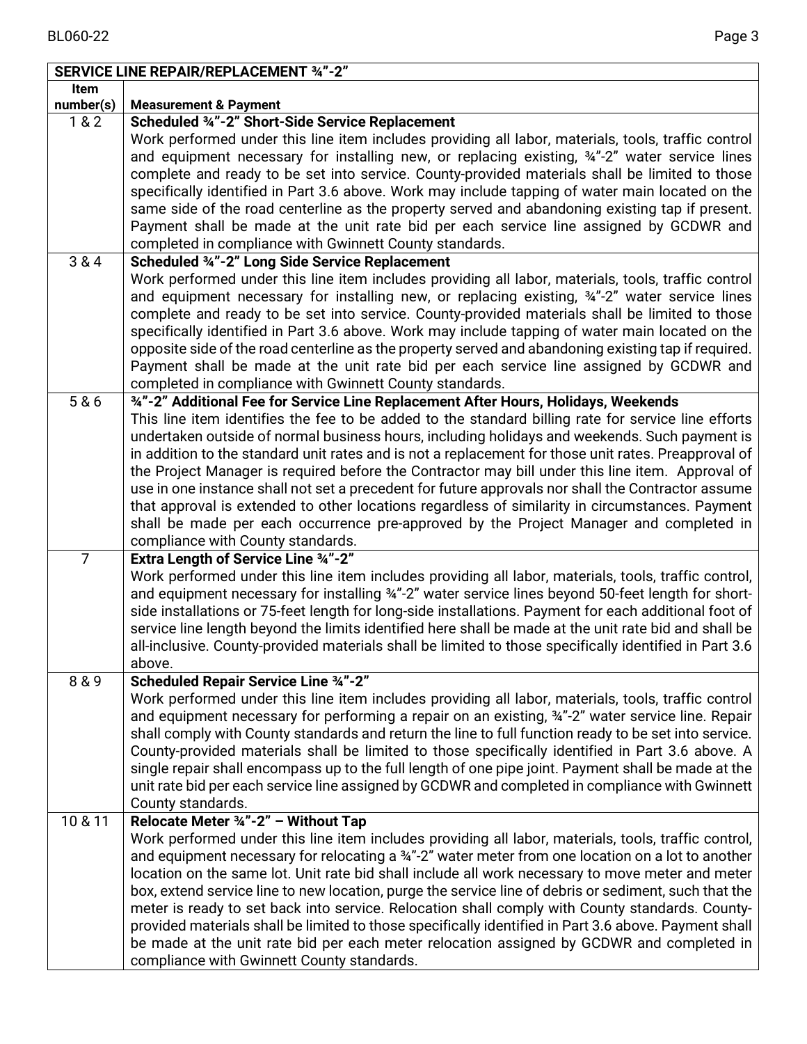| SERVICE LINE REPAIR/REPLACEMENT ¾"-2" | |
|---|---|
| **Item number(s)** | **Measurement & Payment** |
| 1 & 2 | **Scheduled ¾"-2" Short-Side Service Replacement** Work performed under this line item includes providing all labor, materials, tools, traffic control and equipment necessary for installing new, or replacing existing, ¾"-2" water service lines complete and ready to be set into service. County-provided materials shall be limited to those specifically identified in Part 3.6 above. Work may include tapping of water main located on the same side of the road centerline as the property served and abandoning existing tap if present. Payment shall be made at the unit rate bid per each service line assigned by GCDWR and completed in compliance with Gwinnett County standards. |
| 3 & 4 | **Scheduled ¾"-2" Long Side Service Replacement** Work performed under this line item includes providing all labor, materials, tools, traffic control and equipment necessary for installing new, or replacing existing, ¾"-2" water service lines complete and ready to be set into service. County-provided materials shall be limited to those specifically identified in Part 3.6 above. Work may include tapping of water main located on the opposite side of the road centerline as the property served and abandoning existing tap if required. Payment shall be made at the unit rate bid per each service line assigned by GCDWR and completed in compliance with Gwinnett County standards. |
| 5 & 6 | **¾"-2" Additional Fee for Service Line Replacement After Hours, Holidays, Weekends** This line item identifies the fee to be added to the standard billing rate for service line efforts undertaken outside of normal business hours, including holidays and weekends. Such payment is in addition to the standard unit rates and is not a replacement for those unit rates. Preapproval of the Project Manager is required before the Contractor may bill under this line item. Approval of use in one instance shall not set a precedent for future approvals nor shall the Contractor assume that approval is extended to other locations regardless of similarity in circumstances. Payment shall be made per each occurrence pre-approved by the Project Manager and completed in compliance with County standards. |
| 7 | **Extra Length of Service Line ¾"-2"** Work performed under this line item includes providing all labor, materials, tools, traffic control, and equipment necessary for installing ¾"-2" water service lines beyond 50-feet length for short-side installations or 75-feet length for long-side installations. Payment for each additional foot of service line length beyond the limits identified here shall be made at the unit rate bid and shall be all-inclusive. County-provided materials shall be limited to those specifically identified in Part 3.6 above. |
| 8 & 9 | **Scheduled Repair Service Line ¾"-2"** Work performed under this line item includes providing all labor, materials, tools, traffic control and equipment necessary for performing a repair on an existing, ¾"-2" water service line. Repair shall comply with County standards and return the line to full function ready to be set into service. County-provided materials shall be limited to those specifically identified in Part 3.6 above. A single repair shall encompass up to the full length of one pipe joint. Payment shall be made at the unit rate bid per each service line assigned by GCDWR and completed in compliance with Gwinnett County standards. |
| 10 & 11 | **Relocate Meter ¾"-2" – Without Tap** Work performed under this line item includes providing all labor, materials, tools, traffic control, and equipment necessary for relocating a ¾"-2" water meter from one location on a lot to another location on the same lot. Unit rate bid shall include all work necessary to move meter and meter box, extend service line to new location, purge the service line of debris or sediment, such that the meter is ready to set back into service. Relocation shall comply with County standards. County-provided materials shall be limited to those specifically identified in Part 3.6 above. Payment shall be made at the unit rate bid per each meter relocation assigned by GCDWR and completed in compliance with Gwinnett County standards. |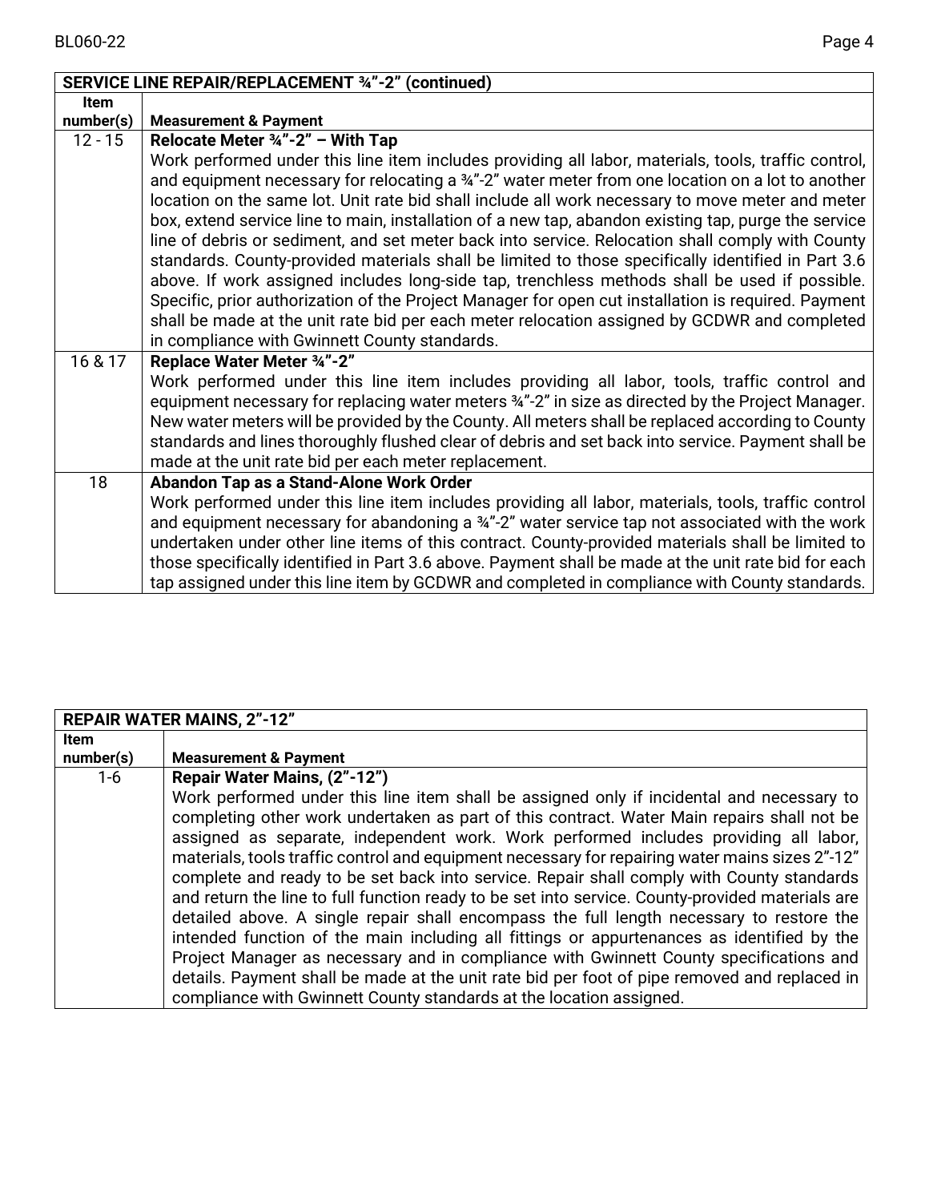| SERVICE LINE REPAIR/REPLACEMENT ¾”-2” (continued) | |
|---|---|
| **Item number(s)** | **Measurement & Payment** |
| 12 - 15 | **Relocate Meter ¾”-2” – With Tap**<br>Work performed under this line item includes providing all labor, materials, tools, traffic control, and equipment necessary for relocating a ¾”-2” water meter from one location on a lot to another location on the same lot. Unit rate bid shall include all work necessary to move meter and meter box, extend service line to main, installation of a new tap, abandon existing tap, purge the service line of debris or sediment, and set meter back into service. Relocation shall comply with County standards. County-provided materials shall be limited to those specifically identified in Part 3.6 above. If work assigned includes long-side tap, trenchless methods shall be used if possible. Specific, prior authorization of the Project Manager for open cut installation is required. Payment shall be made at the unit rate bid per each meter relocation assigned by GCDWR and completed in compliance with Gwinnett County standards. |
| 16 & 17 | **Replace Water Meter ¾”-2”**<br>Work performed under this line item includes providing all labor, tools, traffic control and equipment necessary for replacing water meters ¾”-2” in size as directed by the Project Manager. New water meters will be provided by the County. All meters shall be replaced according to County standards and lines thoroughly flushed clear of debris and set back into service. Payment shall be made at the unit rate bid per each meter replacement. |
| 18 | **Abandon Tap as a Stand-Alone Work Order**<br>Work performed under this line item includes providing all labor, materials, tools, traffic control and equipment necessary for abandoning a ¾”-2” water service tap not associated with the work undertaken under other line items of this contract. County-provided materials shall be limited to those specifically identified in Part 3.6 above. Payment shall be made at the unit rate bid for each tap assigned under this line item by GCDWR and completed in compliance with County standards. |

| REPAIR WATER MAINS, 2”-12” | |
|---|---|
| **Item number(s)** | **Measurement & Payment** |
| 1-6 | **Repair Water Mains, (2”-12”)**<br>Work performed under this line item shall be assigned only if incidental and necessary to completing other work undertaken as part of this contract. Water Main repairs shall not be assigned as separate, independent work. Work performed includes providing all labor, materials, tools traffic control and equipment necessary for repairing water mains sizes 2”-12” complete and ready to be set back into service. Repair shall comply with County standards and return the line to full function ready to be set into service. County-provided materials are detailed above. A single repair shall encompass the full length necessary to restore the intended function of the main including all fittings or appurtenances as identified by the Project Manager as necessary and in compliance with Gwinnett County specifications and details. Payment shall be made at the unit rate bid per foot of pipe removed and replaced in compliance with Gwinnett County standards at the location assigned. |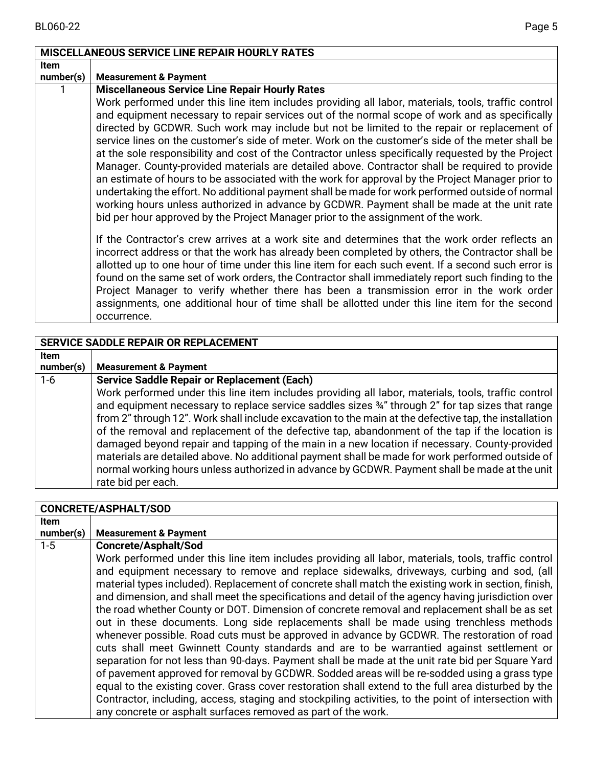| MISCELLANEOUS SERVICE LINE REPAIR HOURLY RATES | |
|---|---|
| **Item number(s)** | **Measurement & Payment** |
| 1 | **Miscellaneous Service Line Repair Hourly Rates**<br>Work performed under this line item includes providing all labor, materials, tools, traffic control and equipment necessary to repair services out of the normal scope of work and as specifically directed by GCDWR. Such work may include but not be limited to the repair or replacement of service lines on the customer's side of meter. Work on the customer's side of the meter shall be at the sole responsibility and cost of the Contractor unless specifically requested by the Project Manager. County-provided materials are detailed above. Contractor shall be required to provide an estimate of hours to be associated with the work for approval by the Project Manager prior to undertaking the effort. No additional payment shall be made for work performed outside of normal working hours unless authorized in advance by GCDWR. Payment shall be made at the unit rate bid per hour approved by the Project Manager prior to the assignment of the work.<br><br>If the Contractor's crew arrives at a work site and determines that the work order reflects an incorrect address or that the work has already been completed by others, the Contractor shall be allotted up to one hour of time under this line item for each such event. If a second such error is found on the same set of work orders, the Contractor shall immediately report such finding to the Project Manager to verify whether there has been a transmission error in the work order assignments, one additional hour of time shall be allotted under this line item for the second occurrence. |

| SERVICE SADDLE REPAIR OR REPLACEMENT | |
|---|---|
| **Item number(s)** | **Measurement & Payment** |
| 1-6 | **Service Saddle Repair or Replacement (Each)**<br>Work performed under this line item includes providing all labor, materials, tools, traffic control and equipment necessary to replace service saddles sizes ¾" through 2" for tap sizes that range from 2" through 12". Work shall include excavation to the main at the defective tap, the installation of the removal and replacement of the defective tap, abandonment of the tap if the location is damaged beyond repair and tapping of the main in a new location if necessary. County-provided materials are detailed above. No additional payment shall be made for work performed outside of normal working hours unless authorized in advance by GCDWR. Payment shall be made at the unit rate bid per each. |

| CONCRETE/ASPHALT/SOD | |
|---|---|
| **Item number(s)** | **Measurement & Payment** |
| 1-5 | **Concrete/Asphalt/Sod**<br>Work performed under this line item includes providing all labor, materials, tools, traffic control and equipment necessary to remove and replace sidewalks, driveways, curbing and sod, (all material types included). Replacement of concrete shall match the existing work in section, finish, and dimension, and shall meet the specifications and detail of the agency having jurisdiction over the road whether County or DOT. Dimension of concrete removal and replacement shall be as set out in these documents. Long side replacements shall be made using trenchless methods whenever possible. Road cuts must be approved in advance by GCDWR. The restoration of road cuts shall meet Gwinnett County standards and are to be warrantied against settlement or separation for not less than 90-days. Payment shall be made at the unit rate bid per Square Yard of pavement approved for removal by GCDWR. Sodded areas will be re-sodded using a grass type equal to the existing cover. Grass cover restoration shall extend to the full area disturbed by the Contractor, including, access, staging and stockpiling activities, to the point of intersection with any concrete or asphalt surfaces removed as part of the work. |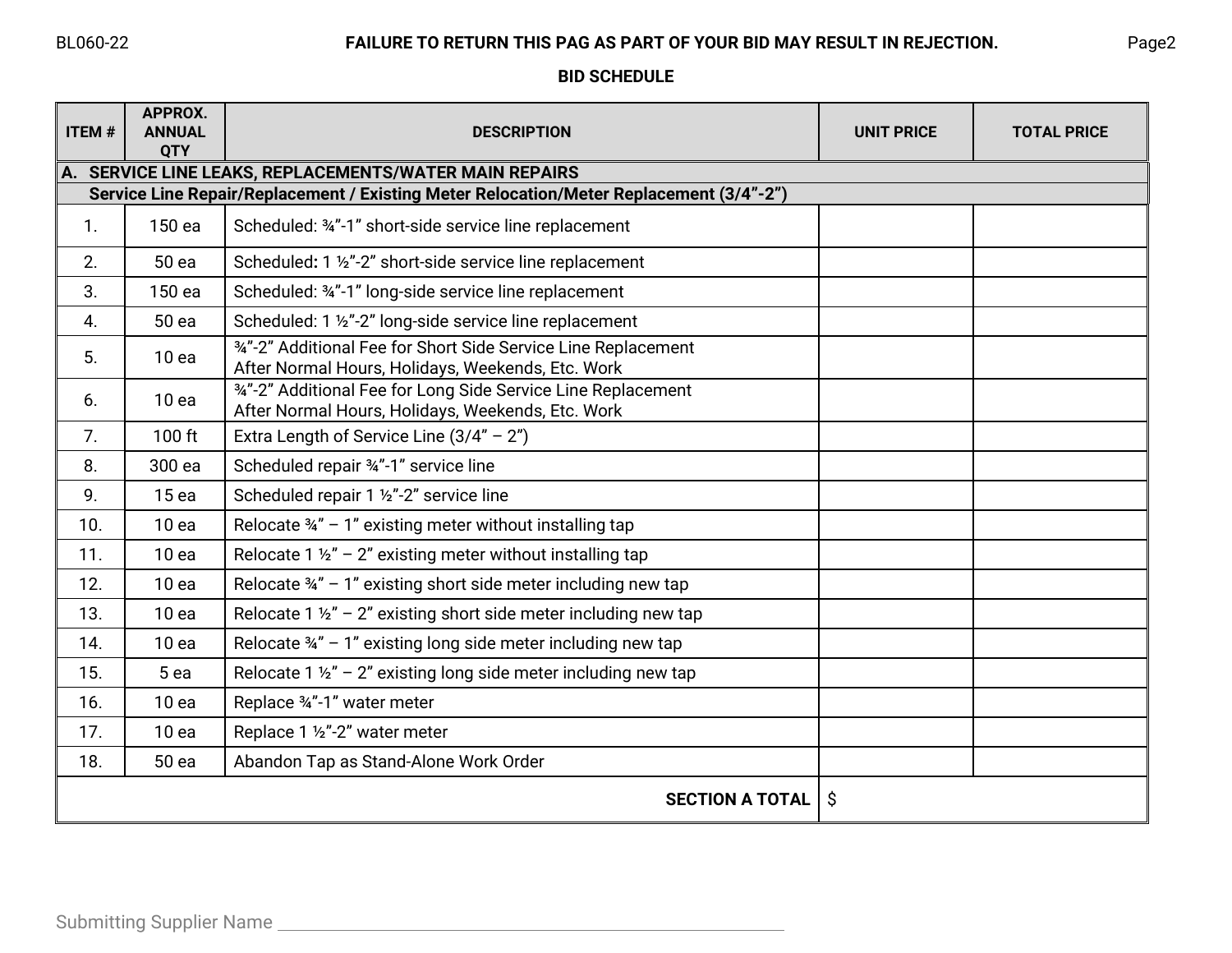**FAILURE TO RETURN THIS PAG AS PART OF YOUR BID MAY RESULT IN REJECTION.**

## BID SCHEDULE

| ITEM # | APPROX. ANNUAL QTY | DESCRIPTION | UNIT PRICE | TOTAL PRICE |
|---|---|---|---|---|
| **A. SERVICE LINE LEAKS, REPLACEMENTS/WATER MAIN REPAIRS** | | | | |
| **Service Line Repair/Replacement / Existing Meter Relocation/Meter Replacement (3/4”-2”)** | | | | |
| 1. | 150 ea | Scheduled: ¾”-1” short-side service line replacement | | |
| 2. | 50 ea | Scheduled: 1 ½”-2” short-side service line replacement | | |
| 3. | 150 ea | Scheduled: ¾”-1” long-side service line replacement | | |
| 4. | 50 ea | Scheduled: 1 ½”-2” long-side service line replacement | | |
| 5. | 10 ea | ¾”-2” Additional Fee for Short Side Service Line Replacement After Normal Hours, Holidays, Weekends, Etc. Work | | |
| 6. | 10 ea | ¾”-2” Additional Fee for Long Side Service Line Replacement After Normal Hours, Holidays, Weekends, Etc. Work | | |
| 7. | 100 ft | Extra Length of Service Line (3/4” – 2”) | | |
| 8. | 300 ea | Scheduled repair ¾”-1” service line | | |
| 9. | 15 ea | Scheduled repair 1 ½”-2” service line | | |
| 10. | 10 ea | Relocate ¾” – 1” existing meter without installing tap | | |
| 11. | 10 ea | Relocate 1 ½” – 2” existing meter without installing tap | | |
| 12. | 10 ea | Relocate ¾” – 1” existing short side meter including new tap | | |
| 13. | 10 ea | Relocate 1 ½” – 2” existing short side meter including new tap | | |
| 14. | 10 ea | Relocate ¾” – 1” existing long side meter including new tap | | |
| 15. | 5 ea | Relocate 1 ½” – 2” existing long side meter including new tap | | |
| 16. | 10 ea | Replace ¾”-1” water meter | | |
| 17. | 10 ea | Replace 1 ½”-2” water meter | | |
| 18. | 50 ea | Abandon Tap as Stand-Alone Work Order | | |
| | | **SECTION A TOTAL** | $ | |

Submitting Supplier Name ___________________________________________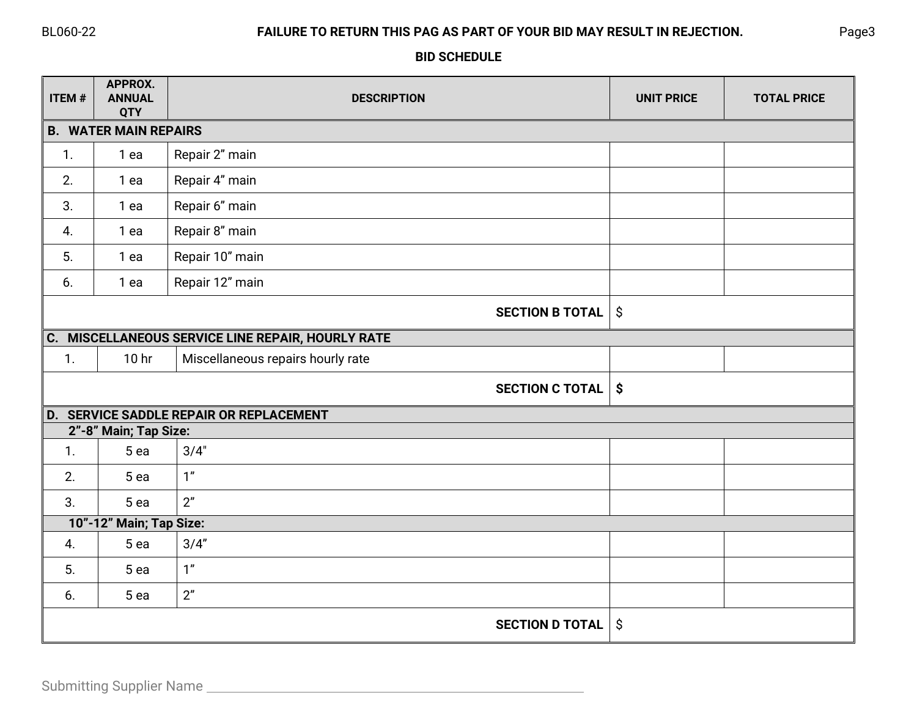**FAILURE TO RETURN THIS PAG AS PART OF YOUR BID MAY RESULT IN REJECTION.**

## BID SCHEDULE

| ITEM # | APPROX. ANNUAL QTY | DESCRIPTION | UNIT PRICE | TOTAL PRICE |
|---|---|---|---|---|
| **B. WATER MAIN REPAIRS** | | | | |
| 1. | 1 ea | Repair 2" main | | |
| 2. | 1 ea | Repair 4" main | | |
| 3. | 1 ea | Repair 6" main | | |
| 4. | 1 ea | Repair 8" main | | |
| 5. | 1 ea | Repair 10" main | | |
| 6. | 1 ea | Repair 12" main | | |
| | | **SECTION B TOTAL** | $ | |
| **C. MISCELLANEOUS SERVICE LINE REPAIR, HOURLY RATE** | | | | |
| 1. | 10 hr | Miscellaneous repairs hourly rate | | |
| | | **SECTION C TOTAL** | **$** | |
| **D. SERVICE SADDLE REPAIR OR REPLACEMENT** | | | | |
| **2"-8" Main; Tap Size:** | | | | |
| 1. | 5 ea | 3/4" | | |
| 2. | 5 ea | 1" | | |
| 3. | 5 ea | 2" | | |
| **10"-12" Main; Tap Size:** | | | | |
| 4. | 5 ea | 3/4" | | |
| 5. | 5 ea | 1" | | |
| 6. | 5 ea | 2" | | |
| | | **SECTION D TOTAL** | $ | |

Submitting Supplier Name ____________________________________________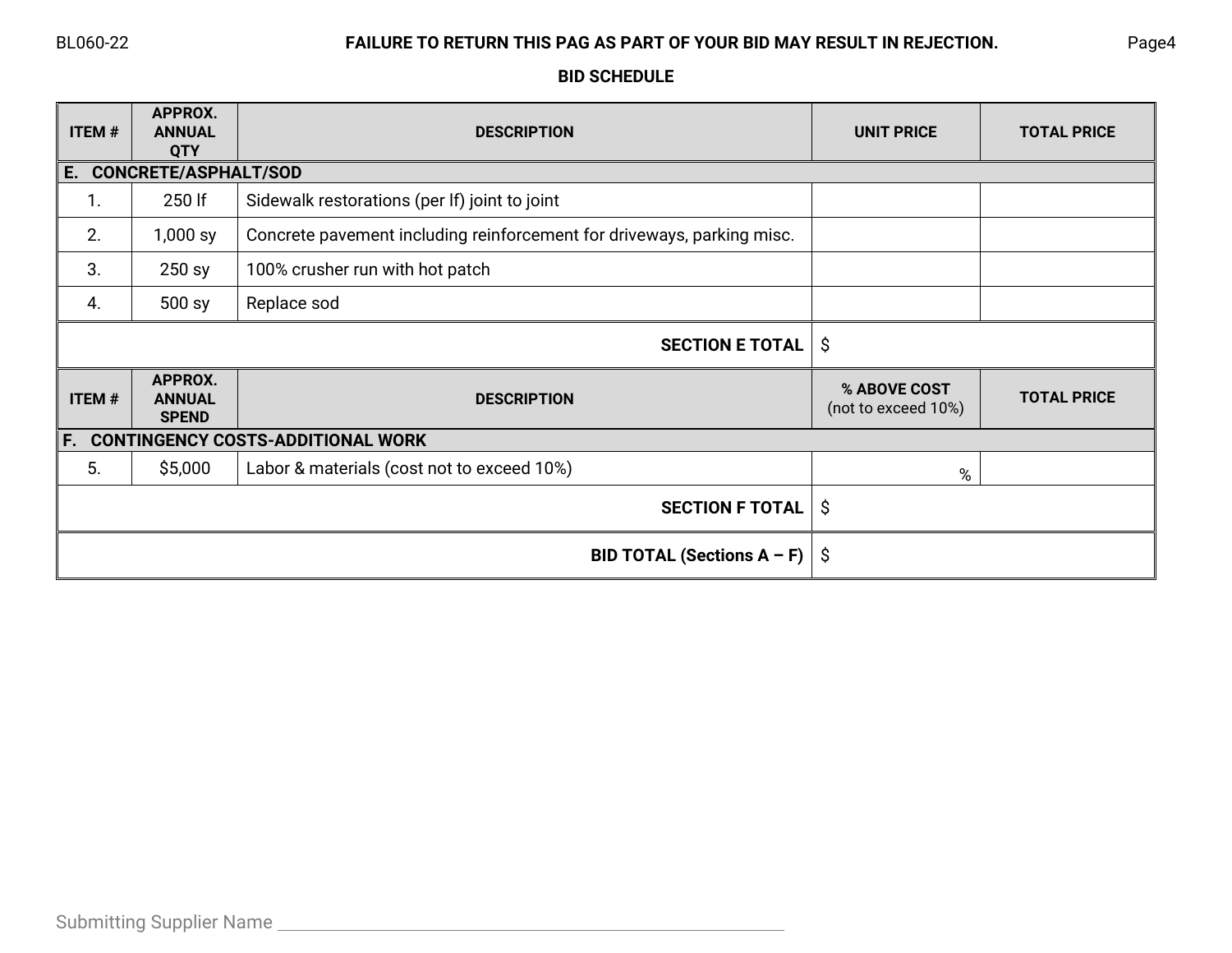**FAILURE TO RETURN THIS PAG AS PART OF YOUR BID MAY RESULT IN REJECTION.**

**BID SCHEDULE**

| ITEM # | APPROX. ANNUAL QTY | DESCRIPTION | UNIT PRICE | TOTAL PRICE |
|---|---|---|---|---|
| **E. CONCRETE/ASPHALT/SOD** | | | | |
| 1. | 250 lf | Sidewalk restorations (per lf) joint to joint | | |
| 2. | 1,000 sy | Concrete pavement including reinforcement for driveways, parking misc. | | |
| 3. | 250 sy | 100% crusher run with hot patch | | |
| 4. | 500 sy | Replace sod | | |
| | | **SECTION E TOTAL** | $ | |

| ITEM # | APPROX. ANNUAL SPEND | DESCRIPTION | % ABOVE COST (not to exceed 10%) | TOTAL PRICE |
|---|---|---|---|---|
| **F. CONTINGENCY COSTS-ADDITIONAL WORK** | | | | |
| 5. | $5,000 | Labor & materials (cost not to exceed 10%) | % | |
| | | **SECTION F TOTAL** | $ | |
| | | **BID TOTAL (Sections A – F)** | $ | |

Submitting Supplier Name ______________________________________________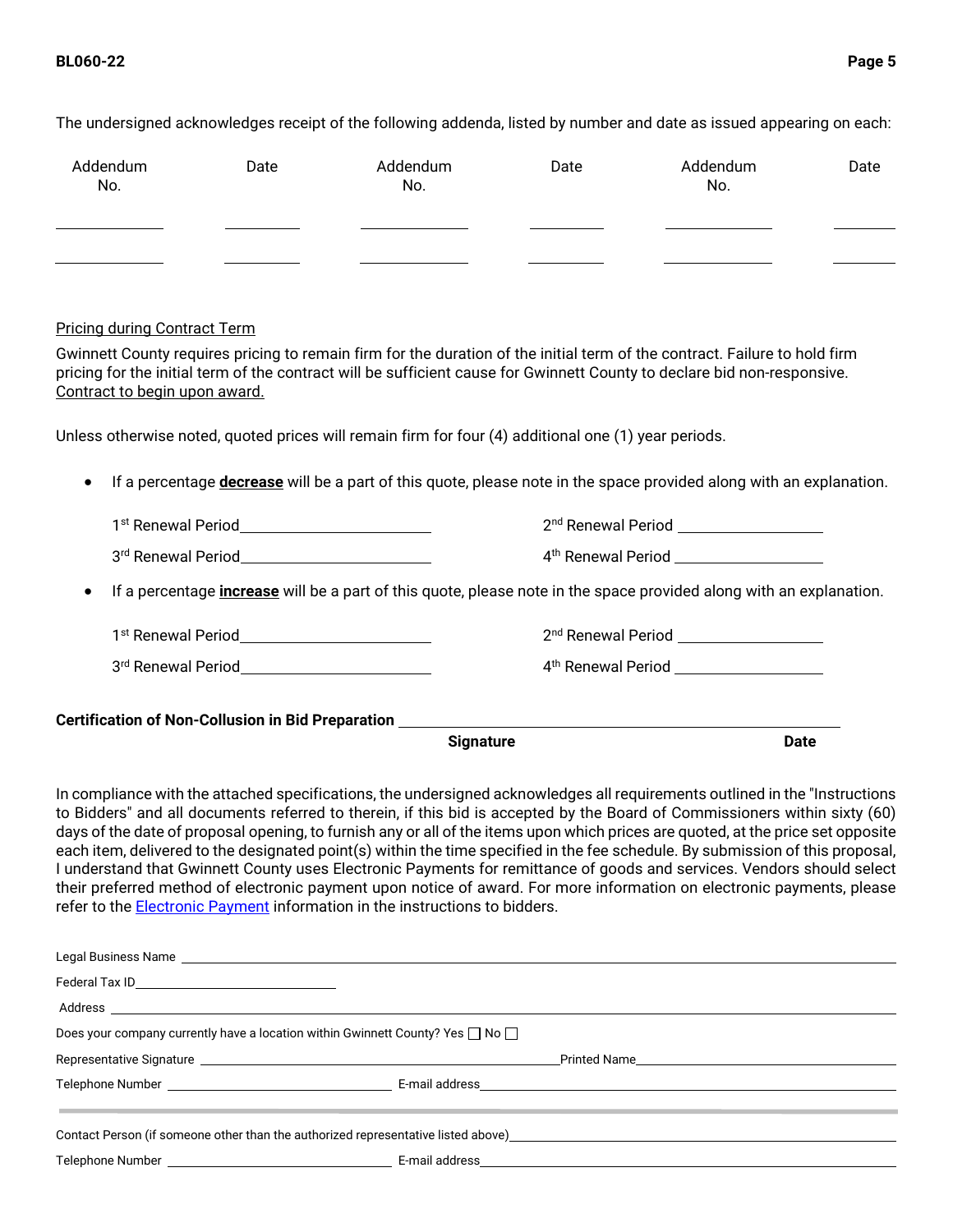The undersigned acknowledges receipt of the following addenda, listed by number and date as issued appearing on each:

| Addendum No. | Date | Addendum No. | Date | Addendum No. | Date |
|---|---|---|---|---|---|
| ______ | ______ | ______ | ______ | ______ | ______ |
| ______ | ______ | ______ | ______ | ______ | ______ |

Pricing during Contract Term

Gwinnett County requires pricing to remain firm for the duration of the initial term of the contract. Failure to hold firm pricing for the initial term of the contract will be sufficient cause for Gwinnett County to declare bid non-responsive. Contract to begin upon award.

Unless otherwise noted, quoted prices will remain firm for four (4) additional one (1) year periods.

- If a percentage **decrease** will be a part of this quote, please note in the space provided along with an explanation.

  1st Renewal Period ____________________ 2nd Renewal Period ____________________

  3rd Renewal Period ____________________ 4th Renewal Period ____________________

- If a percentage **increase** will be a part of this quote, please note in the space provided along with an explanation.

  1st Renewal Period ____________________ 2nd Renewal Period ____________________

  3rd Renewal Period ____________________ 4th Renewal Period ____________________

**Certification of Non-Collusion in Bid Preparation** ________________________________________

**Signature** **Date**

In compliance with the attached specifications, the undersigned acknowledges all requirements outlined in the "Instructions to Bidders" and all documents referred to therein, if this bid is accepted by the Board of Commissioners within sixty (60) days of the date of proposal opening, to furnish any or all of the items upon which prices are quoted, at the price set opposite each item, delivered to the designated point(s) within the time specified in the fee schedule. By submission of this proposal, I understand that Gwinnett County uses Electronic Payments for remittance of goods and services. Vendors should select their preferred method of electronic payment upon notice of award. For more information on electronic payments, please refer to the Electronic Payment information in the instructions to bidders.

Legal Business Name ________________________________________

Federal Tax ID ____________________

Address ________________________________________

Does your company currently have a location within Gwinnett County? Yes ☐ No ☐

Representative Signature ____________________ Printed Name ____________________

Telephone Number ____________________ E-mail address ____________________

---

Contact Person (if someone other than the authorized representative listed above) ____________________

Telephone Number ____________________ E-mail address ____________________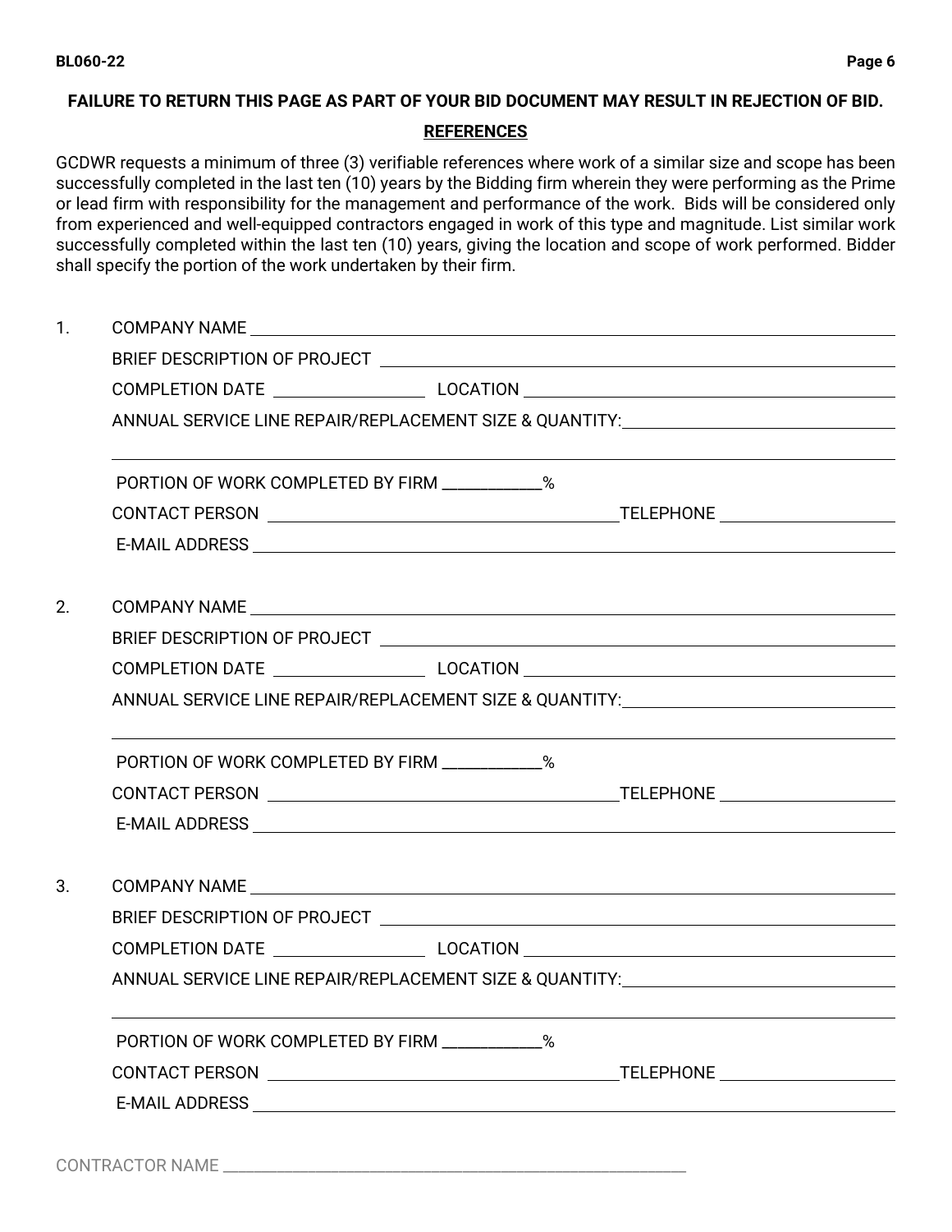**FAILURE TO RETURN THIS PAGE AS PART OF YOUR BID DOCUMENT MAY RESULT IN REJECTION OF BID.**

## REFERENCES

GCDWR requests a minimum of three (3) verifiable references where work of a similar size and scope has been successfully completed in the last ten (10) years by the Bidding firm wherein they were performing as the Prime or lead firm with responsibility for the management and performance of the work. Bids will be considered only from experienced and well-equipped contractors engaged in work of this type and magnitude. List similar work successfully completed within the last ten (10) years, giving the location and scope of work performed. Bidder shall specify the portion of the work undertaken by their firm.

1. COMPANY NAME ____________________

   BRIEF DESCRIPTION OF PROJECT ____________________

   COMPLETION DATE ____________ LOCATION ____________________

   ANNUAL SERVICE LINE REPAIR/REPLACEMENT SIZE & QUANTITY: ____________________

   ____________________

   PORTION OF WORK COMPLETED BY FIRM ________%

   CONTACT PERSON ____________________ TELEPHONE ____________

   E-MAIL ADDRESS ____________________

2. COMPANY NAME ____________________

   BRIEF DESCRIPTION OF PROJECT ____________________

   COMPLETION DATE ____________ LOCATION ____________________

   ANNUAL SERVICE LINE REPAIR/REPLACEMENT SIZE & QUANTITY: ____________________

   ____________________

   PORTION OF WORK COMPLETED BY FIRM ________%

   CONTACT PERSON ____________________ TELEPHONE ____________

   E-MAIL ADDRESS ____________________

3. COMPANY NAME ____________________

   BRIEF DESCRIPTION OF PROJECT ____________________

   COMPLETION DATE ____________ LOCATION ____________________

   ANNUAL SERVICE LINE REPAIR/REPLACEMENT SIZE & QUANTITY: ____________________

   ____________________

   PORTION OF WORK COMPLETED BY FIRM ________%

   CONTACT PERSON ____________________ TELEPHONE ____________

   E-MAIL ADDRESS ____________________

CONTRACTOR NAME ____________________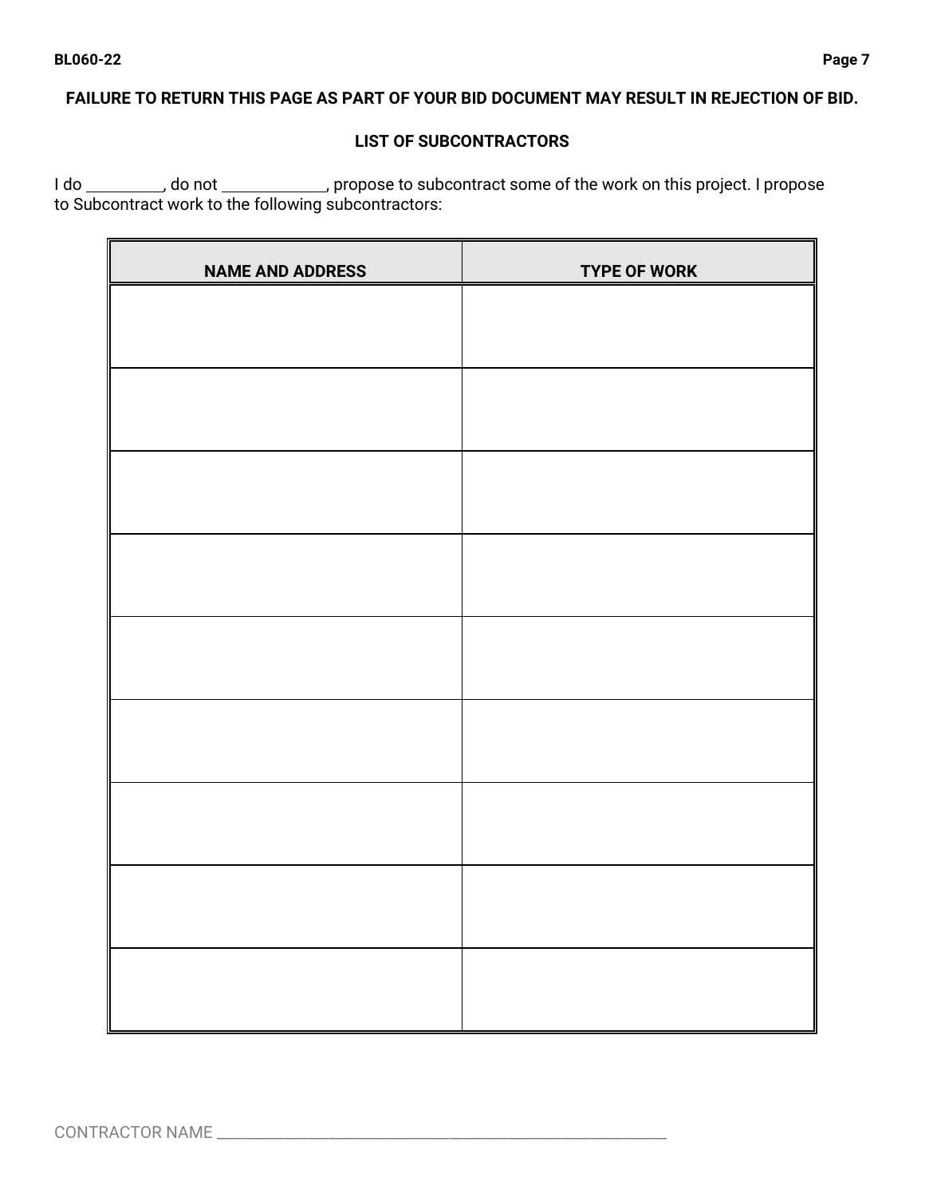**FAILURE TO RETURN THIS PAGE AS PART OF YOUR BID DOCUMENT MAY RESULT IN REJECTION OF BID.**

## LIST OF SUBCONTRACTORS

I do _________, do not ____________, propose to subcontract some of the work on this project. I propose to Subcontract work to the following subcontractors:

| NAME AND ADDRESS | TYPE OF WORK |
|---|---|
| | |
| | |
| | |
| | |
| | |
| | |
| | |
| | |
| | |

CONTRACTOR NAME ___________________________________________________________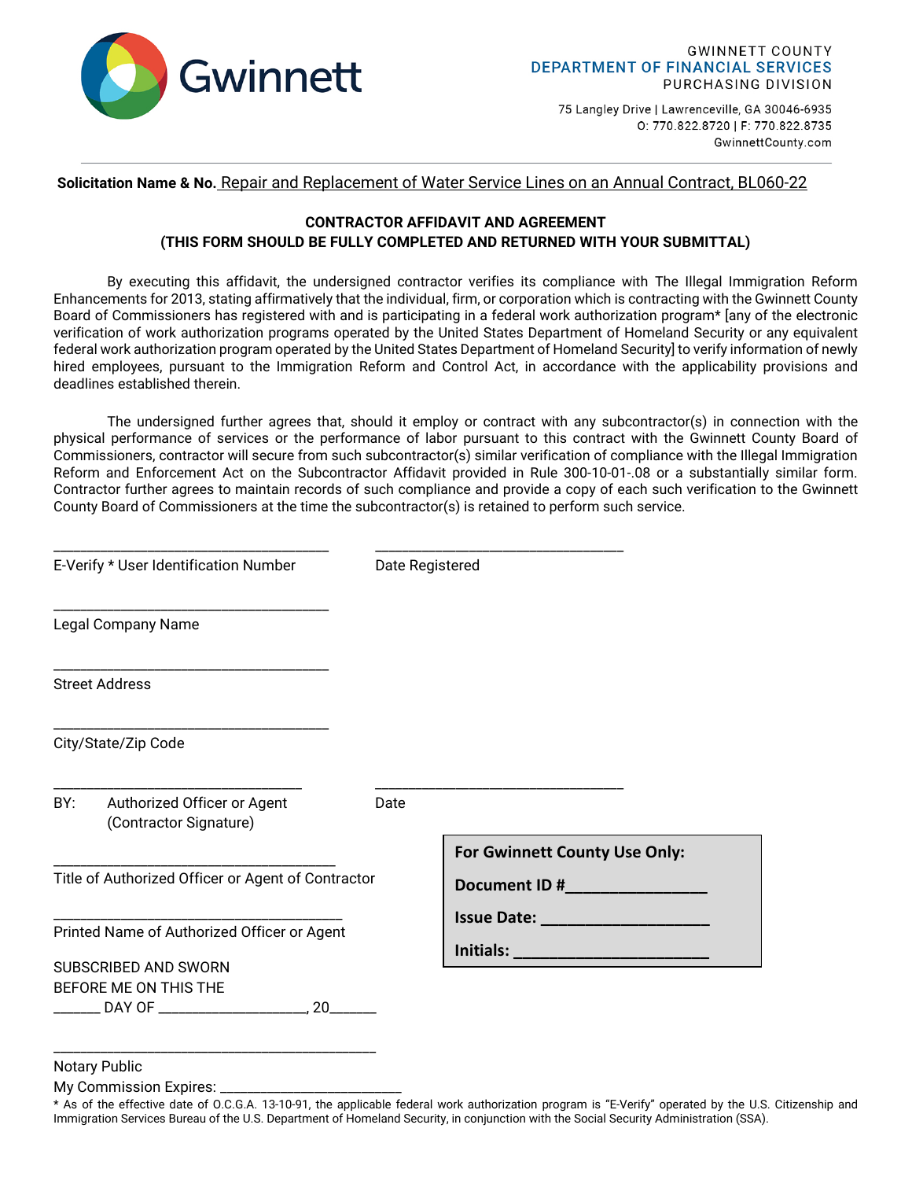GWINNETT COUNTY
DEPARTMENT OF FINANCIAL SERVICES
PURCHASING DIVISION

75 Langley Drive | Lawrenceville, GA 30046-6935
O: 770.822.8720 | F: 770.822.8735
GwinnettCounty.com

**Solicitation Name & No.** Repair and Replacement of Water Service Lines on an Annual Contract, BL060-22

**CONTRACTOR AFFIDAVIT AND AGREEMENT**
**(THIS FORM SHOULD BE FULLY COMPLETED AND RETURNED WITH YOUR SUBMITTAL)**

By executing this affidavit, the undersigned contractor verifies its compliance with The Illegal Immigration Reform Enhancements for 2013, stating affirmatively that the individual, firm, or corporation which is contracting with the Gwinnett County Board of Commissioners has registered with and is participating in a federal work authorization program* [any of the electronic verification of work authorization programs operated by the United States Department of Homeland Security or any equivalent federal work authorization program operated by the United States Department of Homeland Security] to verify information of newly hired employees, pursuant to the Immigration Reform and Control Act, in accordance with the applicability provisions and deadlines established therein.

The undersigned further agrees that, should it employ or contract with any subcontractor(s) in connection with the physical performance of services or the performance of labor pursuant to this contract with the Gwinnett County Board of Commissioners, contractor will secure from such subcontractor(s) similar verification of compliance with the Illegal Immigration Reform and Enforcement Act on the Subcontractor Affidavit provided in Rule 300-10-01-.08 or a substantially similar form. Contractor further agrees to maintain records of such compliance and provide a copy of each such verification to the Gwinnett County Board of Commissioners at the time the subcontractor(s) is retained to perform such service.

\_\_\_\_\_\_\_\_\_\_\_\_\_\_\_\_\_\_\_\_\_\_\_\_\_\_\_\_\_\_\_\_\_\_\_\_\_\_ \_\_\_\_\_\_\_\_\_\_\_\_\_\_\_\_\_\_\_\_\_\_\_\_\_\_\_\_\_\_\_\_\_\_\_
E-Verify * User Identification Number Date Registered

\_\_\_\_\_\_\_\_\_\_\_\_\_\_\_\_\_\_\_\_\_\_\_\_\_\_\_\_\_\_\_\_\_\_\_\_\_\_
Legal Company Name

\_\_\_\_\_\_\_\_\_\_\_\_\_\_\_\_\_\_\_\_\_\_\_\_\_\_\_\_\_\_\_\_\_\_\_\_\_\_
Street Address

\_\_\_\_\_\_\_\_\_\_\_\_\_\_\_\_\_\_\_\_\_\_\_\_\_\_\_\_\_\_\_\_\_\_\_\_\_\_
City/State/Zip Code

\_\_\_\_\_\_\_\_\_\_\_\_\_\_\_\_\_\_\_\_\_\_\_\_\_\_\_\_\_\_\_\_\_\_\_ \_\_\_\_\_\_\_\_\_\_\_\_\_\_\_\_\_\_\_\_\_\_\_\_\_\_\_\_\_\_\_\_\_\_\_
BY: Authorized Officer or Agent (Contractor Signature) Date

\_\_\_\_\_\_\_\_\_\_\_\_\_\_\_\_\_\_\_\_\_\_\_\_\_\_\_\_\_\_\_\_\_\_\_\_\_\_\_
Title of Authorized Officer or Agent of Contractor

\_\_\_\_\_\_\_\_\_\_\_\_\_\_\_\_\_\_\_\_\_\_\_\_\_\_\_\_\_\_\_\_\_\_\_\_\_\_\_
Printed Name of Authorized Officer or Agent

SUBSCRIBED AND SWORN
BEFORE ME ON THIS THE
\_\_\_\_\_\_ DAY OF \_\_\_\_\_\_\_\_\_\_\_\_\_\_\_\_\_\_\_\_, 20\_\_\_\_\_\_

\_\_\_\_\_\_\_\_\_\_\_\_\_\_\_\_\_\_\_\_\_\_\_\_\_\_\_\_\_\_\_\_\_\_\_\_\_\_\_\_\_\_\_\_\_
Notary Public
My Commission Expires: \_\_\_\_\_\_\_\_\_\_\_\_\_\_\_\_\_\_\_\_\_\_\_\_\_

**For Gwinnett County Use Only:**
**Document ID #**\_\_\_\_\_\_\_\_\_\_\_\_\_\_\_\_
**Issue Date:** \_\_\_\_\_\_\_\_\_\_\_\_\_\_\_\_\_\_\_\_
**Initials:** \_\_\_\_\_\_\_\_\_\_\_\_\_\_\_\_\_\_\_\_\_\_\_

* As of the effective date of O.C.G.A. 13-10-91, the applicable federal work authorization program is "E-Verify" operated by the U.S. Citizenship and Immigration Services Bureau of the U.S. Department of Homeland Security, in conjunction with the Social Security Administration (SSA).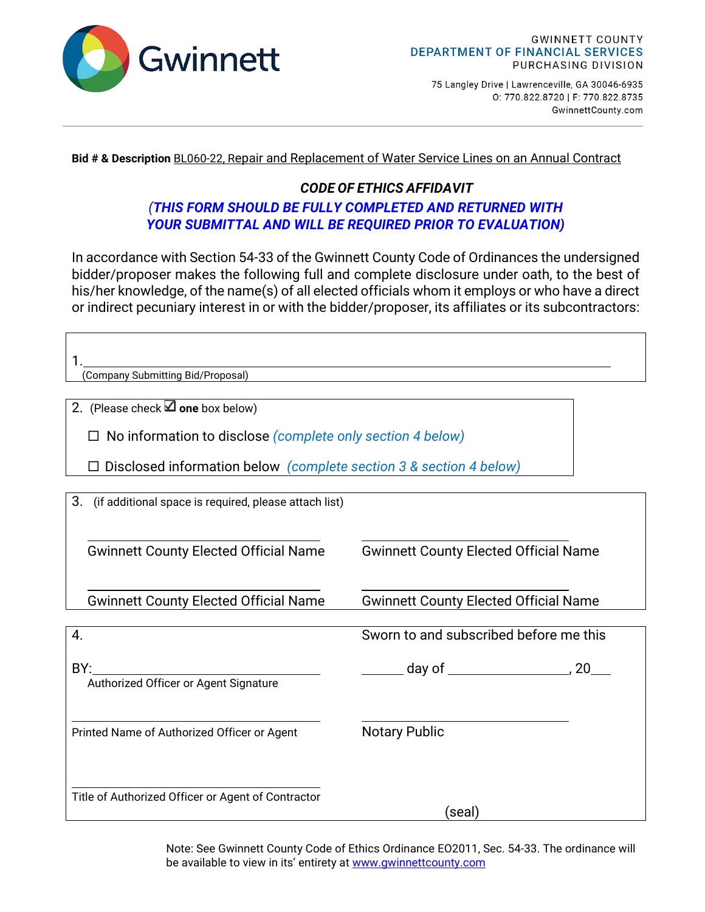GWINNETT COUNTY
DEPARTMENT OF FINANCIAL SERVICES
PURCHASING DIVISION

75 Langley Drive | Lawrenceville, GA 30046-6935
O: 770.822.8720 | F: 770.822.8735
GwinnettCounty.com

**Bid # & Description** BL060-22, Repair and Replacement of Water Service Lines on an Annual Contract

## *CODE OF ETHICS AFFIDAVIT*

***(THIS FORM SHOULD BE FULLY COMPLETED AND RETURNED WITH YOUR SUBMITTAL AND WILL BE REQUIRED PRIOR TO EVALUATION)***

In accordance with Section 54-33 of the Gwinnett County Code of Ordinances the undersigned bidder/proposer makes the following full and complete disclosure under oath, to the best of his/her knowledge, of the name(s) of all elected officials whom it employs or who have a direct or indirect pecuniary interest in or with the bidder/proposer, its affiliates or its subcontractors:

1. ______________________________________________
(Company Submitting Bid/Proposal)

2. (Please check ☑ **one** box below)

☐ No information to disclose *(complete only section 4 below)*

☐ Disclosed information below *(complete section 3 & section 4 below)*

3. (if additional space is required, please attach list)

| | |
|---|---|
| ______________________________ | ______________________________ |
| Gwinnett County Elected Official Name | Gwinnett County Elected Official Name |
| ______________________________ | ______________________________ |
| Gwinnett County Elected Official Name | Gwinnett County Elected Official Name |

4.

| | |
|---|---|
| | Sworn to and subscribed before me this |
| BY: ______________________________ | ______ day of ________________, 20___ |
| Authorized Officer or Agent Signature | |
| ______________________________ | ______________________________ |
| Printed Name of Authorized Officer or Agent | Notary Public |
| ______________________________ | |
| Title of Authorized Officer or Agent of Contractor | (seal) |

Note: See Gwinnett County Code of Ethics Ordinance EO2011, Sec. 54-33. The ordinance will be available to view in its' entirety at www.gwinnettcounty.com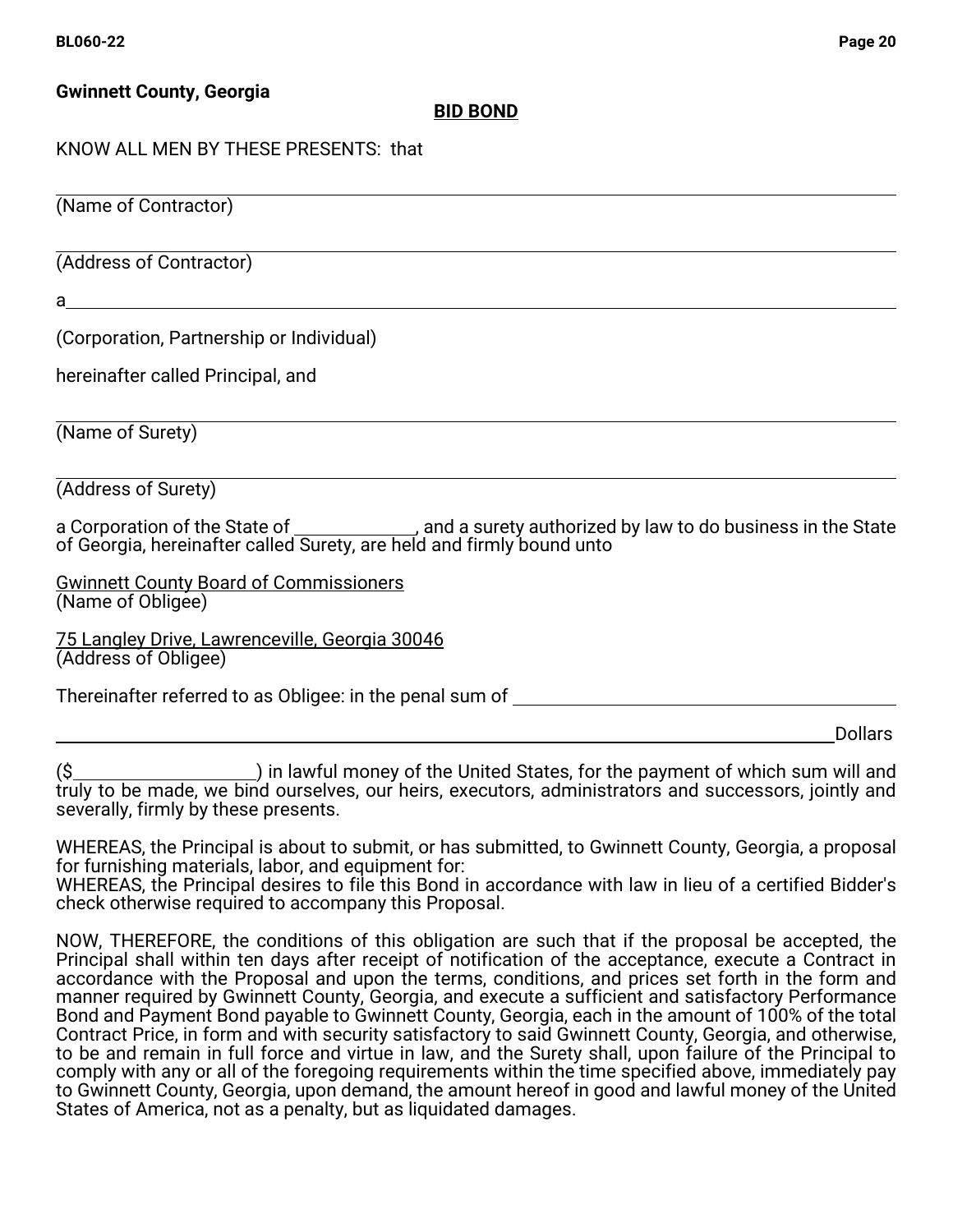**Gwinnett County, Georgia**

**BID BOND**

KNOW ALL MEN BY THESE PRESENTS: that

\_\_\_\_\_\_\_\_\_\_\_\_\_\_\_\_\_\_\_\_\_\_\_\_\_\_\_\_\_\_\_\_\_\_\_\_\_\_\_\_\_\_\_\_\_\_\_\_\_\_\_\_\_\_\_\_\_\_\_\_\_\_\_\_\_\_\_\_\_\_
(Name of Contractor)

\_\_\_\_\_\_\_\_\_\_\_\_\_\_\_\_\_\_\_\_\_\_\_\_\_\_\_\_\_\_\_\_\_\_\_\_\_\_\_\_\_\_\_\_\_\_\_\_\_\_\_\_\_\_\_\_\_\_\_\_\_\_\_\_\_\_\_\_\_\_
(Address of Contractor)

a\_\_\_\_\_\_\_\_\_\_\_\_\_\_\_\_\_\_\_\_\_\_\_\_\_\_\_\_\_\_\_\_\_\_\_\_\_\_\_\_\_\_\_\_\_\_\_\_\_\_\_\_\_\_\_\_\_\_\_\_\_\_\_\_\_\_\_\_\_

(Corporation, Partnership or Individual)

hereinafter called Principal, and

\_\_\_\_\_\_\_\_\_\_\_\_\_\_\_\_\_\_\_\_\_\_\_\_\_\_\_\_\_\_\_\_\_\_\_\_\_\_\_\_\_\_\_\_\_\_\_\_\_\_\_\_\_\_\_\_\_\_\_\_\_\_\_\_\_\_\_\_\_\_
(Name of Surety)

\_\_\_\_\_\_\_\_\_\_\_\_\_\_\_\_\_\_\_\_\_\_\_\_\_\_\_\_\_\_\_\_\_\_\_\_\_\_\_\_\_\_\_\_\_\_\_\_\_\_\_\_\_\_\_\_\_\_\_\_\_\_\_\_\_\_\_\_\_\_
(Address of Surety)

a Corporation of the State of \_\_\_\_\_\_\_\_\_\_\_\_\_, and a surety authorized by law to do business in the State of Georgia, hereinafter called Surety, are held and firmly bound unto

Gwinnett County Board of Commissioners
(Name of Obligee)

75 Langley Drive, Lawrenceville, Georgia 30046
(Address of Obligee)

Thereinafter referred to as Obligee: in the penal sum of \_\_\_\_\_\_\_\_\_\_\_\_\_\_\_\_\_\_\_\_\_\_\_\_\_\_\_\_\_\_\_\_\_\_\_\_\_\_\_\_

\_\_\_\_\_\_\_\_\_\_\_\_\_\_\_\_\_\_\_\_\_\_\_\_\_\_\_\_\_\_\_\_\_\_\_\_\_\_\_\_\_\_\_\_\_\_\_\_\_\_\_\_\_\_\_\_\_\_\_\_\_\_\_\_\_\_\_Dollars

($\_\_\_\_\_\_\_\_\_\_\_\_\_\_\_\_\_\_\_\_) in lawful money of the United States, for the payment of which sum will and truly to be made, we bind ourselves, our heirs, executors, administrators and successors, jointly and severally, firmly by these presents.

WHEREAS, the Principal is about to submit, or has submitted, to Gwinnett County, Georgia, a proposal for furnishing materials, labor, and equipment for:
WHEREAS, the Principal desires to file this Bond in accordance with law in lieu of a certified Bidder's check otherwise required to accompany this Proposal.

NOW, THEREFORE, the conditions of this obligation are such that if the proposal be accepted, the Principal shall within ten days after receipt of notification of the acceptance, execute a Contract in accordance with the Proposal and upon the terms, conditions, and prices set forth in the form and manner required by Gwinnett County, Georgia, and execute a sufficient and satisfactory Performance Bond and Payment Bond payable to Gwinnett County, Georgia, each in the amount of 100% of the total Contract Price, in form and with security satisfactory to said Gwinnett County, Georgia, and otherwise, to be and remain in full force and virtue in law, and the Surety shall, upon failure of the Principal to comply with any or all of the foregoing requirements within the time specified above, immediately pay to Gwinnett County, Georgia, upon demand, the amount hereof in good and lawful money of the United States of America, not as a penalty, but as liquidated damages.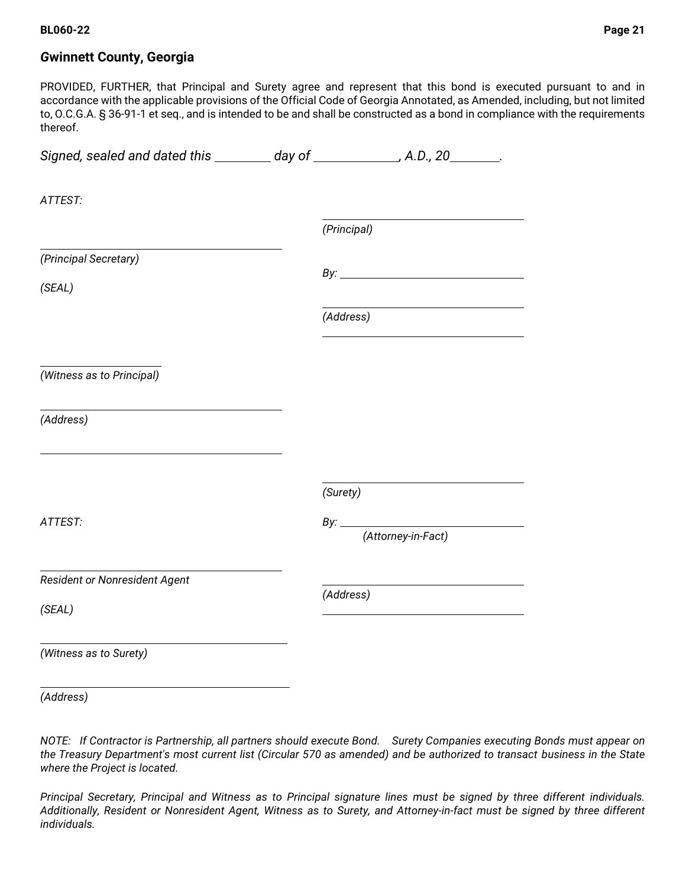PROVIDED, FURTHER, that Principal and Surety agree and represent that this bond is executed pursuant to and in accordance with the applicable provisions of the Official Code of Georgia Annotated, as Amended, including, but not limited to, O.C.G.A. § 36-91-1 et seq., and is intended to be and shall be constructed as a bond in compliance with the requirements thereof.

*Signed, sealed and dated this ________ day of ____________, A.D., 20_______.*

*ATTEST:*

______________________________
*(Principal)*

______________________________
*(Principal Secretary)*

*By:* ______________________________

*(SEAL)*

______________________________
*(Address)*
______________________________

____________________
*(Witness as to Principal)*

______________________________
*(Address)*

______________________________

______________________________
*(Surety)*

*ATTEST:*

*By:* ______________________________
*(Attorney-in-Fact)*

______________________________
*Resident or Nonresident Agent*

______________________________
*(Address)*

*(SEAL)*

______________________________

______________________________
*(Witness as to Surety)*

______________________________
*(Address)*

*NOTE: If Contractor is Partnership, all partners should execute Bond. Surety Companies executing Bonds must appear on the Treasury Department's most current list (Circular 570 as amended) and be authorized to transact business in the State where the Project is located.*

*Principal Secretary, Principal and Witness as to Principal signature lines must be signed by three different individuals. Additionally, Resident or Nonresident Agent, Witness as to Surety, and Attorney-in-fact must be signed by three different individuals.*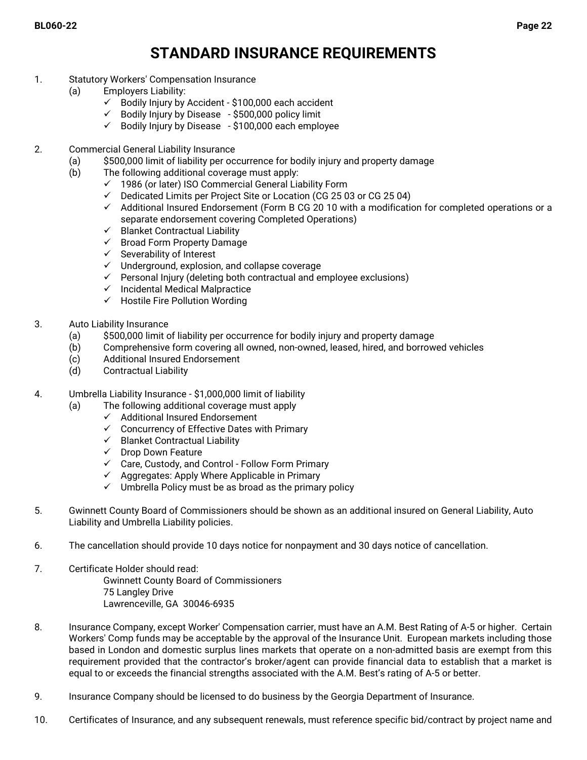# STANDARD INSURANCE REQUIREMENTS

1. Statutory Workers' Compensation Insurance
   (a) Employers Liability:
      - ✓ Bodily Injury by Accident - $100,000 each accident
      - ✓ Bodily Injury by Disease - $500,000 policy limit
      - ✓ Bodily Injury by Disease - $100,000 each employee

2. Commercial General Liability Insurance
   (a) $500,000 limit of liability per occurrence for bodily injury and property damage
   (b) The following additional coverage must apply:
      - ✓ 1986 (or later) ISO Commercial General Liability Form
      - ✓ Dedicated Limits per Project Site or Location (CG 25 03 or CG 25 04)
      - ✓ Additional Insured Endorsement (Form B CG 20 10 with a modification for completed operations or a separate endorsement covering Completed Operations)
      - ✓ Blanket Contractual Liability
      - ✓ Broad Form Property Damage
      - ✓ Severability of Interest
      - ✓ Underground, explosion, and collapse coverage
      - ✓ Personal Injury (deleting both contractual and employee exclusions)
      - ✓ Incidental Medical Malpractice
      - ✓ Hostile Fire Pollution Wording

3. Auto Liability Insurance
   (a) $500,000 limit of liability per occurrence for bodily injury and property damage
   (b) Comprehensive form covering all owned, non-owned, leased, hired, and borrowed vehicles
   (c) Additional Insured Endorsement
   (d) Contractual Liability

4. Umbrella Liability Insurance - $1,000,000 limit of liability
   (a) The following additional coverage must apply
      - ✓ Additional Insured Endorsement
      - ✓ Concurrency of Effective Dates with Primary
      - ✓ Blanket Contractual Liability
      - ✓ Drop Down Feature
      - ✓ Care, Custody, and Control - Follow Form Primary
      - ✓ Aggregates: Apply Where Applicable in Primary
      - ✓ Umbrella Policy must be as broad as the primary policy

5. Gwinnett County Board of Commissioners should be shown as an additional insured on General Liability, Auto Liability and Umbrella Liability policies.

6. The cancellation should provide 10 days notice for nonpayment and 30 days notice of cancellation.

7. Certificate Holder should read:
   Gwinnett County Board of Commissioners
   75 Langley Drive
   Lawrenceville, GA 30046-6935

8. Insurance Company, except Worker' Compensation carrier, must have an A.M. Best Rating of A-5 or higher. Certain Workers' Comp funds may be acceptable by the approval of the Insurance Unit. European markets including those based in London and domestic surplus lines markets that operate on a non-admitted basis are exempt from this requirement provided that the contractor's broker/agent can provide financial data to establish that a market is equal to or exceeds the financial strengths associated with the A.M. Best's rating of A-5 or better.

9. Insurance Company should be licensed to do business by the Georgia Department of Insurance.

10. Certificates of Insurance, and any subsequent renewals, must reference specific bid/contract by project name and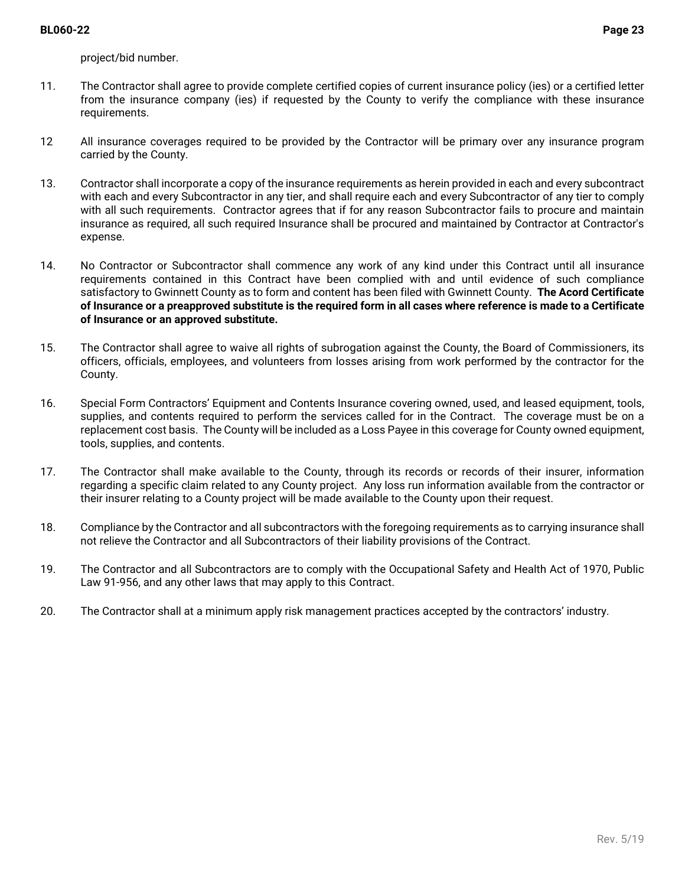project/bid number.

11. The Contractor shall agree to provide complete certified copies of current insurance policy (ies) or a certified letter from the insurance company (ies) if requested by the County to verify the compliance with these insurance requirements.

12 All insurance coverages required to be provided by the Contractor will be primary over any insurance program carried by the County.

13. Contractor shall incorporate a copy of the insurance requirements as herein provided in each and every subcontract with each and every Subcontractor in any tier, and shall require each and every Subcontractor of any tier to comply with all such requirements. Contractor agrees that if for any reason Subcontractor fails to procure and maintain insurance as required, all such required Insurance shall be procured and maintained by Contractor at Contractor's expense.

14. No Contractor or Subcontractor shall commence any work of any kind under this Contract until all insurance requirements contained in this Contract have been complied with and until evidence of such compliance satisfactory to Gwinnett County as to form and content has been filed with Gwinnett County. **The Acord Certificate of Insurance or a preapproved substitute is the required form in all cases where reference is made to a Certificate of Insurance or an approved substitute.**

15. The Contractor shall agree to waive all rights of subrogation against the County, the Board of Commissioners, its officers, officials, employees, and volunteers from losses arising from work performed by the contractor for the County.

16. Special Form Contractors' Equipment and Contents Insurance covering owned, used, and leased equipment, tools, supplies, and contents required to perform the services called for in the Contract. The coverage must be on a replacement cost basis. The County will be included as a Loss Payee in this coverage for County owned equipment, tools, supplies, and contents.

17. The Contractor shall make available to the County, through its records or records of their insurer, information regarding a specific claim related to any County project. Any loss run information available from the contractor or their insurer relating to a County project will be made available to the County upon their request.

18. Compliance by the Contractor and all subcontractors with the foregoing requirements as to carrying insurance shall not relieve the Contractor and all Subcontractors of their liability provisions of the Contract.

19. The Contractor and all Subcontractors are to comply with the Occupational Safety and Health Act of 1970, Public Law 91-956, and any other laws that may apply to this Contract.

20. The Contractor shall at a minimum apply risk management practices accepted by the contractors' industry.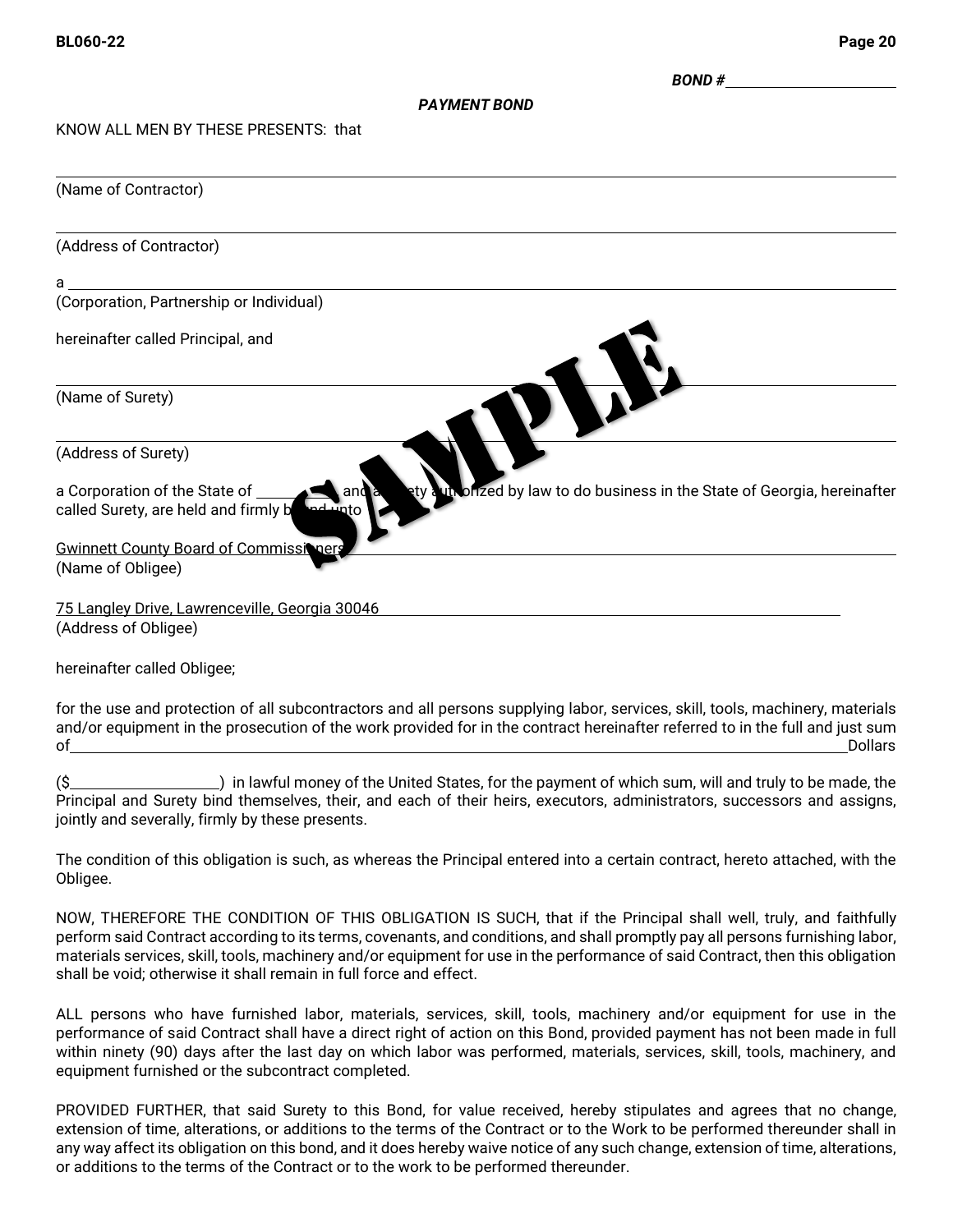BOND # ____________________

***PAYMENT BOND***

KNOW ALL MEN BY THESE PRESENTS: that

______________________________________________________________________
(Name of Contractor)

______________________________________________________________________
(Address of Contractor)

a ____________________________________________________________________
(Corporation, Partnership or Individual)

hereinafter called Principal, and

______________________________________________________________________
(Name of Surety)

______________________________________________________________________
(Address of Surety)

a Corporation of the State of __________ and a Surety authorized by law to do business in the State of Georgia, hereinafter called Surety, are held and firmly bound unto

Gwinnett County Board of Commissioners
(Name of Obligee)

75 Langley Drive, Lawrenceville, Georgia 30046
(Address of Obligee)

hereinafter called Obligee;

for the use and protection of all subcontractors and all persons supplying labor, services, skill, tools, machinery, materials and/or equipment in the prosecution of the work provided for in the contract hereinafter referred to in the full and just sum of ______________________________________________________________ Dollars

($____________________) in lawful money of the United States, for the payment of which sum, will and truly to be made, the Principal and Surety bind themselves, their, and each of their heirs, executors, administrators, successors and assigns, jointly and severally, firmly by these presents.

The condition of this obligation is such, as whereas the Principal entered into a certain contract, hereto attached, with the Obligee.

NOW, THEREFORE THE CONDITION OF THIS OBLIGATION IS SUCH, that if the Principal shall well, truly, and faithfully perform said Contract according to its terms, covenants, and conditions, and shall promptly pay all persons furnishing labor, materials services, skill, tools, machinery and/or equipment for use in the performance of said Contract, then this obligation shall be void; otherwise it shall remain in full force and effect.

ALL persons who have furnished labor, materials, services, skill, tools, machinery and/or equipment for use in the performance of said Contract shall have a direct right of action on this Bond, provided payment has not been made in full within ninety (90) days after the last day on which labor was performed, materials, services, skill, tools, machinery, and equipment furnished or the subcontract completed.

PROVIDED FURTHER, that said Surety to this Bond, for value received, hereby stipulates and agrees that no change, extension of time, alterations, or additions to the terms of the Contract or to the Work to be performed thereunder shall in any way affect its obligation on this bond, and it does hereby waive notice of any such change, extension of time, alterations, or additions to the terms of the Contract or to the work to be performed thereunder.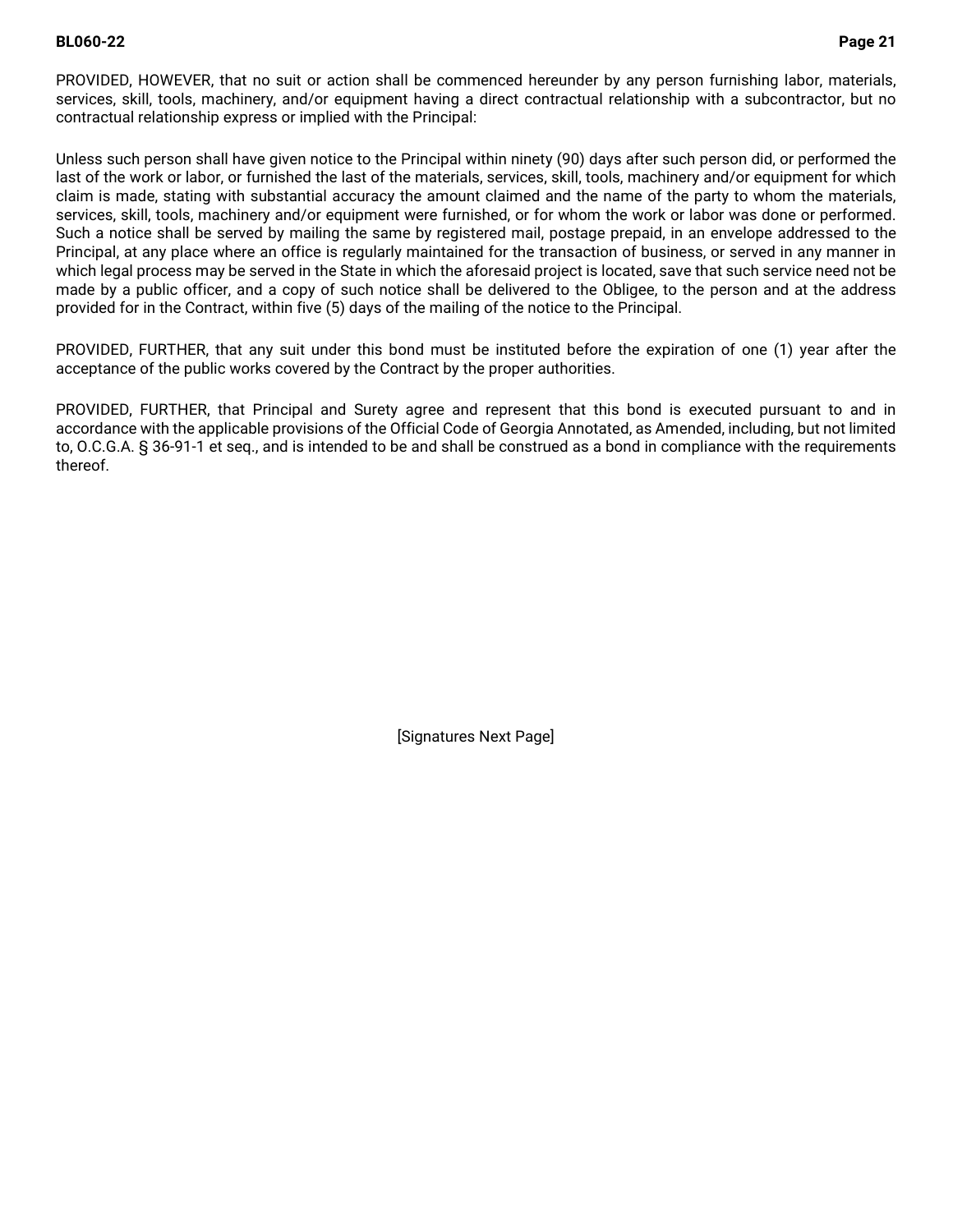PROVIDED, HOWEVER, that no suit or action shall be commenced hereunder by any person furnishing labor, materials, services, skill, tools, machinery, and/or equipment having a direct contractual relationship with a subcontractor, but no contractual relationship express or implied with the Principal:

Unless such person shall have given notice to the Principal within ninety (90) days after such person did, or performed the last of the work or labor, or furnished the last of the materials, services, skill, tools, machinery and/or equipment for which claim is made, stating with substantial accuracy the amount claimed and the name of the party to whom the materials, services, skill, tools, machinery and/or equipment were furnished, or for whom the work or labor was done or performed. Such a notice shall be served by mailing the same by registered mail, postage prepaid, in an envelope addressed to the Principal, at any place where an office is regularly maintained for the transaction of business, or served in any manner in which legal process may be served in the State in which the aforesaid project is located, save that such service need not be made by a public officer, and a copy of such notice shall be delivered to the Obligee, to the person and at the address provided for in the Contract, within five (5) days of the mailing of the notice to the Principal.

PROVIDED, FURTHER, that any suit under this bond must be instituted before the expiration of one (1) year after the acceptance of the public works covered by the Contract by the proper authorities.

PROVIDED, FURTHER, that Principal and Surety agree and represent that this bond is executed pursuant to and in accordance with the applicable provisions of the Official Code of Georgia Annotated, as Amended, including, but not limited to, O.C.G.A. § 36-91-1 et seq., and is intended to be and shall be construed as a bond in compliance with the requirements thereof.

[Signatures Next Page]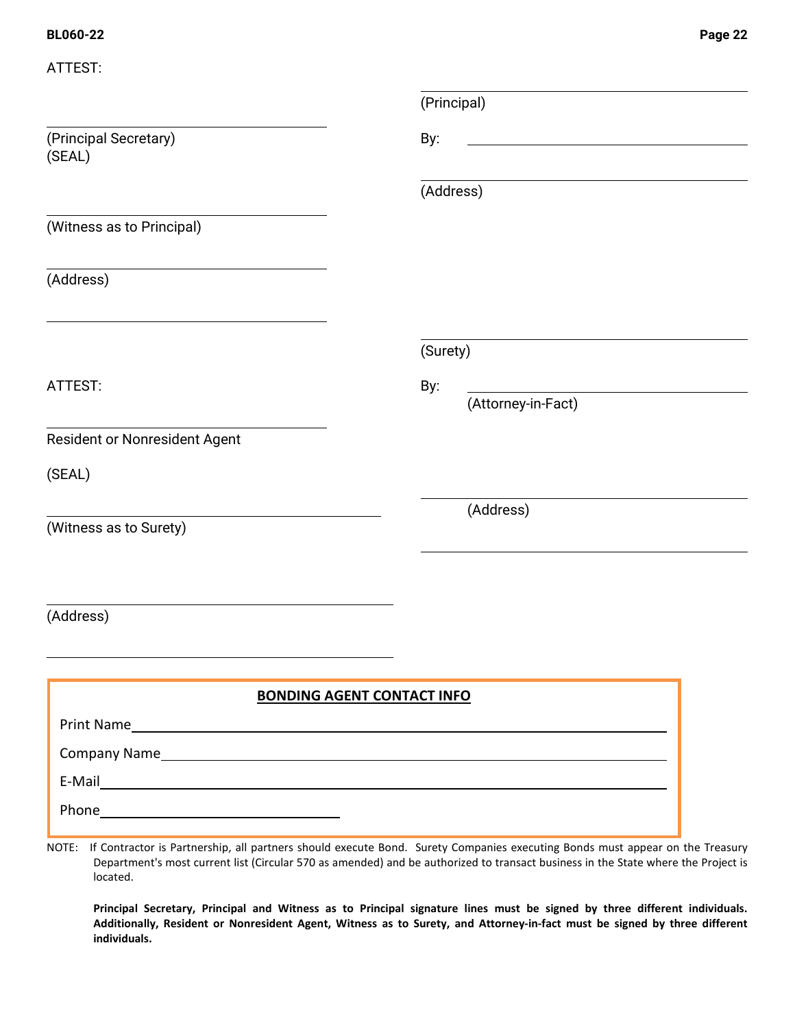ATTEST:

| | |
|---|---|
| | \_\_\_\_\_\_\_\_\_\_\_\_\_\_\_\_\_\_\_\_\_\_\_\_\_\_\_\_\_\_ |
| | (Principal) |
| \_\_\_\_\_\_\_\_\_\_\_\_\_\_\_\_\_\_\_\_\_\_\_\_\_\_\_\_\_\_ | |
| (Principal Secretary) | By: \_\_\_\_\_\_\_\_\_\_\_\_\_\_\_\_\_\_\_\_\_\_\_\_\_\_\_\_\_\_ |
| (SEAL) | |
| | \_\_\_\_\_\_\_\_\_\_\_\_\_\_\_\_\_\_\_\_\_\_\_\_\_\_\_\_\_\_ |
| | (Address) |
| \_\_\_\_\_\_\_\_\_\_\_\_\_\_\_\_\_\_\_\_\_\_\_\_\_\_\_\_\_\_ | |
| (Witness as to Principal) | |
| \_\_\_\_\_\_\_\_\_\_\_\_\_\_\_\_\_\_\_\_\_\_\_\_\_\_\_\_\_\_ | |
| (Address) | |
| \_\_\_\_\_\_\_\_\_\_\_\_\_\_\_\_\_\_\_\_\_\_\_\_\_\_\_\_\_\_ | |
| | \_\_\_\_\_\_\_\_\_\_\_\_\_\_\_\_\_\_\_\_\_\_\_\_\_\_\_\_\_\_ |
| | (Surety) |
| ATTEST: | By: \_\_\_\_\_\_\_\_\_\_\_\_\_\_\_\_\_\_\_\_\_\_\_\_\_\_\_\_\_\_ |
| | (Attorney-in-Fact) |
| \_\_\_\_\_\_\_\_\_\_\_\_\_\_\_\_\_\_\_\_\_\_\_\_\_\_\_\_\_\_ | |
| Resident or Nonresident Agent | |
| (SEAL) | |
| | \_\_\_\_\_\_\_\_\_\_\_\_\_\_\_\_\_\_\_\_\_\_\_\_\_\_\_\_\_\_ |
| \_\_\_\_\_\_\_\_\_\_\_\_\_\_\_\_\_\_\_\_\_\_\_\_\_\_\_\_\_\_ | (Address) |
| (Witness as to Surety) | \_\_\_\_\_\_\_\_\_\_\_\_\_\_\_\_\_\_\_\_\_\_\_\_\_\_\_\_\_\_ |
| \_\_\_\_\_\_\_\_\_\_\_\_\_\_\_\_\_\_\_\_\_\_\_\_\_\_\_\_\_\_ | |
| (Address) | |
| \_\_\_\_\_\_\_\_\_\_\_\_\_\_\_\_\_\_\_\_\_\_\_\_\_\_\_\_\_\_ | |

**BONDING AGENT CONTACT INFO**

Print Name\_\_\_\_\_\_\_\_\_\_\_\_\_\_\_\_\_\_\_\_\_\_\_\_\_\_\_\_\_\_\_\_\_\_\_\_\_\_\_\_

Company Name\_\_\_\_\_\_\_\_\_\_\_\_\_\_\_\_\_\_\_\_\_\_\_\_\_\_\_\_\_\_\_\_\_\_\_\_\_\_

E-Mail\_\_\_\_\_\_\_\_\_\_\_\_\_\_\_\_\_\_\_\_\_\_\_\_\_\_\_\_\_\_\_\_\_\_\_\_\_\_\_\_\_\_

Phone\_\_\_\_\_\_\_\_\_\_\_\_\_\_\_\_\_\_\_\_

NOTE: If Contractor is Partnership, all partners should execute Bond. Surety Companies executing Bonds must appear on the Treasury Department's most current list (Circular 570 as amended) and be authorized to transact business in the State where the Project is located.

**Principal Secretary, Principal and Witness as to Principal signature lines must be signed by three different individuals. Additionally, Resident or Nonresident Agent, Witness as to Surety, and Attorney-in-fact must be signed by three different individuals.**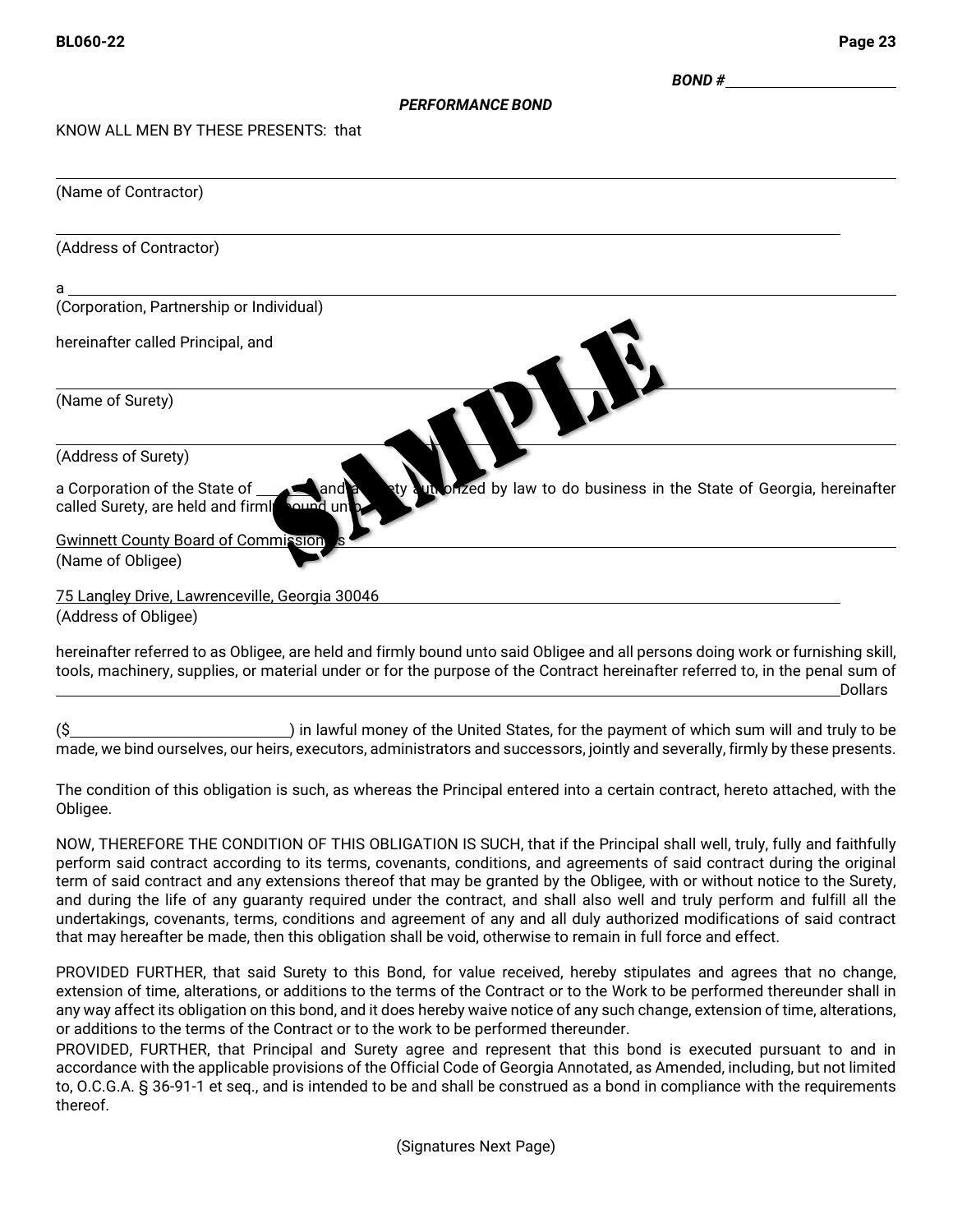**BOND #** \_\_\_\_\_\_\_\_\_\_\_\_\_\_\_\_\_\_\_\_

***PERFORMANCE BOND***

KNOW ALL MEN BY THESE PRESENTS: that

\_\_\_\_\_\_\_\_\_\_\_\_\_\_\_\_\_\_\_\_\_\_\_\_\_\_\_\_\_\_\_\_\_\_\_\_\_\_\_\_

(Name of Contractor)

\_\_\_\_\_\_\_\_\_\_\_\_\_\_\_\_\_\_\_\_\_\_\_\_\_\_\_\_\_\_\_\_\_\_\_\_\_\_\_\_

(Address of Contractor)

a \_\_\_\_\_\_\_\_\_\_\_\_\_\_\_\_\_\_\_\_\_\_\_\_\_\_\_\_\_\_\_\_\_\_\_\_\_\_\_\_

(Corporation, Partnership or Individual)

hereinafter called Principal, and

\_\_\_\_\_\_\_\_\_\_\_\_\_\_\_\_\_\_\_\_\_\_\_\_\_\_\_\_\_\_\_\_\_\_\_\_\_\_\_\_

(Name of Surety)

\_\_\_\_\_\_\_\_\_\_\_\_\_\_\_\_\_\_\_\_\_\_\_\_\_\_\_\_\_\_\_\_\_\_\_\_\_\_\_\_

(Address of Surety)

a Corporation of the State of \_\_\_\_\_\_\_ and a Surety authorized by law to do business in the State of Georgia, hereinafter called Surety, are held and firmly bound unto

Gwinnett County Board of Commissioners

(Name of Obligee)

75 Langley Drive, Lawrenceville, Georgia 30046

(Address of Obligee)

hereinafter referred to as Obligee, are held and firmly bound unto said Obligee and all persons doing work or furnishing skill, tools, machinery, supplies, or material under or for the purpose of the Contract hereinafter referred to, in the penal sum of \_\_\_\_\_\_\_\_\_\_\_\_\_\_\_\_\_\_\_\_\_\_\_\_\_\_\_\_\_\_\_\_\_\_\_\_\_\_\_\_ Dollars

($\_\_\_\_\_\_\_\_\_\_\_\_\_\_\_\_\_\_\_\_) in lawful money of the United States, for the payment of which sum will and truly to be made, we bind ourselves, our heirs, executors, administrators and successors, jointly and severally, firmly by these presents.

The condition of this obligation is such, as whereas the Principal entered into a certain contract, hereto attached, with the Obligee.

NOW, THEREFORE THE CONDITION OF THIS OBLIGATION IS SUCH, that if the Principal shall well, truly, fully and faithfully perform said contract according to its terms, covenants, conditions, and agreements of said contract during the original term of said contract and any extensions thereof that may be granted by the Obligee, with or without notice to the Surety, and during the life of any guaranty required under the contract, and shall also well and truly perform and fulfill all the undertakings, covenants, terms, conditions and agreement of any and all duly authorized modifications of said contract that may hereafter be made, then this obligation shall be void, otherwise to remain in full force and effect.

PROVIDED FURTHER, that said Surety to this Bond, for value received, hereby stipulates and agrees that no change, extension of time, alterations, or additions to the terms of the Contract or to the Work to be performed thereunder shall in any way affect its obligation on this bond, and it does hereby waive notice of any such change, extension of time, alterations, or additions to the terms of the Contract or to the work to be performed thereunder.

PROVIDED, FURTHER, that Principal and Surety agree and represent that this bond is executed pursuant to and in accordance with the applicable provisions of the Official Code of Georgia Annotated, as Amended, including, but not limited to, O.C.G.A. § 36-91-1 et seq., and is intended to be and shall be construed as a bond in compliance with the requirements thereof.

(Signatures Next Page)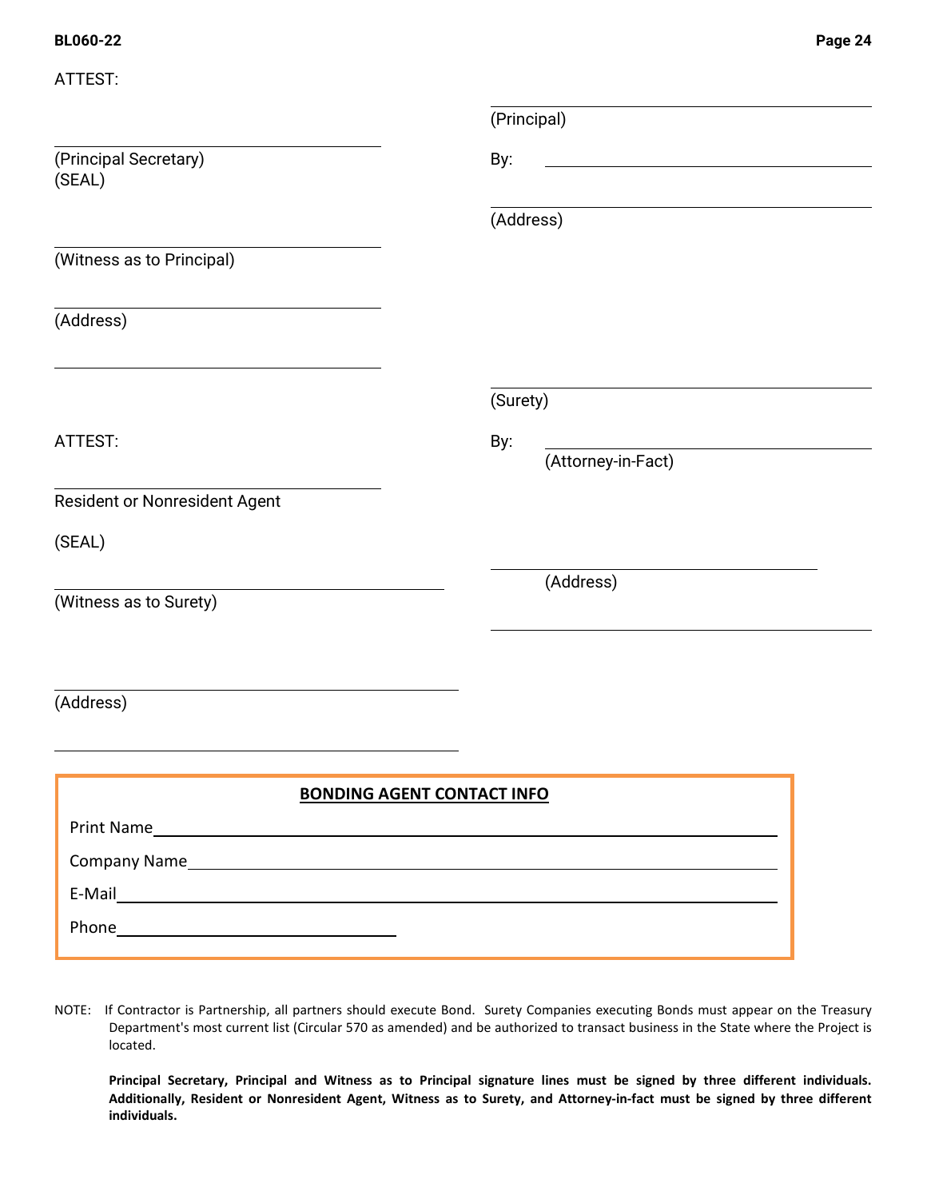ATTEST:

| | |
|---|---|
| | _______________________ |
| | (Principal) |
| _______________________ | |
| (Principal Secretary) | By: _______________________ |
| (SEAL) | |
| | _______________________ |
| | (Address) |
| _______________________ | |
| (Witness as to Principal) | |
| _______________________ | |
| (Address) | |
| _______________________ | |
| | _______________________ |
| | (Surety) |
| ATTEST: | By: _______________________ |
| | (Attorney-in-Fact) |
| _______________________ | |
| Resident or Nonresident Agent | |
| (SEAL) | |
| _______________________ | _______________________ |
| (Witness as to Surety) | (Address) |
| | _______________________ |
| _______________________ | |
| (Address) | |
| _______________________ | |

**BONDING AGENT CONTACT INFO**

Print Name_______________________

Company Name_______________________

E-Mail_______________________

Phone_______________________

NOTE: If Contractor is Partnership, all partners should execute Bond. Surety Companies executing Bonds must appear on the Treasury Department's most current list (Circular 570 as amended) and be authorized to transact business in the State where the Project is located.

**Principal Secretary, Principal and Witness as to Principal signature lines must be signed by three different individuals. Additionally, Resident or Nonresident Agent, Witness as to Surety, and Attorney-in-fact must be signed by three different individuals.**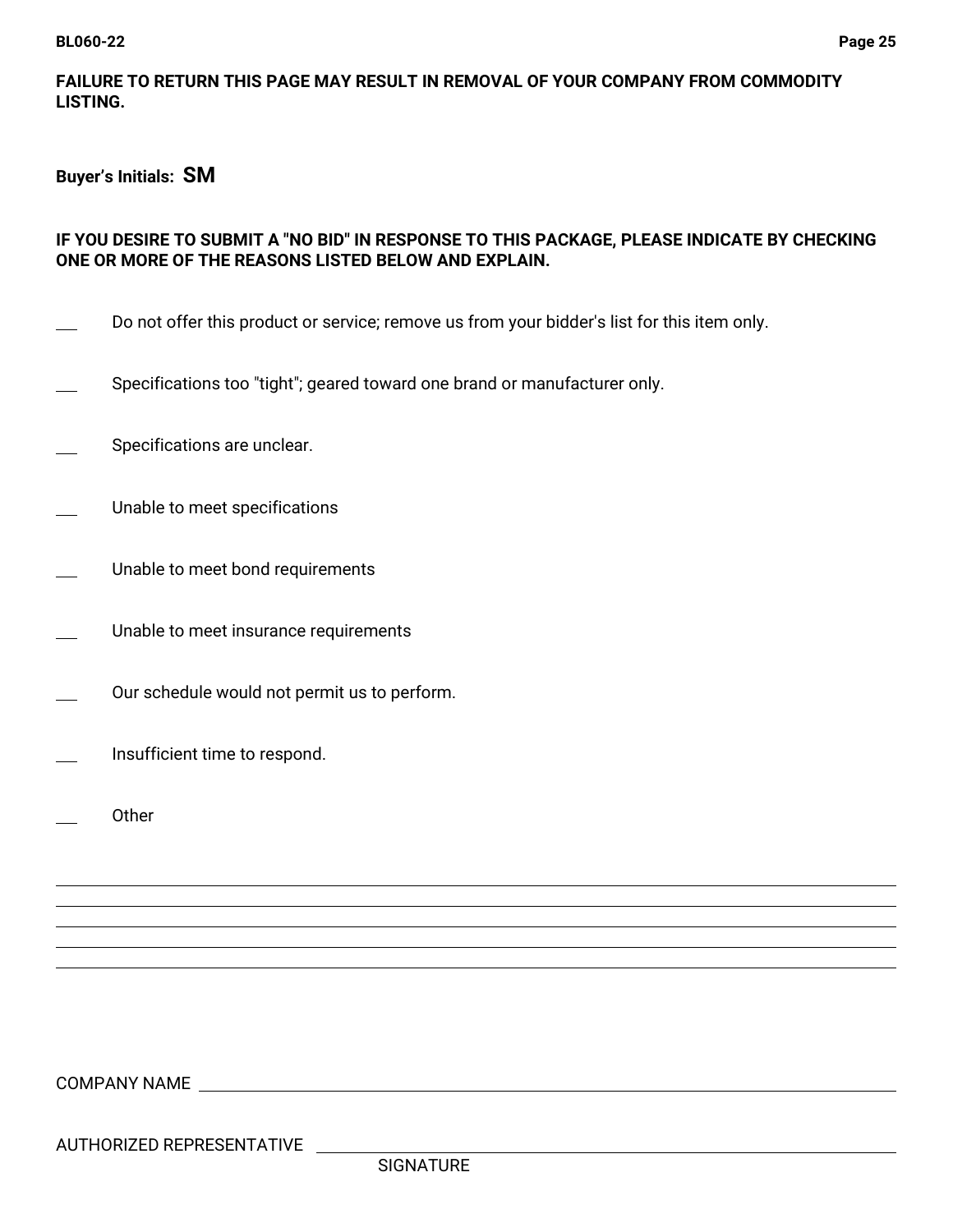**FAILURE TO RETURN THIS PAGE MAY RESULT IN REMOVAL OF YOUR COMPANY FROM COMMODITY LISTING.**

**Buyer's Initials: SM**

**IF YOU DESIRE TO SUBMIT A "NO BID" IN RESPONSE TO THIS PACKAGE, PLEASE INDICATE BY CHECKING ONE OR MORE OF THE REASONS LISTED BELOW AND EXPLAIN.**

___ Do not offer this product or service; remove us from your bidder's list for this item only.

___ Specifications too "tight"; geared toward one brand or manufacturer only.

___ Specifications are unclear.

___ Unable to meet specifications

___ Unable to meet bond requirements

___ Unable to meet insurance requirements

___ Our schedule would not permit us to perform.

___ Insufficient time to respond.

___ Other

______________________________________________________________________________

______________________________________________________________________________

______________________________________________________________________________

______________________________________________________________________________

______________________________________________________________________________

COMPANY NAME ______________________________________________________________

AUTHORIZED REPRESENTATIVE ______________________________________________
SIGNATURE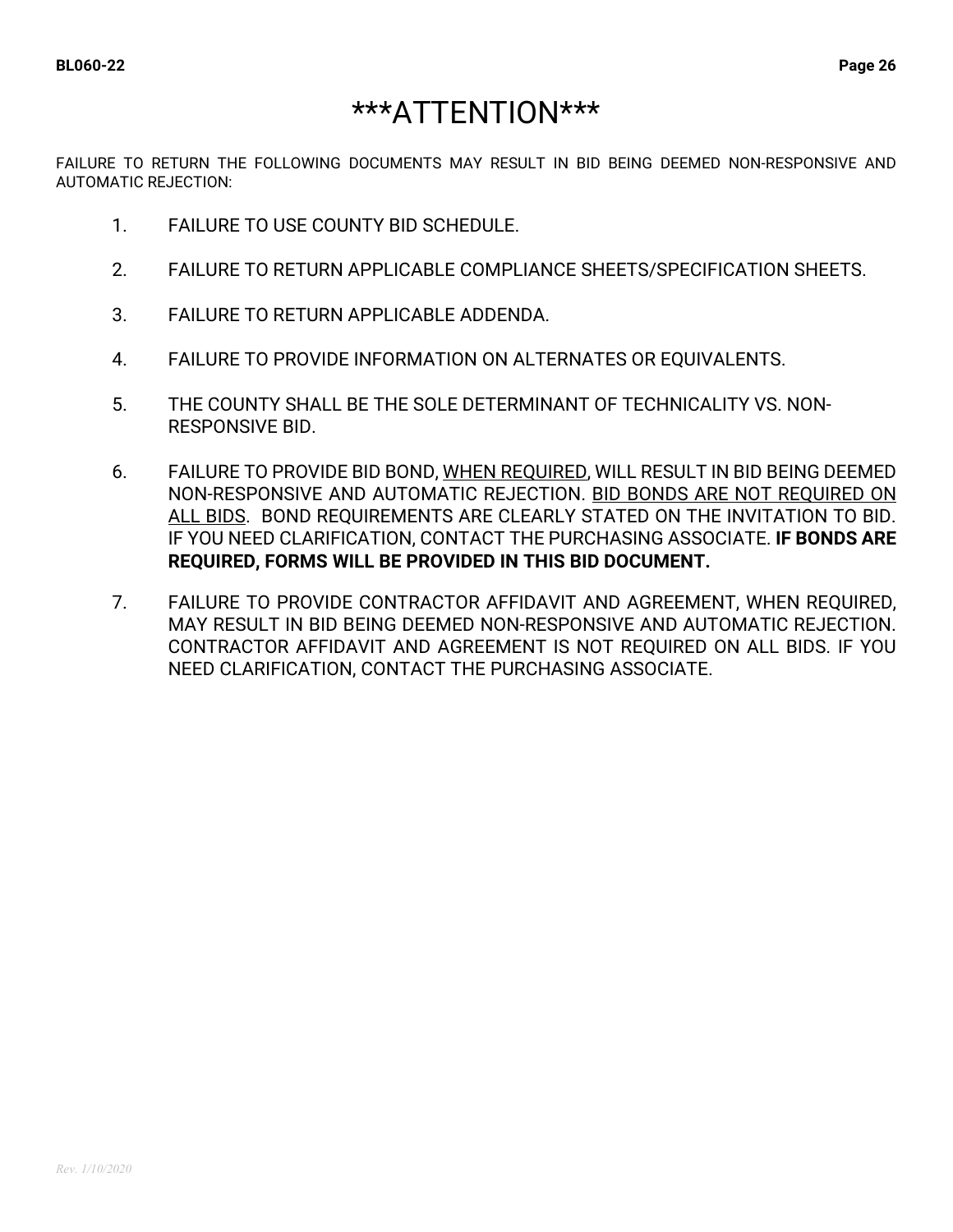# ***ATTENTION***

FAILURE TO RETURN THE FOLLOWING DOCUMENTS MAY RESULT IN BID BEING DEEMED NON-RESPONSIVE AND AUTOMATIC REJECTION:

1. FAILURE TO USE COUNTY BID SCHEDULE.
2. FAILURE TO RETURN APPLICABLE COMPLIANCE SHEETS/SPECIFICATION SHEETS.
3. FAILURE TO RETURN APPLICABLE ADDENDA.
4. FAILURE TO PROVIDE INFORMATION ON ALTERNATES OR EQUIVALENTS.
5. THE COUNTY SHALL BE THE SOLE DETERMINANT OF TECHNICALITY VS. NON-RESPONSIVE BID.
6. FAILURE TO PROVIDE BID BOND, WHEN REQUIRED, WILL RESULT IN BID BEING DEEMED NON-RESPONSIVE AND AUTOMATIC REJECTION. BID BONDS ARE NOT REQUIRED ON ALL BIDS. BOND REQUIREMENTS ARE CLEARLY STATED ON THE INVITATION TO BID. IF YOU NEED CLARIFICATION, CONTACT THE PURCHASING ASSOCIATE. **IF BONDS ARE REQUIRED, FORMS WILL BE PROVIDED IN THIS BID DOCUMENT.**
7. FAILURE TO PROVIDE CONTRACTOR AFFIDAVIT AND AGREEMENT, WHEN REQUIRED, MAY RESULT IN BID BEING DEEMED NON-RESPONSIVE AND AUTOMATIC REJECTION. CONTRACTOR AFFIDAVIT AND AGREEMENT IS NOT REQUIRED ON ALL BIDS. IF YOU NEED CLARIFICATION, CONTACT THE PURCHASING ASSOCIATE.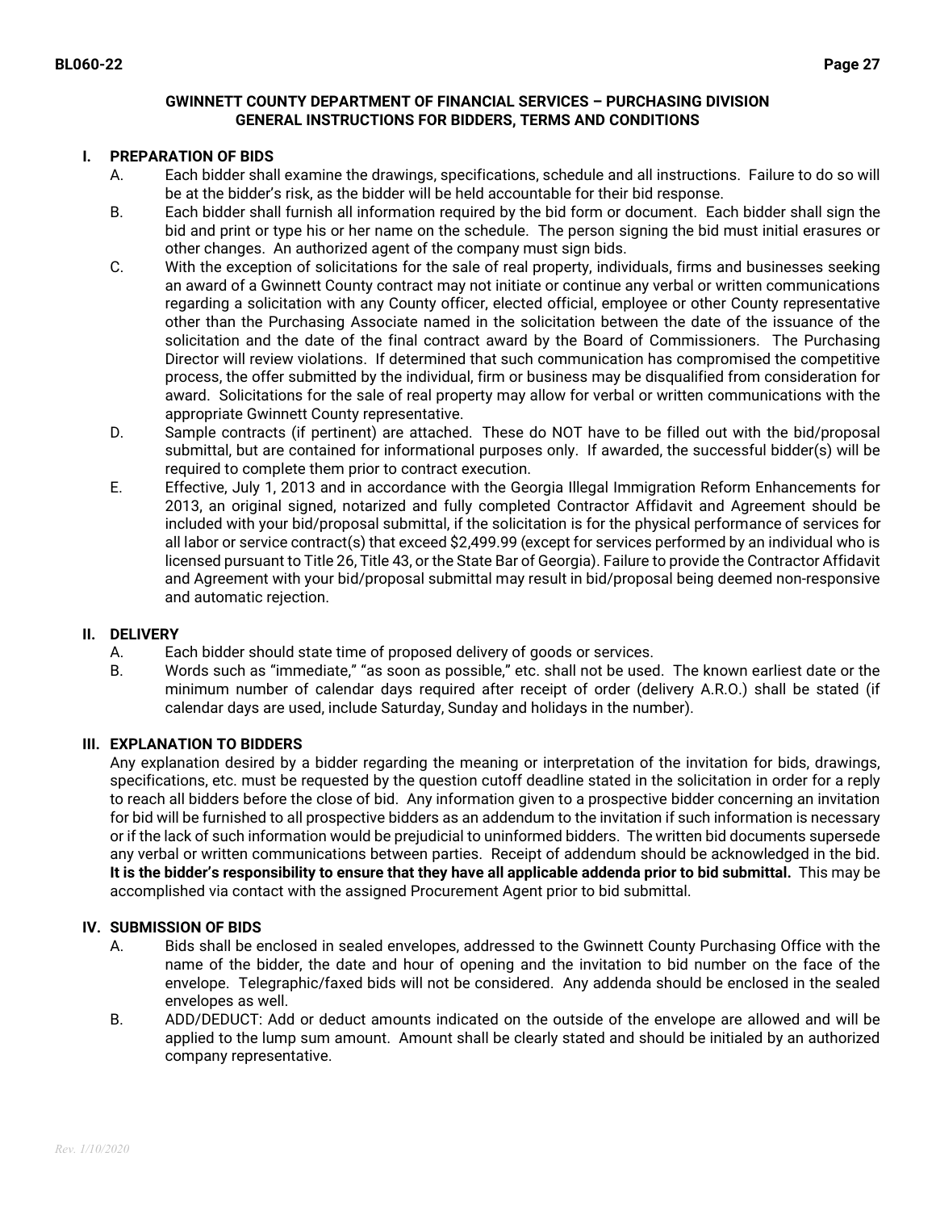**GWINNETT COUNTY DEPARTMENT OF FINANCIAL SERVICES – PURCHASING DIVISION**
**GENERAL INSTRUCTIONS FOR BIDDERS, TERMS AND CONDITIONS**

## I. PREPARATION OF BIDS

A. Each bidder shall examine the drawings, specifications, schedule and all instructions. Failure to do so will be at the bidder's risk, as the bidder will be held accountable for their bid response.

B. Each bidder shall furnish all information required by the bid form or document. Each bidder shall sign the bid and print or type his or her name on the schedule. The person signing the bid must initial erasures or other changes. An authorized agent of the company must sign bids.

C. With the exception of solicitations for the sale of real property, individuals, firms and businesses seeking an award of a Gwinnett County contract may not initiate or continue any verbal or written communications regarding a solicitation with any County officer, elected official, employee or other County representative other than the Purchasing Associate named in the solicitation between the date of the issuance of the solicitation and the date of the final contract award by the Board of Commissioners. The Purchasing Director will review violations. If determined that such communication has compromised the competitive process, the offer submitted by the individual, firm or business may be disqualified from consideration for award. Solicitations for the sale of real property may allow for verbal or written communications with the appropriate Gwinnett County representative.

D. Sample contracts (if pertinent) are attached. These do NOT have to be filled out with the bid/proposal submittal, but are contained for informational purposes only. If awarded, the successful bidder(s) will be required to complete them prior to contract execution.

E. Effective, July 1, 2013 and in accordance with the Georgia Illegal Immigration Reform Enhancements for 2013, an original signed, notarized and fully completed Contractor Affidavit and Agreement should be included with your bid/proposal submittal, if the solicitation is for the physical performance of services for all labor or service contract(s) that exceed $2,499.99 (except for services performed by an individual who is licensed pursuant to Title 26, Title 43, or the State Bar of Georgia). Failure to provide the Contractor Affidavit and Agreement with your bid/proposal submittal may result in bid/proposal being deemed non-responsive and automatic rejection.

## II. DELIVERY

A. Each bidder should state time of proposed delivery of goods or services.

B. Words such as "immediate," "as soon as possible," etc. shall not be used. The known earliest date or the minimum number of calendar days required after receipt of order (delivery A.R.O.) shall be stated (if calendar days are used, include Saturday, Sunday and holidays in the number).

## III. EXPLANATION TO BIDDERS

Any explanation desired by a bidder regarding the meaning or interpretation of the invitation for bids, drawings, specifications, etc. must be requested by the question cutoff deadline stated in the solicitation in order for a reply to reach all bidders before the close of bid. Any information given to a prospective bidder concerning an invitation for bid will be furnished to all prospective bidders as an addendum to the invitation if such information is necessary or if the lack of such information would be prejudicial to uninformed bidders. The written bid documents supersede any verbal or written communications between parties. Receipt of addendum should be acknowledged in the bid. **It is the bidder's responsibility to ensure that they have all applicable addenda prior to bid submittal.** This may be accomplished via contact with the assigned Procurement Agent prior to bid submittal.

## IV. SUBMISSION OF BIDS

A. Bids shall be enclosed in sealed envelopes, addressed to the Gwinnett County Purchasing Office with the name of the bidder, the date and hour of opening and the invitation to bid number on the face of the envelope. Telegraphic/faxed bids will not be considered. Any addenda should be enclosed in the sealed envelopes as well.

B. ADD/DEDUCT: Add or deduct amounts indicated on the outside of the envelope are allowed and will be applied to the lump sum amount. Amount shall be clearly stated and should be initialed by an authorized company representative.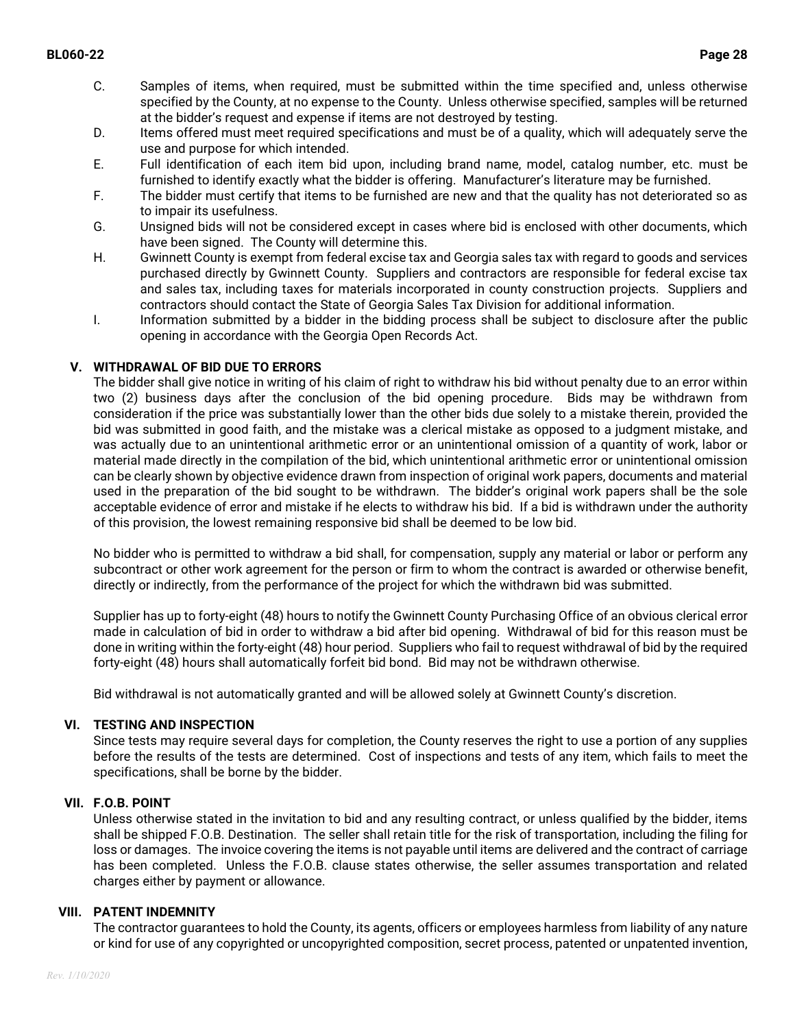C. Samples of items, when required, must be submitted within the time specified and, unless otherwise specified by the County, at no expense to the County. Unless otherwise specified, samples will be returned at the bidder's request and expense if items are not destroyed by testing.

D. Items offered must meet required specifications and must be of a quality, which will adequately serve the use and purpose for which intended.

E. Full identification of each item bid upon, including brand name, model, catalog number, etc. must be furnished to identify exactly what the bidder is offering. Manufacturer's literature may be furnished.

F. The bidder must certify that items to be furnished are new and that the quality has not deteriorated so as to impair its usefulness.

G. Unsigned bids will not be considered except in cases where bid is enclosed with other documents, which have been signed. The County will determine this.

H. Gwinnett County is exempt from federal excise tax and Georgia sales tax with regard to goods and services purchased directly by Gwinnett County. Suppliers and contractors are responsible for federal excise tax and sales tax, including taxes for materials incorporated in county construction projects. Suppliers and contractors should contact the State of Georgia Sales Tax Division for additional information.

I. Information submitted by a bidder in the bidding process shall be subject to disclosure after the public opening in accordance with the Georgia Open Records Act.

## V. WITHDRAWAL OF BID DUE TO ERRORS

The bidder shall give notice in writing of his claim of right to withdraw his bid without penalty due to an error within two (2) business days after the conclusion of the bid opening procedure. Bids may be withdrawn from consideration if the price was substantially lower than the other bids due solely to a mistake therein, provided the bid was submitted in good faith, and the mistake was a clerical mistake as opposed to a judgment mistake, and was actually due to an unintentional arithmetic error or an unintentional omission of a quantity of work, labor or material made directly in the compilation of the bid, which unintentional arithmetic error or unintentional omission can be clearly shown by objective evidence drawn from inspection of original work papers, documents and material used in the preparation of the bid sought to be withdrawn. The bidder's original work papers shall be the sole acceptable evidence of error and mistake if he elects to withdraw his bid. If a bid is withdrawn under the authority of this provision, the lowest remaining responsive bid shall be deemed to be low bid.

No bidder who is permitted to withdraw a bid shall, for compensation, supply any material or labor or perform any subcontract or other work agreement for the person or firm to whom the contract is awarded or otherwise benefit, directly or indirectly, from the performance of the project for which the withdrawn bid was submitted.

Supplier has up to forty-eight (48) hours to notify the Gwinnett County Purchasing Office of an obvious clerical error made in calculation of bid in order to withdraw a bid after bid opening. Withdrawal of bid for this reason must be done in writing within the forty-eight (48) hour period. Suppliers who fail to request withdrawal of bid by the required forty-eight (48) hours shall automatically forfeit bid bond. Bid may not be withdrawn otherwise.

Bid withdrawal is not automatically granted and will be allowed solely at Gwinnett County's discretion.

## VI. TESTING AND INSPECTION

Since tests may require several days for completion, the County reserves the right to use a portion of any supplies before the results of the tests are determined. Cost of inspections and tests of any item, which fails to meet the specifications, shall be borne by the bidder.

## VII. F.O.B. POINT

Unless otherwise stated in the invitation to bid and any resulting contract, or unless qualified by the bidder, items shall be shipped F.O.B. Destination. The seller shall retain title for the risk of transportation, including the filing for loss or damages. The invoice covering the items is not payable until items are delivered and the contract of carriage has been completed. Unless the F.O.B. clause states otherwise, the seller assumes transportation and related charges either by payment or allowance.

## VIII. PATENT INDEMNITY

The contractor guarantees to hold the County, its agents, officers or employees harmless from liability of any nature or kind for use of any copyrighted or uncopyrighted composition, secret process, patented or unpatented invention,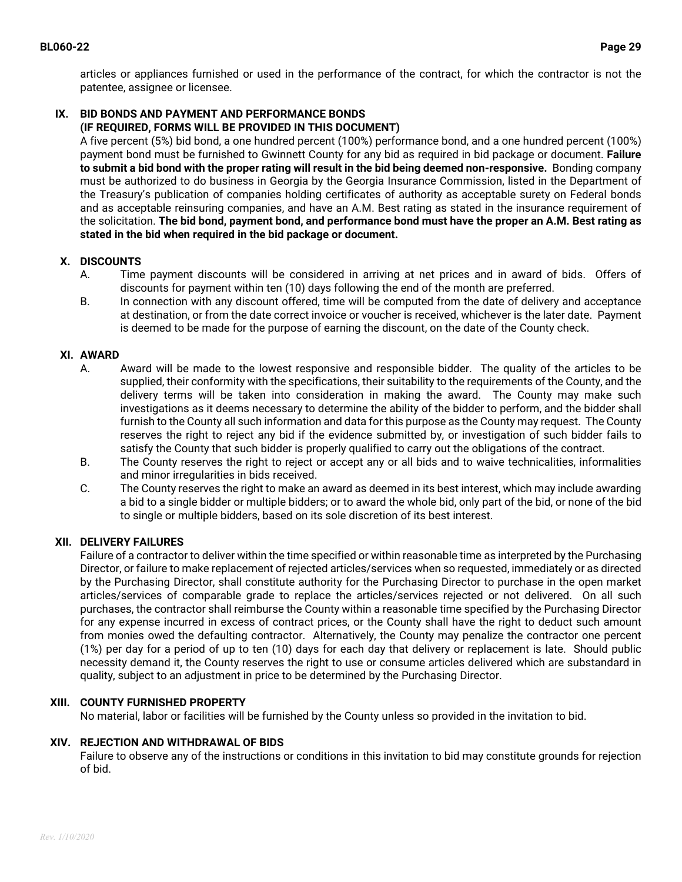articles or appliances furnished or used in the performance of the contract, for which the contractor is not the patentee, assignee or licensee.

## IX. BID BONDS AND PAYMENT AND PERFORMANCE BONDS (IF REQUIRED, FORMS WILL BE PROVIDED IN THIS DOCUMENT)

A five percent (5%) bid bond, a one hundred percent (100%) performance bond, and a one hundred percent (100%) payment bond must be furnished to Gwinnett County for any bid as required in bid package or document. **Failure to submit a bid bond with the proper rating will result in the bid being deemed non-responsive.** Bonding company must be authorized to do business in Georgia by the Georgia Insurance Commission, listed in the Department of the Treasury's publication of companies holding certificates of authority as acceptable surety on Federal bonds and as acceptable reinsuring companies, and have an A.M. Best rating as stated in the insurance requirement of the solicitation. **The bid bond, payment bond, and performance bond must have the proper an A.M. Best rating as stated in the bid when required in the bid package or document.**

## X. DISCOUNTS

A. Time payment discounts will be considered in arriving at net prices and in award of bids. Offers of discounts for payment within ten (10) days following the end of the month are preferred.

B. In connection with any discount offered, time will be computed from the date of delivery and acceptance at destination, or from the date correct invoice or voucher is received, whichever is the later date. Payment is deemed to be made for the purpose of earning the discount, on the date of the County check.

## XI. AWARD

A. Award will be made to the lowest responsive and responsible bidder. The quality of the articles to be supplied, their conformity with the specifications, their suitability to the requirements of the County, and the delivery terms will be taken into consideration in making the award. The County may make such investigations as it deems necessary to determine the ability of the bidder to perform, and the bidder shall furnish to the County all such information and data for this purpose as the County may request. The County reserves the right to reject any bid if the evidence submitted by, or investigation of such bidder fails to satisfy the County that such bidder is properly qualified to carry out the obligations of the contract.

B. The County reserves the right to reject or accept any or all bids and to waive technicalities, informalities and minor irregularities in bids received.

C. The County reserves the right to make an award as deemed in its best interest, which may include awarding a bid to a single bidder or multiple bidders; or to award the whole bid, only part of the bid, or none of the bid to single or multiple bidders, based on its sole discretion of its best interest.

## XII. DELIVERY FAILURES

Failure of a contractor to deliver within the time specified or within reasonable time as interpreted by the Purchasing Director, or failure to make replacement of rejected articles/services when so requested, immediately or as directed by the Purchasing Director, shall constitute authority for the Purchasing Director to purchase in the open market articles/services of comparable grade to replace the articles/services rejected or not delivered. On all such purchases, the contractor shall reimburse the County within a reasonable time specified by the Purchasing Director for any expense incurred in excess of contract prices, or the County shall have the right to deduct such amount from monies owed the defaulting contractor. Alternatively, the County may penalize the contractor one percent (1%) per day for a period of up to ten (10) days for each day that delivery or replacement is late. Should public necessity demand it, the County reserves the right to use or consume articles delivered which are substandard in quality, subject to an adjustment in price to be determined by the Purchasing Director.

## XIII. COUNTY FURNISHED PROPERTY

No material, labor or facilities will be furnished by the County unless so provided in the invitation to bid.

## XIV. REJECTION AND WITHDRAWAL OF BIDS

Failure to observe any of the instructions or conditions in this invitation to bid may constitute grounds for rejection of bid.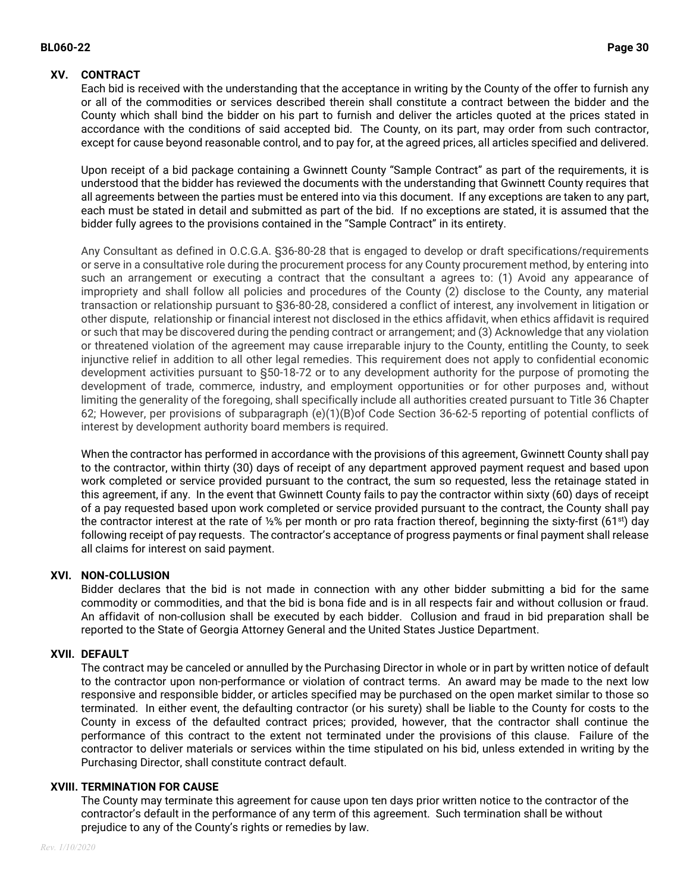## XV. CONTRACT

Each bid is received with the understanding that the acceptance in writing by the County of the offer to furnish any or all of the commodities or services described therein shall constitute a contract between the bidder and the County which shall bind the bidder on his part to furnish and deliver the articles quoted at the prices stated in accordance with the conditions of said accepted bid. The County, on its part, may order from such contractor, except for cause beyond reasonable control, and to pay for, at the agreed prices, all articles specified and delivered.

Upon receipt of a bid package containing a Gwinnett County "Sample Contract" as part of the requirements, it is understood that the bidder has reviewed the documents with the understanding that Gwinnett County requires that all agreements between the parties must be entered into via this document. If any exceptions are taken to any part, each must be stated in detail and submitted as part of the bid. If no exceptions are stated, it is assumed that the bidder fully agrees to the provisions contained in the "Sample Contract" in its entirety.

Any Consultant as defined in O.C.G.A. §36-80-28 that is engaged to develop or draft specifications/requirements or serve in a consultative role during the procurement process for any County procurement method, by entering into such an arrangement or executing a contract that the consultant a agrees to: (1) Avoid any appearance of impropriety and shall follow all policies and procedures of the County (2) disclose to the County, any material transaction or relationship pursuant to §36-80-28, considered a conflict of interest, any involvement in litigation or other dispute, relationship or financial interest not disclosed in the ethics affidavit, when ethics affidavit is required or such that may be discovered during the pending contract or arrangement; and (3) Acknowledge that any violation or threatened violation of the agreement may cause irreparable injury to the County, entitling the County, to seek injunctive relief in addition to all other legal remedies. This requirement does not apply to confidential economic development activities pursuant to §50-18-72 or to any development authority for the purpose of promoting the development of trade, commerce, industry, and employment opportunities or for other purposes and, without limiting the generality of the foregoing, shall specifically include all authorities created pursuant to Title 36 Chapter 62; However, per provisions of subparagraph (e)(1)(B)of Code Section 36-62-5 reporting of potential conflicts of interest by development authority board members is required.

When the contractor has performed in accordance with the provisions of this agreement, Gwinnett County shall pay to the contractor, within thirty (30) days of receipt of any department approved payment request and based upon work completed or service provided pursuant to the contract, the sum so requested, less the retainage stated in this agreement, if any. In the event that Gwinnett County fails to pay the contractor within sixty (60) days of receipt of a pay requested based upon work completed or service provided pursuant to the contract, the County shall pay the contractor interest at the rate of ½% per month or pro rata fraction thereof, beginning the sixty-first (61st) day following receipt of pay requests. The contractor's acceptance of progress payments or final payment shall release all claims for interest on said payment.

## XVI. NON-COLLUSION

Bidder declares that the bid is not made in connection with any other bidder submitting a bid for the same commodity or commodities, and that the bid is bona fide and is in all respects fair and without collusion or fraud. An affidavit of non-collusion shall be executed by each bidder. Collusion and fraud in bid preparation shall be reported to the State of Georgia Attorney General and the United States Justice Department.

## XVII. DEFAULT

The contract may be canceled or annulled by the Purchasing Director in whole or in part by written notice of default to the contractor upon non-performance or violation of contract terms. An award may be made to the next low responsive and responsible bidder, or articles specified may be purchased on the open market similar to those so terminated. In either event, the defaulting contractor (or his surety) shall be liable to the County for costs to the County in excess of the defaulted contract prices; provided, however, that the contractor shall continue the performance of this contract to the extent not terminated under the provisions of this clause. Failure of the contractor to deliver materials or services within the time stipulated on his bid, unless extended in writing by the Purchasing Director, shall constitute contract default.

## XVIII. TERMINATION FOR CAUSE

The County may terminate this agreement for cause upon ten days prior written notice to the contractor of the contractor's default in the performance of any term of this agreement. Such termination shall be without prejudice to any of the County's rights or remedies by law.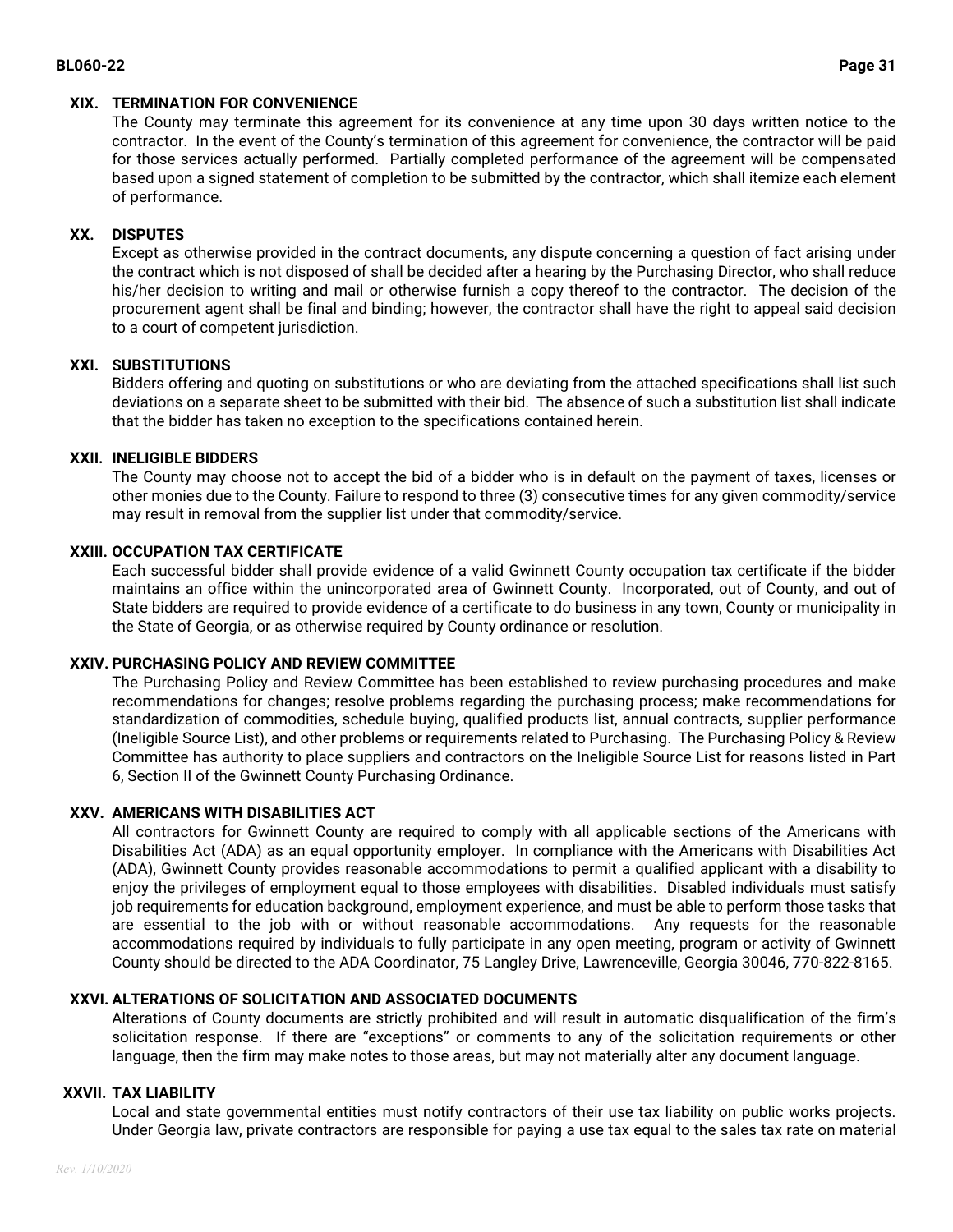### XIX. TERMINATION FOR CONVENIENCE

The County may terminate this agreement for its convenience at any time upon 30 days written notice to the contractor. In the event of the County's termination of this agreement for convenience, the contractor will be paid for those services actually performed. Partially completed performance of the agreement will be compensated based upon a signed statement of completion to be submitted by the contractor, which shall itemize each element of performance.

### XX. DISPUTES

Except as otherwise provided in the contract documents, any dispute concerning a question of fact arising under the contract which is not disposed of shall be decided after a hearing by the Purchasing Director, who shall reduce his/her decision to writing and mail or otherwise furnish a copy thereof to the contractor. The decision of the procurement agent shall be final and binding; however, the contractor shall have the right to appeal said decision to a court of competent jurisdiction.

### XXI. SUBSTITUTIONS

Bidders offering and quoting on substitutions or who are deviating from the attached specifications shall list such deviations on a separate sheet to be submitted with their bid. The absence of such a substitution list shall indicate that the bidder has taken no exception to the specifications contained herein.

### XXII. INELIGIBLE BIDDERS

The County may choose not to accept the bid of a bidder who is in default on the payment of taxes, licenses or other monies due to the County. Failure to respond to three (3) consecutive times for any given commodity/service may result in removal from the supplier list under that commodity/service.

### XXIII. OCCUPATION TAX CERTIFICATE

Each successful bidder shall provide evidence of a valid Gwinnett County occupation tax certificate if the bidder maintains an office within the unincorporated area of Gwinnett County. Incorporated, out of County, and out of State bidders are required to provide evidence of a certificate to do business in any town, County or municipality in the State of Georgia, or as otherwise required by County ordinance or resolution.

### XXIV. PURCHASING POLICY AND REVIEW COMMITTEE

The Purchasing Policy and Review Committee has been established to review purchasing procedures and make recommendations for changes; resolve problems regarding the purchasing process; make recommendations for standardization of commodities, schedule buying, qualified products list, annual contracts, supplier performance (Ineligible Source List), and other problems or requirements related to Purchasing. The Purchasing Policy & Review Committee has authority to place suppliers and contractors on the Ineligible Source List for reasons listed in Part 6, Section II of the Gwinnett County Purchasing Ordinance.

### XXV. AMERICANS WITH DISABILITIES ACT

All contractors for Gwinnett County are required to comply with all applicable sections of the Americans with Disabilities Act (ADA) as an equal opportunity employer. In compliance with the Americans with Disabilities Act (ADA), Gwinnett County provides reasonable accommodations to permit a qualified applicant with a disability to enjoy the privileges of employment equal to those employees with disabilities. Disabled individuals must satisfy job requirements for education background, employment experience, and must be able to perform those tasks that are essential to the job with or without reasonable accommodations. Any requests for the reasonable accommodations required by individuals to fully participate in any open meeting, program or activity of Gwinnett County should be directed to the ADA Coordinator, 75 Langley Drive, Lawrenceville, Georgia 30046, 770-822-8165.

### XXVI. ALTERATIONS OF SOLICITATION AND ASSOCIATED DOCUMENTS

Alterations of County documents are strictly prohibited and will result in automatic disqualification of the firm's solicitation response. If there are "exceptions" or comments to any of the solicitation requirements or other language, then the firm may make notes to those areas, but may not materially alter any document language.

### XXVII. TAX LIABILITY

Local and state governmental entities must notify contractors of their use tax liability on public works projects. Under Georgia law, private contractors are responsible for paying a use tax equal to the sales tax rate on material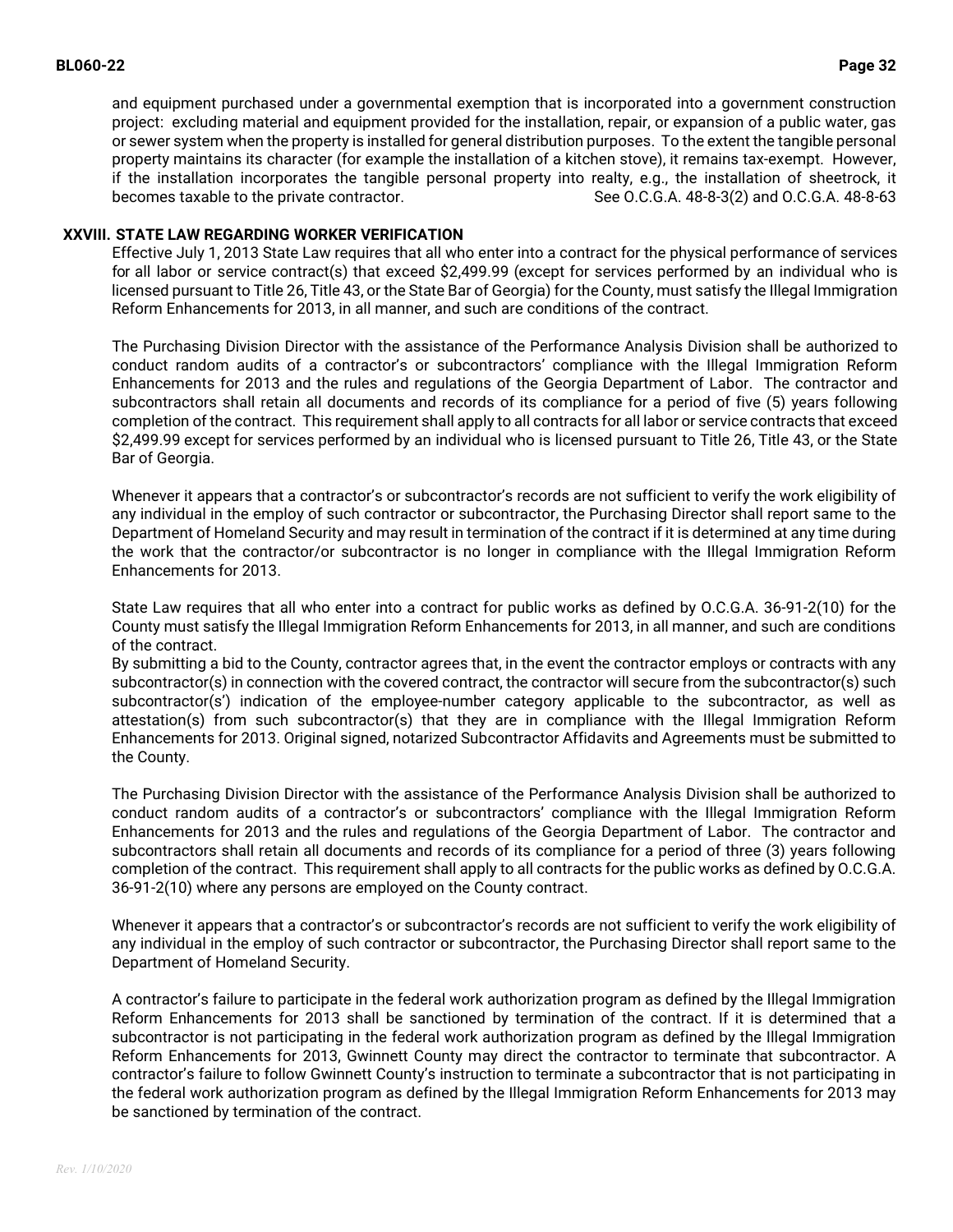and equipment purchased under a governmental exemption that is incorporated into a government construction project: excluding material and equipment provided for the installation, repair, or expansion of a public water, gas or sewer system when the property is installed for general distribution purposes. To the extent the tangible personal property maintains its character (for example the installation of a kitchen stove), it remains tax-exempt. However, if the installation incorporates the tangible personal property into realty, e.g., the installation of sheetrock, it becomes taxable to the private contractor. See O.C.G.A. 48-8-3(2) and O.C.G.A. 48-8-63

## XXVIII. STATE LAW REGARDING WORKER VERIFICATION

Effective July 1, 2013 State Law requires that all who enter into a contract for the physical performance of services for all labor or service contract(s) that exceed $2,499.99 (except for services performed by an individual who is licensed pursuant to Title 26, Title 43, or the State Bar of Georgia) for the County, must satisfy the Illegal Immigration Reform Enhancements for 2013, in all manner, and such are conditions of the contract.

The Purchasing Division Director with the assistance of the Performance Analysis Division shall be authorized to conduct random audits of a contractor's or subcontractors' compliance with the Illegal Immigration Reform Enhancements for 2013 and the rules and regulations of the Georgia Department of Labor. The contractor and subcontractors shall retain all documents and records of its compliance for a period of five (5) years following completion of the contract. This requirement shall apply to all contracts for all labor or service contracts that exceed $2,499.99 except for services performed by an individual who is licensed pursuant to Title 26, Title 43, or the State Bar of Georgia.

Whenever it appears that a contractor's or subcontractor's records are not sufficient to verify the work eligibility of any individual in the employ of such contractor or subcontractor, the Purchasing Director shall report same to the Department of Homeland Security and may result in termination of the contract if it is determined at any time during the work that the contractor/or subcontractor is no longer in compliance with the Illegal Immigration Reform Enhancements for 2013.

State Law requires that all who enter into a contract for public works as defined by O.C.G.A. 36-91-2(10) for the County must satisfy the Illegal Immigration Reform Enhancements for 2013, in all manner, and such are conditions of the contract.

By submitting a bid to the County, contractor agrees that, in the event the contractor employs or contracts with any subcontractor(s) in connection with the covered contract, the contractor will secure from the subcontractor(s) such subcontractor(s') indication of the employee-number category applicable to the subcontractor, as well as attestation(s) from such subcontractor(s) that they are in compliance with the Illegal Immigration Reform Enhancements for 2013. Original signed, notarized Subcontractor Affidavits and Agreements must be submitted to the County.

The Purchasing Division Director with the assistance of the Performance Analysis Division shall be authorized to conduct random audits of a contractor's or subcontractors' compliance with the Illegal Immigration Reform Enhancements for 2013 and the rules and regulations of the Georgia Department of Labor. The contractor and subcontractors shall retain all documents and records of its compliance for a period of three (3) years following completion of the contract. This requirement shall apply to all contracts for the public works as defined by O.C.G.A. 36-91-2(10) where any persons are employed on the County contract.

Whenever it appears that a contractor's or subcontractor's records are not sufficient to verify the work eligibility of any individual in the employ of such contractor or subcontractor, the Purchasing Director shall report same to the Department of Homeland Security.

A contractor's failure to participate in the federal work authorization program as defined by the Illegal Immigration Reform Enhancements for 2013 shall be sanctioned by termination of the contract. If it is determined that a subcontractor is not participating in the federal work authorization program as defined by the Illegal Immigration Reform Enhancements for 2013, Gwinnett County may direct the contractor to terminate that subcontractor. A contractor's failure to follow Gwinnett County's instruction to terminate a subcontractor that is not participating in the federal work authorization program as defined by the Illegal Immigration Reform Enhancements for 2013 may be sanctioned by termination of the contract.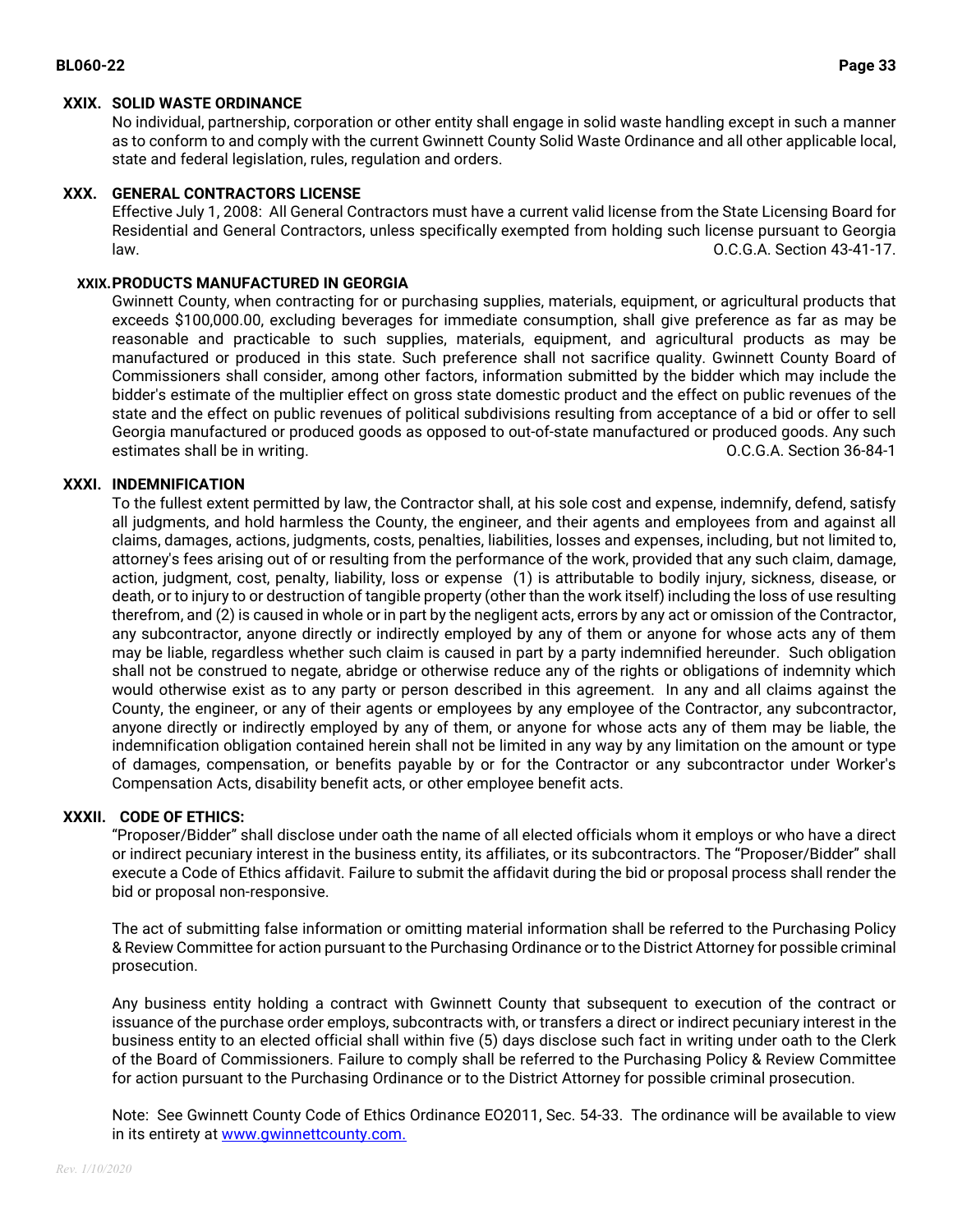### XXIX. SOLID WASTE ORDINANCE

No individual, partnership, corporation or other entity shall engage in solid waste handling except in such a manner as to conform to and comply with the current Gwinnett County Solid Waste Ordinance and all other applicable local, state and federal legislation, rules, regulation and orders.

### XXX. GENERAL CONTRACTORS LICENSE

Effective July 1, 2008: All General Contractors must have a current valid license from the State Licensing Board for Residential and General Contractors, unless specifically exempted from holding such license pursuant to Georgia law. O.C.G.A. Section 43-41-17.

### XXIX. PRODUCTS MANUFACTURED IN GEORGIA

Gwinnett County, when contracting for or purchasing supplies, materials, equipment, or agricultural products that exceeds $100,000.00, excluding beverages for immediate consumption, shall give preference as far as may be reasonable and practicable to such supplies, materials, equipment, and agricultural products as may be manufactured or produced in this state. Such preference shall not sacrifice quality. Gwinnett County Board of Commissioners shall consider, among other factors, information submitted by the bidder which may include the bidder's estimate of the multiplier effect on gross state domestic product and the effect on public revenues of the state and the effect on public revenues of political subdivisions resulting from acceptance of a bid or offer to sell Georgia manufactured or produced goods as opposed to out-of-state manufactured or produced goods. Any such estimates shall be in writing. O.C.G.A. Section 36-84-1

### XXXI. INDEMNIFICATION

To the fullest extent permitted by law, the Contractor shall, at his sole cost and expense, indemnify, defend, satisfy all judgments, and hold harmless the County, the engineer, and their agents and employees from and against all claims, damages, actions, judgments, costs, penalties, liabilities, losses and expenses, including, but not limited to, attorney's fees arising out of or resulting from the performance of the work, provided that any such claim, damage, action, judgment, cost, penalty, liability, loss or expense (1) is attributable to bodily injury, sickness, disease, or death, or to injury to or destruction of tangible property (other than the work itself) including the loss of use resulting therefrom, and (2) is caused in whole or in part by the negligent acts, errors by any act or omission of the Contractor, any subcontractor, anyone directly or indirectly employed by any of them or anyone for whose acts any of them may be liable, regardless whether such claim is caused in part by a party indemnified hereunder. Such obligation shall not be construed to negate, abridge or otherwise reduce any of the rights or obligations of indemnity which would otherwise exist as to any party or person described in this agreement. In any and all claims against the County, the engineer, or any of their agents or employees by any employee of the Contractor, any subcontractor, anyone directly or indirectly employed by any of them, or anyone for whose acts any of them may be liable, the indemnification obligation contained herein shall not be limited in any way by any limitation on the amount or type of damages, compensation, or benefits payable by or for the Contractor or any subcontractor under Worker's Compensation Acts, disability benefit acts, or other employee benefit acts.

### XXXII. CODE OF ETHICS:

"Proposer/Bidder" shall disclose under oath the name of all elected officials whom it employs or who have a direct or indirect pecuniary interest in the business entity, its affiliates, or its subcontractors. The "Proposer/Bidder" shall execute a Code of Ethics affidavit. Failure to submit the affidavit during the bid or proposal process shall render the bid or proposal non-responsive.

The act of submitting false information or omitting material information shall be referred to the Purchasing Policy & Review Committee for action pursuant to the Purchasing Ordinance or to the District Attorney for possible criminal prosecution.

Any business entity holding a contract with Gwinnett County that subsequent to execution of the contract or issuance of the purchase order employs, subcontracts with, or transfers a direct or indirect pecuniary interest in the business entity to an elected official shall within five (5) days disclose such fact in writing under oath to the Clerk of the Board of Commissioners. Failure to comply shall be referred to the Purchasing Policy & Review Committee for action pursuant to the Purchasing Ordinance or to the District Attorney for possible criminal prosecution.

Note: See Gwinnett County Code of Ethics Ordinance EO2011, Sec. 54-33. The ordinance will be available to view in its entirety at [www.gwinnettcounty.com.](http://www.gwinnettcounty.com)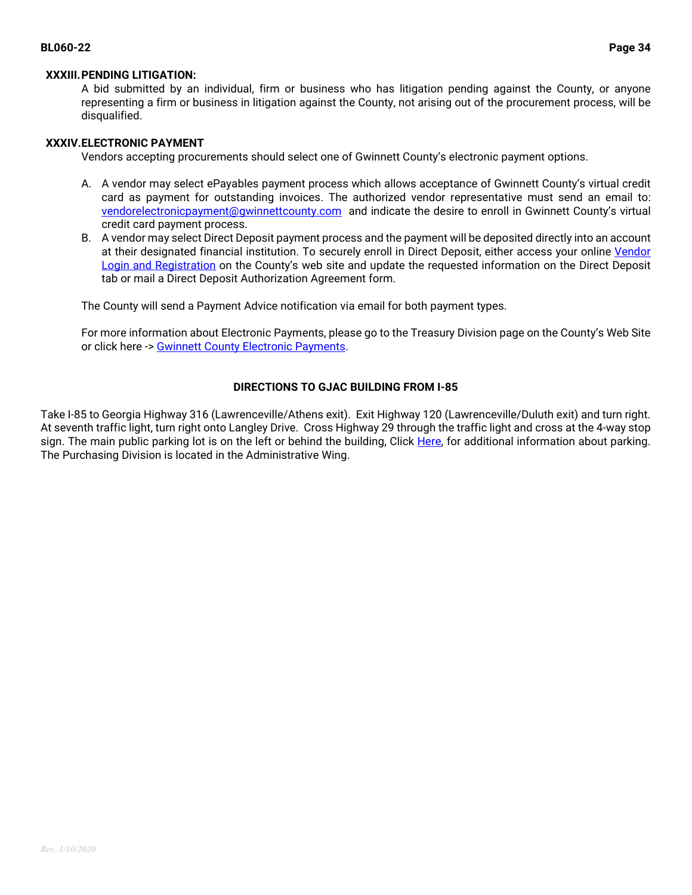**XXXIII. PENDING LITIGATION:**

A bid submitted by an individual, firm or business who has litigation pending against the County, or anyone representing a firm or business in litigation against the County, not arising out of the procurement process, will be disqualified.

**XXXIV. ELECTRONIC PAYMENT**

Vendors accepting procurements should select one of Gwinnett County's electronic payment options.

A. A vendor may select ePayables payment process which allows acceptance of Gwinnett County's virtual credit card as payment for outstanding invoices. The authorized vendor representative must send an email to: vendorelectronicpayment@gwinnettcounty.com and indicate the desire to enroll in Gwinnett County's virtual credit card payment process.

B. A vendor may select Direct Deposit payment process and the payment will be deposited directly into an account at their designated financial institution. To securely enroll in Direct Deposit, either access your online Vendor Login and Registration on the County's web site and update the requested information on the Direct Deposit tab or mail a Direct Deposit Authorization Agreement form.

The County will send a Payment Advice notification via email for both payment types.

For more information about Electronic Payments, please go to the Treasury Division page on the County's Web Site or click here -> Gwinnett County Electronic Payments.

**DIRECTIONS TO GJAC BUILDING FROM I-85**

Take I-85 to Georgia Highway 316 (Lawrenceville/Athens exit). Exit Highway 120 (Lawrenceville/Duluth exit) and turn right. At seventh traffic light, turn right onto Langley Drive. Cross Highway 29 through the traffic light and cross at the 4-way stop sign. The main public parking lot is on the left or behind the building, Click Here, for additional information about parking. The Purchasing Division is located in the Administrative Wing.